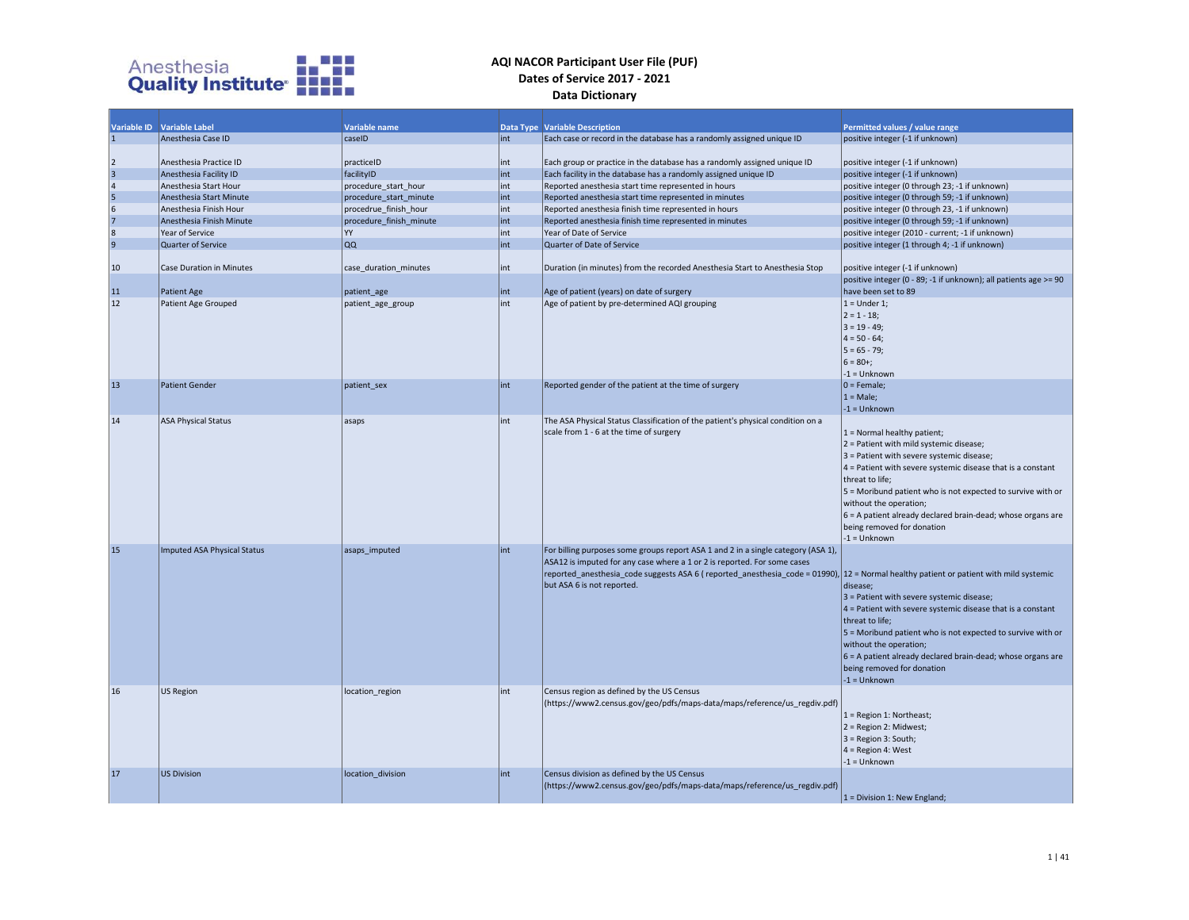# AQI NACOR Participant User File (PUF)

## Dates of Service 2017 - 2021

## Data Dictionary

| Variable ID | Variable Label | Variable name | Data Type | Variable Description | Permitted values / value range |
|---|---|---|---|---|---|
| 1 | Anesthesia Case ID | caseID | int | Each case or record in the database has a randomly assigned unique ID | positive integer (-1 if unknown) |
| 2 | Anesthesia Practice ID | practiceID | int | Each group or practice in the database has a randomly assigned unique ID | positive integer (-1 if unknown) |
| 3 | Anesthesia Facility ID | facilityID | int | Each facility in the database has a randomly assigned unique ID | positive integer (-1 if unknown) |
| 4 | Anesthesia Start Hour | procedure_start_hour | int | Reported anesthesia start time represented in hours | positive integer (0 through 23; -1 if unknown) |
| 5 | Anesthesia Start Minute | procedure_start_minute | int | Reported anesthesia start time represented in minutes | positive integer (0 through 59; -1 if unknown) |
| 6 | Anesthesia Finish Hour | procedrue_finish_hour | int | Reported anesthesia finish time represented in hours | positive integer (0 through 23, -1 if unknown) |
| 7 | Anesthesia Finish Minute | procedure_finish_minute | int | Reported anesthesia finish time represented in minutes | positive integer (0 through 59; -1 if unknown) |
| 8 | Year of Service | YY | int | Year of Date of Service | positive integer (2010 - current; -1 if unknown) |
| 9 | Quarter of Service | QQ | int | Quarter of Date of Service | positive integer (1 through 4; -1 if unknown) |
| 10 | Case Duration in Minutes | case_duration_minutes | int | Duration (in minutes) from the recorded Anesthesia Start to Anesthesia Stop | positive integer (-1 if unknown) |
| 11 | Patient Age | patient_age | int | Age of patient (years) on date of surgery | positive integer (0 - 89; -1 if unknown); all patients age >= 90 have been set to 89 |
| 12 | Patient Age Grouped | patient_age_group | int | Age of patient by pre-determined AQI grouping | 1 = Under 1;<br>2 = 1 - 18;<br>3 = 19 - 49;<br>4 = 50 - 64;<br>5 = 65 - 79;<br>6 = 80+;<br>-1 = Unknown |
| 13 | Patient Gender | patient_sex | int | Reported gender of the patient at the time of surgery | 0 = Female;<br>1 = Male;<br>-1 = Unknown |
| 14 | ASA Physical Status | asaps | int | The ASA Physical Status Classification of the patient's physical condition on a scale from 1 - 6 at the time of surgery | 1 = Normal healthy patient;<br>2 = Patient with mild systemic disease;<br>3 = Patient with severe systemic disease;<br>4 = Patient with severe systemic disease that is a constant threat to life;<br>5 = Moribund patient who is not expected to survive with or without the operation;<br>6 = A patient already declared brain-dead; whose organs are being removed for donation<br>-1 = Unknown |
| 15 | Imputed ASA Physical Status | asaps_imputed | int | For billing purposes some groups report ASA 1 and 2 in a single category (ASA 1), ASA12 is imputed for any case where a 1 or 2 is reported. For some cases reported_anesthesia_code suggests ASA 6 ( reported_anesthesia_code = 01990), but ASA 6 is not reported. | 12 = Normal healthy patient or patient with mild systemic disease;<br>3 = Patient with severe systemic disease;<br>4 = Patient with severe systemic disease that is a constant threat to life;<br>5 = Moribund patient who is not expected to survive with or without the operation;<br>6 = A patient already declared brain-dead; whose organs are being removed for donation<br>-1 = Unknown |
| 16 | US Region | location_region | int | Census region as defined by the US Census (https://www2.census.gov/geo/pdfs/maps-data/maps/reference/us_regdiv.pdf) | 1 = Region 1: Northeast;<br>2 = Region 2: Midwest;<br>3 = Region 3: South;<br>4 = Region 4: West<br>-1 = Unknown |
| 17 | US Division | location_division | int | Census division as defined by the US Census (https://www2.census.gov/geo/pdfs/maps-data/maps/reference/us_regdiv.pdf) | 1 = Division 1: New England; |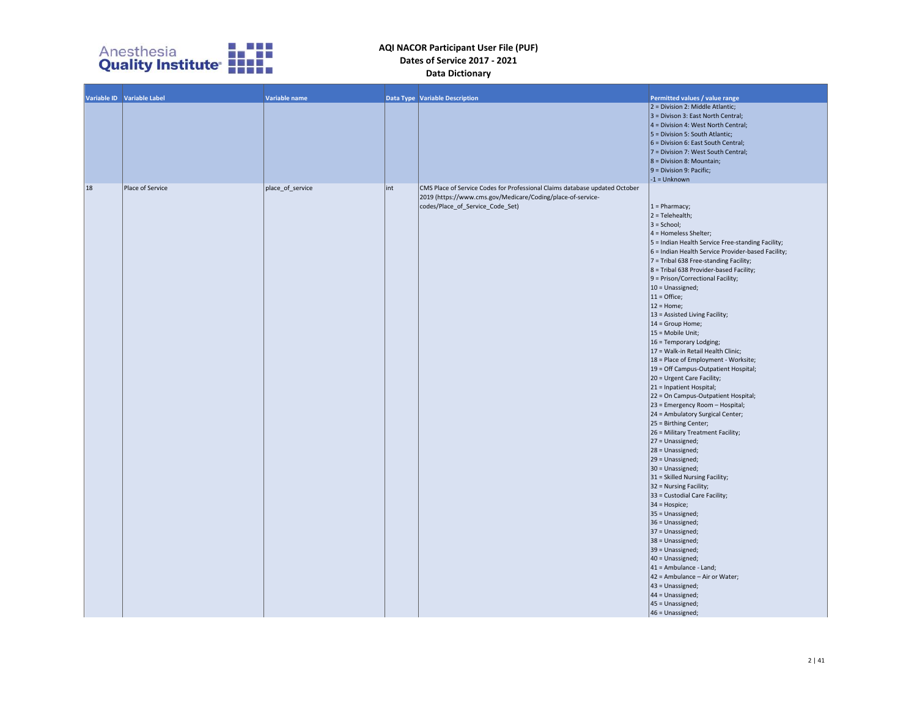# AQI NACOR Participant User File (PUF)
## Dates of Service 2017 - 2021
## Data Dictionary

| Variable ID | Variable Label | Variable name | Data Type | Variable Description | Permitted values / value range |
|---|---|---|---|---|---|
| | | | | | 2 = Division 2: Middle Atlantic;<br>3 = Divison 3: East North Central;<br>4 = Division 4: West North Central;<br>5 = Division 5: South Atlantic;<br>6 = Division 6: East South Central;<br>7 = Division 7: West South Central;<br>8 = Division 8: Mountain;<br>9 = Division 9: Pacific;<br>-1 = Unknown |
| 18 | Place of Service | place_of_service | int | CMS Place of Service Codes for Professional Claims database updated October 2019 (https://www.cms.gov/Medicare/Coding/place-of-service-codes/Place_of_Service_Code_Set) | 1 = Pharmacy;<br>2 = Telehealth;<br>3 = School;<br>4 = Homeless Shelter;<br>5 = Indian Health Service Free-standing Facility;<br>6 = Indian Health Service Provider-based Facility;<br>7 = Tribal 638 Free-standing Facility;<br>8 = Tribal 638 Provider-based Facility;<br>9 = Prison/Correctional Facility;<br>10 = Unassigned;<br>11 = Office;<br>12 = Home;<br>13 = Assisted Living Facility;<br>14 = Group Home;<br>15 = Mobile Unit;<br>16 = Temporary Lodging;<br>17 = Walk-in Retail Health Clinic;<br>18 = Place of Employment - Worksite;<br>19 = Off Campus-Outpatient Hospital;<br>20 = Urgent Care Facility;<br>21 = Inpatient Hospital;<br>22 = On Campus-Outpatient Hospital;<br>23 = Emergency Room – Hospital;<br>24 = Ambulatory Surgical Center;<br>25 = Birthing Center;<br>26 = Military Treatment Facility;<br>27 = Unassigned;<br>28 = Unassigned;<br>29 = Unassigned;<br>30 = Unassigned;<br>31 = Skilled Nursing Facility;<br>32 = Nursing Facility;<br>33 = Custodial Care Facility;<br>34 = Hospice;<br>35 = Unassigned;<br>36 = Unassigned;<br>37 = Unassigned;<br>38 = Unassigned;<br>39 = Unassigned;<br>40 = Unassigned;<br>41 = Ambulance - Land;<br>42 = Ambulance – Air or Water;<br>43 = Unassigned;<br>44 = Unassigned;<br>45 = Unassigned;<br>46 = Unassigned; |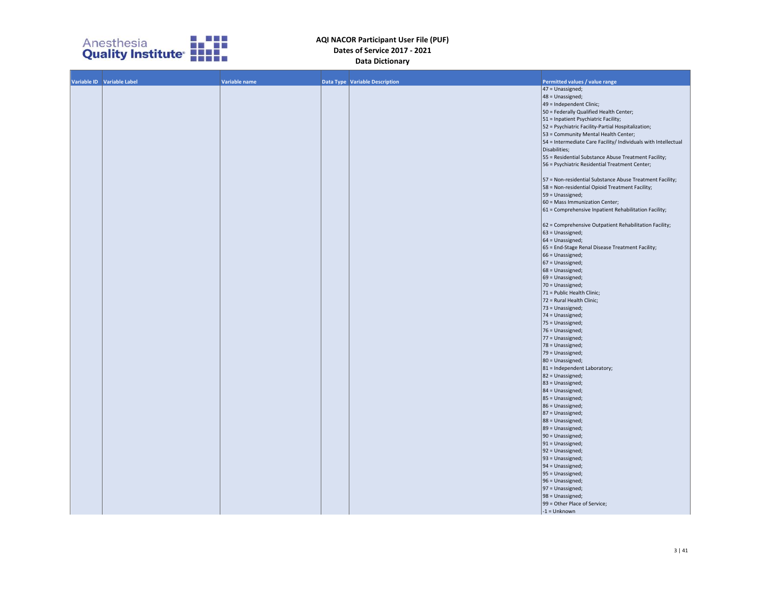# AQI NACOR Participant User File (PUF)
## Dates of Service 2017 - 2021
## Data Dictionary

| Variable ID | Variable Label | Variable name | Data Type | Variable Description | Permitted values / value range |
|---|---|---|---|---|---|
| | | | | | 47 = Unassigned;<br>48 = Unassigned;<br>49 = Independent Clinic;<br>50 = Federally Qualified Health Center;<br>51 = Inpatient Psychiatric Facility;<br>52 = Psychiatric Facility-Partial Hospitalization;<br>53 = Community Mental Health Center;<br>54 = Intermediate Care Facility/ Individuals with Intellectual Disabilities;<br>55 = Residential Substance Abuse Treatment Facility;<br>56 = Psychiatric Residential Treatment Center;<br><br>57 = Non-residential Substance Abuse Treatment Facility;<br>58 = Non-residential Opioid Treatment Facility;<br>59 = Unassigned;<br>60 = Mass Immunization Center;<br>61 = Comprehensive Inpatient Rehabilitation Facility;<br><br>62 = Comprehensive Outpatient Rehabilitation Facility;<br>63 = Unassigned;<br>64 = Unassigned;<br>65 = End-Stage Renal Disease Treatment Facility;<br>66 = Unassigned;<br>67 = Unassigned;<br>68 = Unassigned;<br>69 = Unassigned;<br>70 = Unassigned;<br>71 = Public Health Clinic;<br>72 = Rural Health Clinic;<br>73 = Unassigned;<br>74 = Unassigned;<br>75 = Unassigned;<br>76 = Unassigned;<br>77 = Unassigned;<br>78 = Unassigned;<br>79 = Unassigned;<br>80 = Unassigned;<br>81 = Independent Laboratory;<br>82 = Unassigned;<br>83 = Unassigned;<br>84 = Unassigned;<br>85 = Unassigned;<br>86 = Unassigned;<br>87 = Unassigned;<br>88 = Unassigned;<br>89 = Unassigned;<br>90 = Unassigned;<br>91 = Unassigned;<br>92 = Unassigned;<br>93 = Unassigned;<br>94 = Unassigned;<br>95 = Unassigned;<br>96 = Unassigned;<br>97 = Unassigned;<br>98 = Unassigned;<br>99 = Other Place of Service;<br>-1 = Unknown |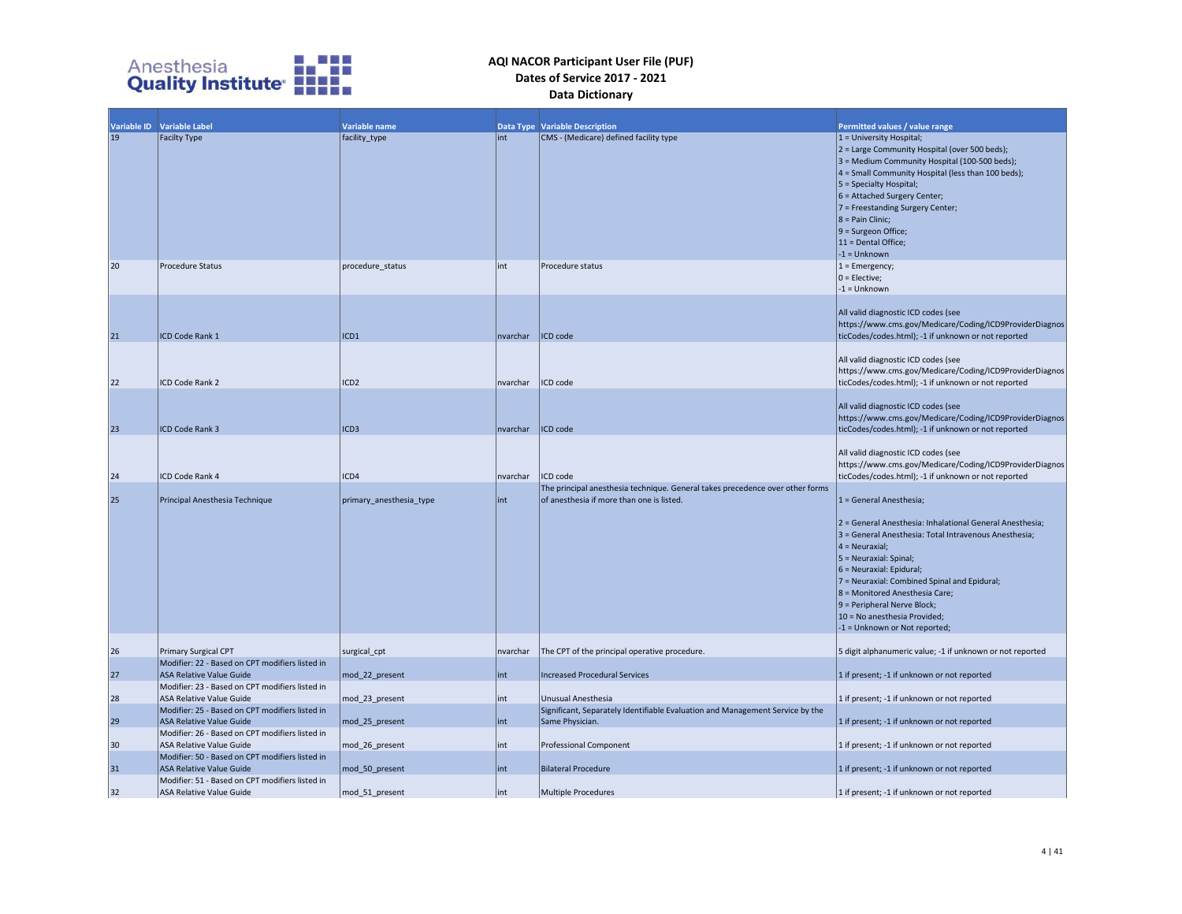# AQI NACOR Participant User File (PUF)
## Dates of Service 2017 - 2021
## Data Dictionary

| Variable ID | Variable Label | Variable name | Data Type | Variable Description | Permitted values / value range |
|---|---|---|---|---|---|
| 19 | Facilty Type | facility_type | int | CMS - (Medicare) defined facility type | 1 = University Hospital;<br>2 = Large Community Hospital (over 500 beds);<br>3 = Medium Community Hospital (100-500 beds);<br>4 = Small Community Hospital (less than 100 beds);<br>5 = Specialty Hospital;<br>6 = Attached Surgery Center;<br>7 = Freestanding Surgery Center;<br>8 = Pain Clinic;<br>9 = Surgeon Office;<br>11 = Dental Office;<br>-1 = Unknown |
| 20 | Procedure Status | procedure_status | int | Procedure status | 1 = Emergency;<br>0 = Elective;<br>-1 = Unknown |
| 21 | ICD Code Rank 1 | ICD1 | nvarchar | ICD code | All valid diagnostic ICD codes (see https://www.cms.gov/Medicare/Coding/ICD9ProviderDiagnosticCodes/codes.html); -1 if unknown or not reported |
| 22 | ICD Code Rank 2 | ICD2 | nvarchar | ICD code | All valid diagnostic ICD codes (see https://www.cms.gov/Medicare/Coding/ICD9ProviderDiagnosticCodes/codes.html); -1 if unknown or not reported |
| 23 | ICD Code Rank 3 | ICD3 | nvarchar | ICD code | All valid diagnostic ICD codes (see https://www.cms.gov/Medicare/Coding/ICD9ProviderDiagnosticCodes/codes.html); -1 if unknown or not reported |
| 24 | ICD Code Rank 4 | ICD4 | nvarchar | ICD code | All valid diagnostic ICD codes (see https://www.cms.gov/Medicare/Coding/ICD9ProviderDiagnosticCodes/codes.html); -1 if unknown or not reported |
| 25 | Principal Anesthesia Technique | primary_anesthesia_type | int | The principal anesthesia technique. General takes precedence over other forms of anesthesia if more than one is listed. | 1 = General Anesthesia;<br>2 = General Anesthesia: Inhalational General Anesthesia;<br>3 = General Anesthesia: Total Intravenous Anesthesia;<br>4 = Neuraxial;<br>5 = Neuraxial: Spinal;<br>6 = Neuraxial: Epidural;<br>7 = Neuraxial: Combined Spinal and Epidural;<br>8 = Monitored Anesthesia Care;<br>9 = Peripheral Nerve Block;<br>10 = No anesthesia Provided;<br>-1 = Unknown or Not reported; |
| 26 | Primary Surgical CPT | surgical_cpt | nvarchar | The CPT of the principal operative procedure. | 5 digit alphanumeric value; -1 if unknown or not reported |
| 27 | Modifier: 22 - Based on CPT modifiers listed in ASA Relative Value Guide | mod_22_present | int | Increased Procedural Services | 1 if present; -1 if unknown or not reported |
| 28 | Modifier: 23 - Based on CPT modifiers listed in ASA Relative Value Guide | mod_23_present | int | Unusual Anesthesia | 1 if present; -1 if unknown or not reported |
| 29 | Modifier: 25 - Based on CPT modifiers listed in ASA Relative Value Guide | mod_25_present | int | Significant, Separately Identifiable Evaluation and Management Service by the Same Physician. | 1 if present; -1 if unknown or not reported |
| 30 | Modifier: 26 - Based on CPT modifiers listed in ASA Relative Value Guide | mod_26_present | int | Professional Component | 1 if present; -1 if unknown or not reported |
| 31 | Modifier: 50 - Based on CPT modifiers listed in ASA Relative Value Guide | mod_50_present | int | Bilateral Procedure | 1 if present; -1 if unknown or not reported |
| 32 | Modifier: 51 - Based on CPT modifiers listed in ASA Relative Value Guide | mod_51_present | int | Multiple Procedures | 1 if present; -1 if unknown or not reported |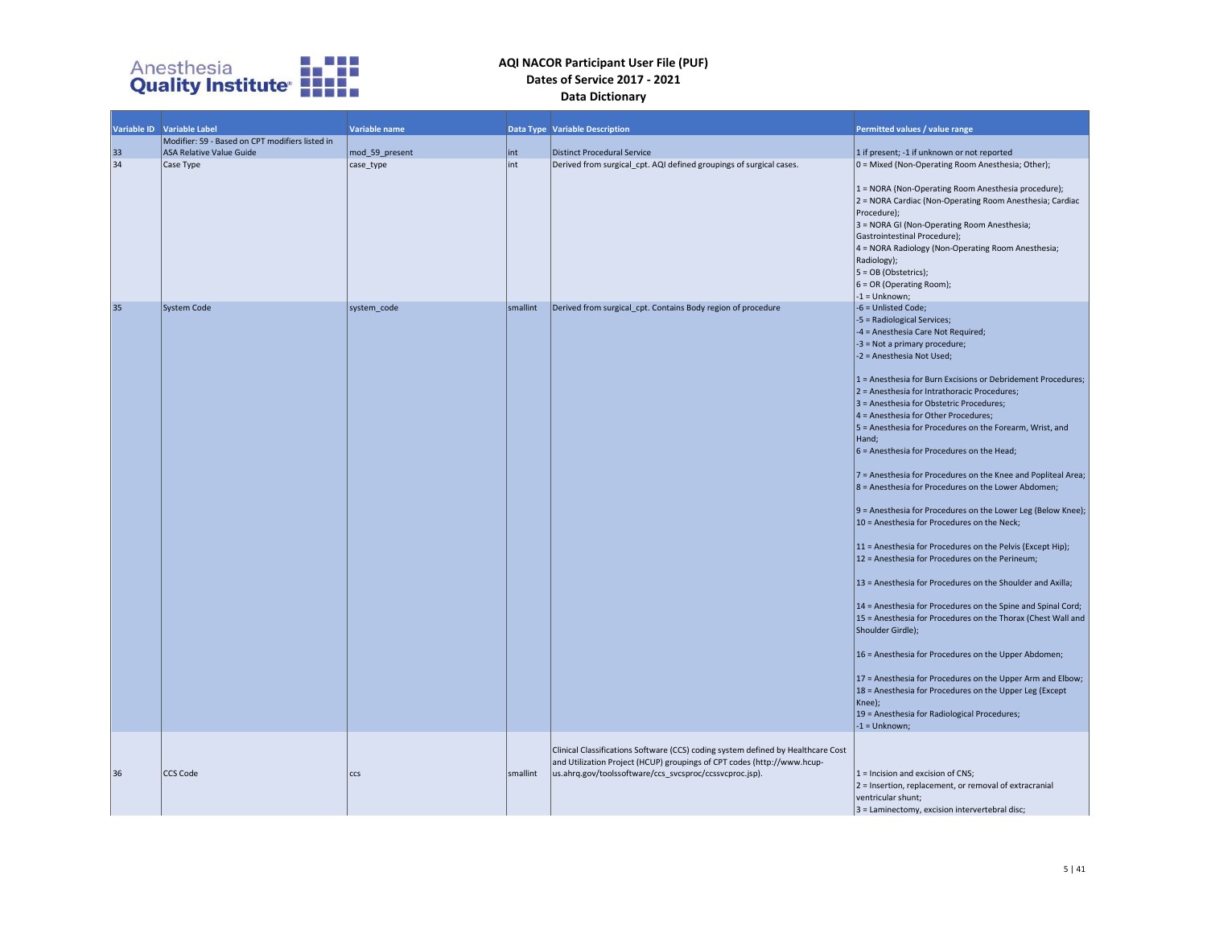| Variable ID | Variable Label | Variable name | Data Type | Variable Description | Permitted values / value range |
|---|---|---|---|---|---|
| 33 | Modifier: 59 - Based on CPT modifiers listed in ASA Relative Value Guide | mod_59_present | int | Distinct Procedural Service | 1 if present; -1 if unknown or not reported |
| 34 | Case Type | case_type | int | Derived from surgical_cpt. AQI defined groupings of surgical cases. | 0 = Mixed (Non-Operating Room Anesthesia; Other);<br><br>1 = NORA (Non-Operating Room Anesthesia procedure);<br>2 = NORA Cardiac (Non-Operating Room Anesthesia; Cardiac Procedure);<br>3 = NORA GI (Non-Operating Room Anesthesia; Gastrointestinal Procedure);<br>4 = NORA Radiology (Non-Operating Room Anesthesia; Radiology);<br>5 = OB (Obstetrics);<br>6 = OR (Operating Room);<br>-1 = Unknown; |
| 35 | System Code | system_code | smallint | Derived from surgical_cpt. Contains Body region of procedure | -6 = Unlisted Code;<br>-5 = Radiological Services;<br>-4 = Anesthesia Care Not Required;<br>-3 = Not a primary procedure;<br>-2 = Anesthesia Not Used;<br><br>1 = Anesthesia for Burn Excisions or Debridement Procedures;<br>2 = Anesthesia for Intrathoracic Procedures;<br>3 = Anesthesia for Obstetric Procedures;<br>4 = Anesthesia for Other Procedures;<br>5 = Anesthesia for Procedures on the Forearm, Wrist, and Hand;<br>6 = Anesthesia for Procedures on the Head;<br><br>7 = Anesthesia for Procedures on the Knee and Popliteal Area;<br>8 = Anesthesia for Procedures on the Lower Abdomen;<br><br>9 = Anesthesia for Procedures on the Lower Leg (Below Knee);<br>10 = Anesthesia for Procedures on the Neck;<br><br>11 = Anesthesia for Procedures on the Pelvis (Except Hip);<br>12 = Anesthesia for Procedures on the Perineum;<br><br>13 = Anesthesia for Procedures on the Shoulder and Axilla;<br><br>14 = Anesthesia for Procedures on the Spine and Spinal Cord;<br>15 = Anesthesia for Procedures on the Thorax (Chest Wall and Shoulder Girdle);<br><br>16 = Anesthesia for Procedures on the Upper Abdomen;<br><br>17 = Anesthesia for Procedures on the Upper Arm and Elbow;<br>18 = Anesthesia for Procedures on the Upper Leg (Except Knee);<br>19 = Anesthesia for Radiological Procedures;<br>-1 = Unknown; |
| 36 | CCS Code | ccs | smallint | Clinical Classifications Software (CCS) coding system defined by Healthcare Cost and Utilization Project (HCUP) groupings of CPT codes (http://www.hcup-us.ahrq.gov/toolssoftware/ccs_svcsproc/ccssvcproc.jsp). | 1 = Incision and excision of CNS;<br>2 = Insertion, replacement, or removal of extracranial ventricular shunt;<br>3 = Laminectomy, excision intervertebral disc; |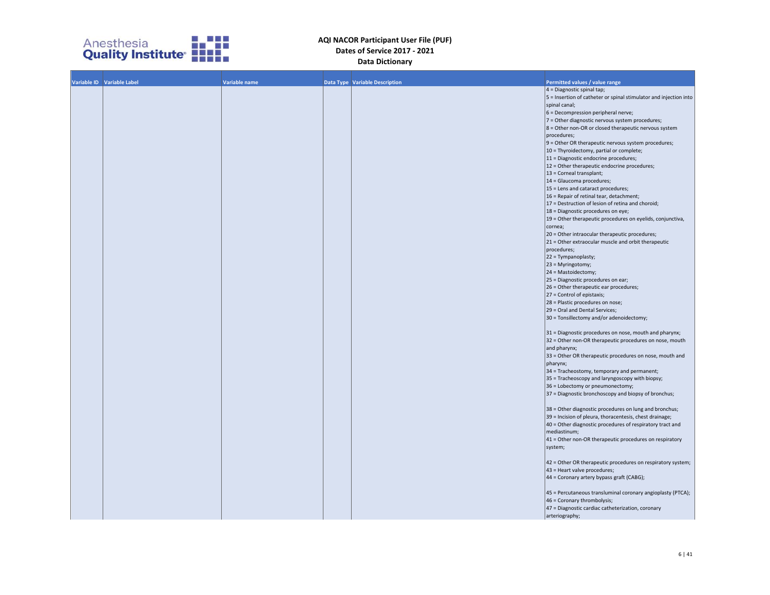# AQI NACOR Participant User File (PUF)
## Dates of Service 2017 - 2021
## Data Dictionary

| Variable ID | Variable Label | Variable name | Data Type | Variable Description | Permitted values / value range |
|---|---|---|---|---|---|
| | | | | | 4 = Diagnostic spinal tap;<br>5 = Insertion of catheter or spinal stimulator and injection into spinal canal;<br>6 = Decompression peripheral nerve;<br>7 = Other diagnostic nervous system procedures;<br>8 = Other non-OR or closed therapeutic nervous system procedures;<br>9 = Other OR therapeutic nervous system procedures;<br>10 = Thyroidectomy, partial or complete;<br>11 = Diagnostic endocrine procedures;<br>12 = Other therapeutic endocrine procedures;<br>13 = Corneal transplant;<br>14 = Glaucoma procedures;<br>15 = Lens and cataract procedures;<br>16 = Repair of retinal tear, detachment;<br>17 = Destruction of lesion of retina and choroid;<br>18 = Diagnostic procedures on eye;<br>19 = Other therapeutic procedures on eyelids, conjunctiva, cornea;<br>20 = Other intraocular therapeutic procedures;<br>21 = Other extraocular muscle and orbit therapeutic procedures;<br>22 = Tympanoplasty;<br>23 = Myringotomy;<br>24 = Mastoidectomy;<br>25 = Diagnostic procedures on ear;<br>26 = Other therapeutic ear procedures;<br>27 = Control of epistaxis;<br>28 = Plastic procedures on nose;<br>29 = Oral and Dental Services;<br>30 = Tonsillectomy and/or adenoidectomy;<br>31 = Diagnostic procedures on nose, mouth and pharynx;<br>32 = Other non-OR therapeutic procedures on nose, mouth and pharynx;<br>33 = Other OR therapeutic procedures on nose, mouth and pharynx;<br>34 = Tracheostomy, temporary and permanent;<br>35 = Tracheoscopy and laryngoscopy with biopsy;<br>36 = Lobectomy or pneumonectomy;<br>37 = Diagnostic bronchoscopy and biopsy of bronchus;<br>38 = Other diagnostic procedures on lung and bronchus;<br>39 = Incision of pleura, thoracentesis, chest drainage;<br>40 = Other diagnostic procedures of respiratory tract and mediastinum;<br>41 = Other non-OR therapeutic procedures on respiratory system;<br>42 = Other OR therapeutic procedures on respiratory system;<br>43 = Heart valve procedures;<br>44 = Coronary artery bypass graft (CABG);<br>45 = Percutaneous transluminal coronary angioplasty (PTCA);<br>46 = Coronary thrombolysis;<br>47 = Diagnostic cardiac catheterization, coronary arteriography; |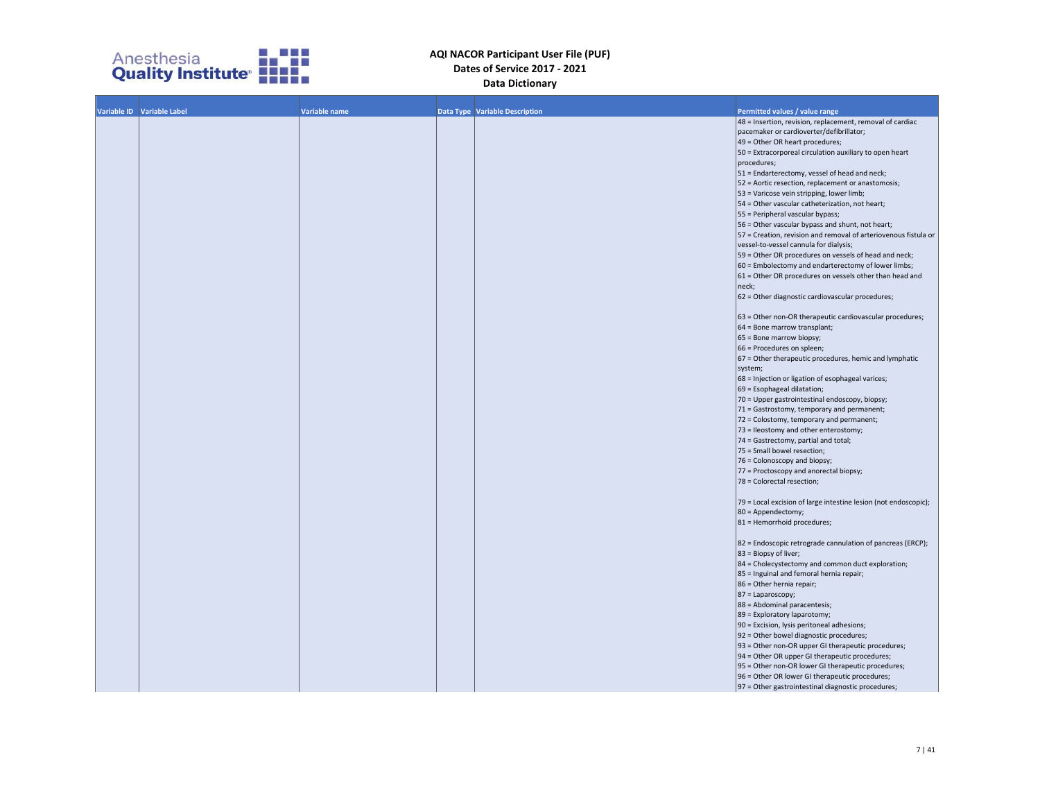| Variable ID | Variable Label | Variable name | Data Type | Variable Description | Permitted values / value range |
|---|---|---|---|---|---|
| | | | | | 48 = Insertion, revision, replacement, removal of cardiac pacemaker or cardioverter/defibrillator;<br>49 = Other OR heart procedures;<br>50 = Extracorporeal circulation auxiliary to open heart procedures;<br>51 = Endarterectomy, vessel of head and neck;<br>52 = Aortic resection, replacement or anastomosis;<br>53 = Varicose vein stripping, lower limb;<br>54 = Other vascular catheterization, not heart;<br>55 = Peripheral vascular bypass;<br>56 = Other vascular bypass and shunt, not heart;<br>57 = Creation, revision and removal of arteriovenous fistula or vessel-to-vessel cannula for dialysis;<br>59 = Other OR procedures on vessels of head and neck;<br>60 = Embolectomy and endarterectomy of lower limbs;<br>61 = Other OR procedures on vessels other than head and neck;<br>62 = Other diagnostic cardiovascular procedures;<br>63 = Other non-OR therapeutic cardiovascular procedures;<br>64 = Bone marrow transplant;<br>65 = Bone marrow biopsy;<br>66 = Procedures on spleen;<br>67 = Other therapeutic procedures, hemic and lymphatic system;<br>68 = Injection or ligation of esophageal varices;<br>69 = Esophageal dilatation;<br>70 = Upper gastrointestinal endoscopy, biopsy;<br>71 = Gastrostomy, temporary and permanent;<br>72 = Colostomy, temporary and permanent;<br>73 = Ileostomy and other enterostomy;<br>74 = Gastrectomy, partial and total;<br>75 = Small bowel resection;<br>76 = Colonoscopy and biopsy;<br>77 = Proctoscopy and anorectal biopsy;<br>78 = Colorectal resection;<br>79 = Local excision of large intestine lesion (not endoscopic);<br>80 = Appendectomy;<br>81 = Hemorrhoid procedures;<br>82 = Endoscopic retrograde cannulation of pancreas (ERCP);<br>83 = Biopsy of liver;<br>84 = Cholecystectomy and common duct exploration;<br>85 = Inguinal and femoral hernia repair;<br>86 = Other hernia repair;<br>87 = Laparoscopy;<br>88 = Abdominal paracentesis;<br>89 = Exploratory laparotomy;<br>90 = Excision, lysis peritoneal adhesions;<br>92 = Other bowel diagnostic procedures;<br>93 = Other non-OR upper GI therapeutic procedures;<br>94 = Other OR upper GI therapeutic procedures;<br>95 = Other non-OR lower GI therapeutic procedures;<br>96 = Other OR lower GI therapeutic procedures;<br>97 = Other gastrointestinal diagnostic procedures; |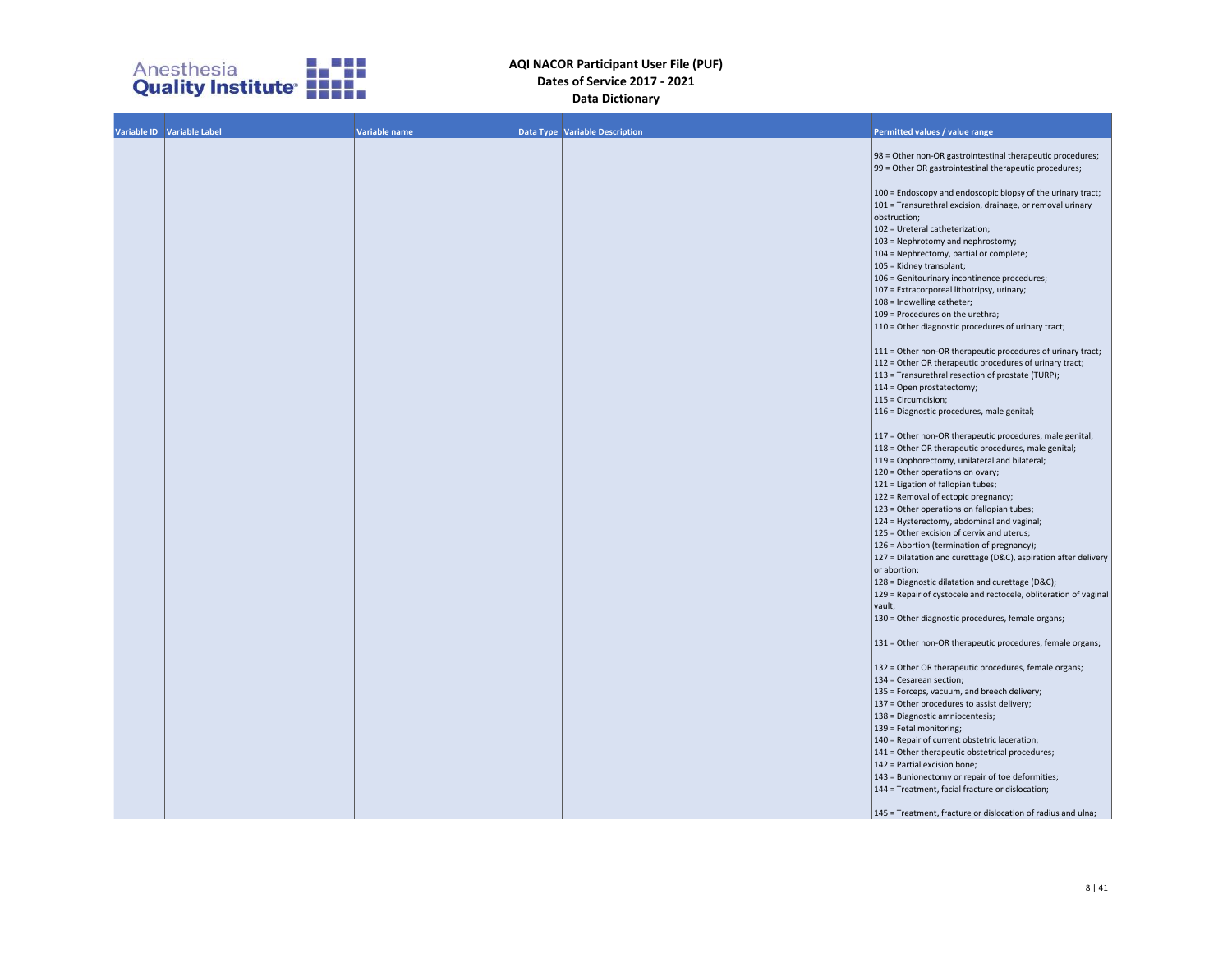| Variable ID | Variable Label | Variable name | Data Type | Variable Description | Permitted values / value range |
|---|---|---|---|---|---|
| | | | | | 98 = Other non-OR gastrointestinal therapeutic procedures;<br>99 = Other OR gastrointestinal therapeutic procedures;<br><br>100 = Endoscopy and endoscopic biopsy of the urinary tract;<br>101 = Transurethral excision, drainage, or removal urinary obstruction;<br>102 = Ureteral catheterization;<br>103 = Nephrotomy and nephrostomy;<br>104 = Nephrectomy, partial or complete;<br>105 = Kidney transplant;<br>106 = Genitourinary incontinence procedures;<br>107 = Extracorporeal lithotripsy, urinary;<br>108 = Indwelling catheter;<br>109 = Procedures on the urethra;<br>110 = Other diagnostic procedures of urinary tract;<br><br>111 = Other non-OR therapeutic procedures of urinary tract;<br>112 = Other OR therapeutic procedures of urinary tract;<br>113 = Transurethral resection of prostate (TURP);<br>114 = Open prostatectomy;<br>115 = Circumcision;<br>116 = Diagnostic procedures, male genital;<br><br>117 = Other non-OR therapeutic procedures, male genital;<br>118 = Other OR therapeutic procedures, male genital;<br>119 = Oophorectomy, unilateral and bilateral;<br>120 = Other operations on ovary;<br>121 = Ligation of fallopian tubes;<br>122 = Removal of ectopic pregnancy;<br>123 = Other operations on fallopian tubes;<br>124 = Hysterectomy, abdominal and vaginal;<br>125 = Other excision of cervix and uterus;<br>126 = Abortion (termination of pregnancy);<br>127 = Dilatation and curettage (D&C), aspiration after delivery or abortion;<br>128 = Diagnostic dilatation and curettage (D&C);<br>129 = Repair of cystocele and rectocele, obliteration of vaginal vault;<br>130 = Other diagnostic procedures, female organs;<br><br>131 = Other non-OR therapeutic procedures, female organs;<br><br>132 = Other OR therapeutic procedures, female organs;<br>134 = Cesarean section;<br>135 = Forceps, vacuum, and breech delivery;<br>137 = Other procedures to assist delivery;<br>138 = Diagnostic amniocentesis;<br>139 = Fetal monitoring;<br>140 = Repair of current obstetric laceration;<br>141 = Other therapeutic obstetrical procedures;<br>142 = Partial excision bone;<br>143 = Bunionectomy or repair of toe deformities;<br>144 = Treatment, facial fracture or dislocation;<br><br>145 = Treatment, fracture or dislocation of radius and ulna; |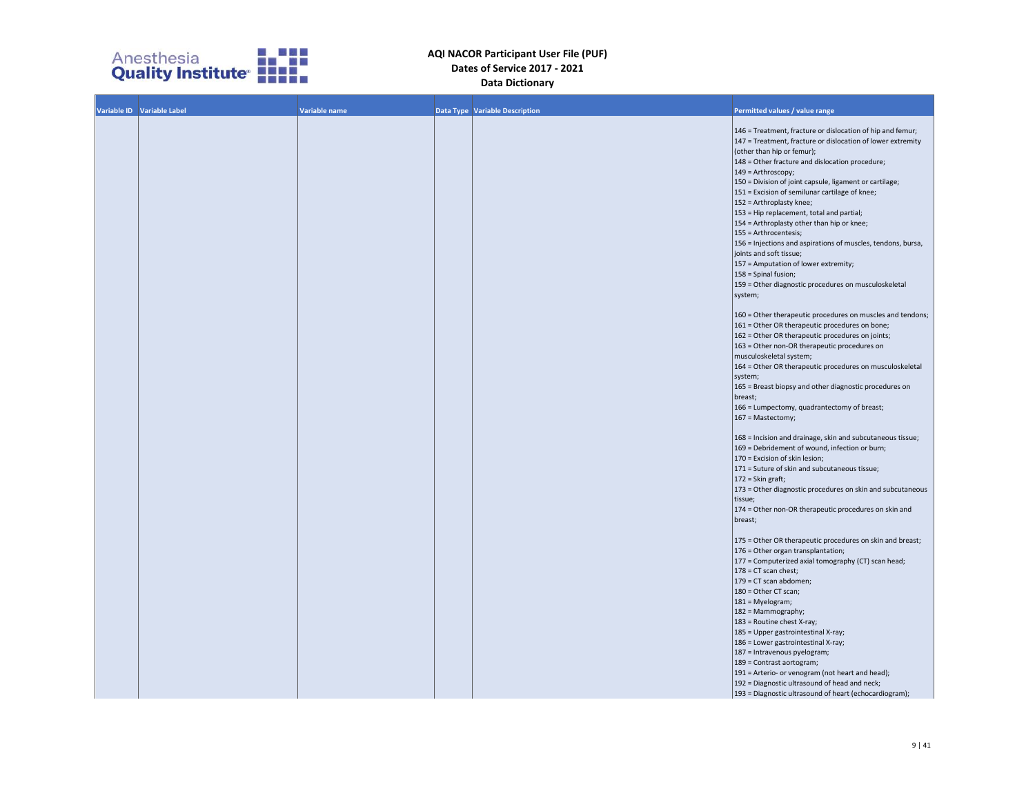| Variable ID | Variable Label | Variable name | Data Type | Variable Description | Permitted values / value range |
|---|---|---|---|---|---|
| | | | | | 146 = Treatment, fracture or dislocation of hip and femur;<br>147 = Treatment, fracture or dislocation of lower extremity (other than hip or femur);<br>148 = Other fracture and dislocation procedure;<br>149 = Arthroscopy;<br>150 = Division of joint capsule, ligament or cartilage;<br>151 = Excision of semilunar cartilage of knee;<br>152 = Arthroplasty knee;<br>153 = Hip replacement, total and partial;<br>154 = Arthroplasty other than hip or knee;<br>155 = Arthrocentesis;<br>156 = Injections and aspirations of muscles, tendons, bursa, joints and soft tissue;<br>157 = Amputation of lower extremity;<br>158 = Spinal fusion;<br>159 = Other diagnostic procedures on musculoskeletal system;<br><br>160 = Other therapeutic procedures on muscles and tendons;<br>161 = Other OR therapeutic procedures on bone;<br>162 = Other OR therapeutic procedures on joints;<br>163 = Other non-OR therapeutic procedures on musculoskeletal system;<br>164 = Other OR therapeutic procedures on musculoskeletal system;<br>165 = Breast biopsy and other diagnostic procedures on breast;<br>166 = Lumpectomy, quadrantectomy of breast;<br>167 = Mastectomy;<br><br>168 = Incision and drainage, skin and subcutaneous tissue;<br>169 = Debridement of wound, infection or burn;<br>170 = Excision of skin lesion;<br>171 = Suture of skin and subcutaneous tissue;<br>172 = Skin graft;<br>173 = Other diagnostic procedures on skin and subcutaneous tissue;<br>174 = Other non-OR therapeutic procedures on skin and breast;<br><br>175 = Other OR therapeutic procedures on skin and breast;<br>176 = Other organ transplantation;<br>177 = Computerized axial tomography (CT) scan head;<br>178 = CT scan chest;<br>179 = CT scan abdomen;<br>180 = Other CT scan;<br>181 = Myelogram;<br>182 = Mammography;<br>183 = Routine chest X-ray;<br>185 = Upper gastrointestinal X-ray;<br>186 = Lower gastrointestinal X-ray;<br>187 = Intravenous pyelogram;<br>189 = Contrast aortogram;<br>191 = Arterio- or venogram (not heart and head);<br>192 = Diagnostic ultrasound of head and neck;<br>193 = Diagnostic ultrasound of heart (echocardiogram); |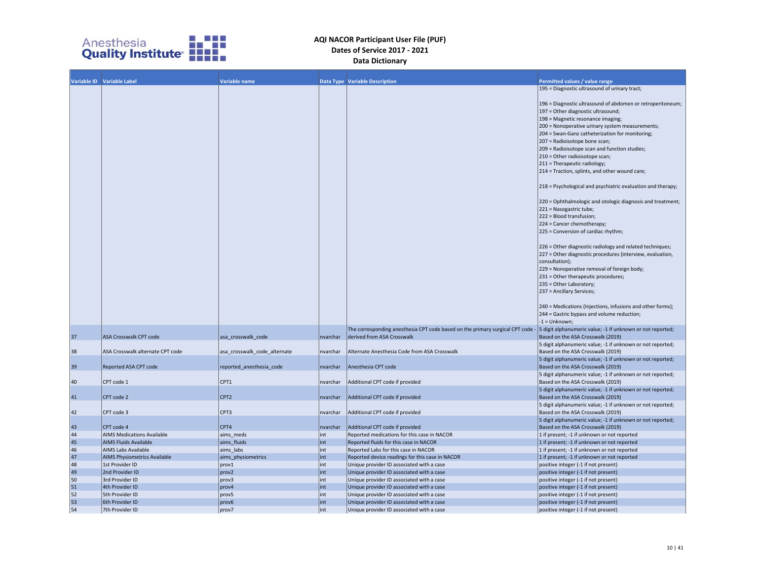# AQI NACOR Participant User File (PUF)
## Dates of Service 2017 - 2021
## Data Dictionary

| Variable ID | Variable Label | Variable name | Data Type | Variable Description | Permitted values / value range |
|---|---|---|---|---|---|
| | | | | | 195 = Diagnostic ultrasound of urinary tract; 196 = Diagnostic ultrasound of abdomen or retroperitoneum; 197 = Other diagnostic ultrasound; 198 = Magnetic resonance imaging; 200 = Nonoperative urinary system measurements; 204 = Swan-Ganz catheterization for monitoring; 207 = Radioisotope bone scan; 209 = Radioisotope scan and function studies; 210 = Other radioisotope scan; 211 = Therapeutic radiology; 214 = Traction, splints, and other wound care; 218 = Psychological and psychiatric evaluation and therapy; 220 = Ophthalmologic and otologic diagnosis and treatment; 221 = Nasogastric tube; 222 = Blood transfusion; 224 = Cancer chemotherapy; 225 = Conversion of cardiac rhythm; 226 = Other diagnostic radiology and related techniques; 227 = Other diagnostic procedures (interview, evaluation, consultation); 229 = Nonoperative removal of foreign body; 231 = Other therapeutic procedures; 235 = Other Laboratory; 237 = Ancillary Services; 240 = Medications (Injections, infusions and other forms); 244 = Gastric bypass and volume reduction; -1 = Unknown; |
| 37 | ASA Crosswalk CPT code | asa_crosswalk_code | nvarchar | The corresponding anesthesia CPT code based on the primary surgical CPT code - derived from ASA Crosswalk | 5 digit alphanumeric value; -1 if unknown or not reported; Based on the ASA Crosswalk (2019) |
| 38 | ASA Crosswalk alternate CPT code | asa_crosswalk_code_alternate | nvarchar | Alternate Anesthesia Code from ASA Crosswalk | 5 digit alphanumeric value; -1 if unknown or not reported; Based on the ASA Crosswalk (2019) |
| 39 | Reported ASA CPT code | reported_anesthesia_code | nvarchar | Anesthesia CPT code | 5 digit alphanumeric value; -1 if unknown or not reported; Based on the ASA Crosswalk (2019) |
| 40 | CPT code 1 | CPT1 | nvarchar | Additional CPT code if provided | 5 digit alphanumeric value; -1 if unknown or not reported; Based on the ASA Crosswalk (2019) |
| 41 | CPT code 2 | CPT2 | nvarchar | Additional CPT code if provided | 5 digit alphanumeric value; -1 if unknown or not reported; Based on the ASA Crosswalk (2019) |
| 42 | CPT code 3 | CPT3 | nvarchar | Additional CPT code if provided | 5 digit alphanumeric value; -1 if unknown or not reported; Based on the ASA Crosswalk (2019) |
| 43 | CPT code 4 | CPT4 | nvarchar | Additional CPT code if provided | 5 digit alphanumeric value; -1 if unknown or not reported; Based on the ASA Crosswalk (2019) |
| 44 | AIMS Medications Available | aims_meds | int | Reported medications for this case in NACOR | 1 if present; -1 if unknown or not reported |
| 45 | AIMS Fluids Available | aims_fluids | int | Reported fluids for this case in NACOR | 1 if present; -1 if unknown or not reported |
| 46 | AIMS Labs Available | aims_labs | int | Reported Labs for this case in NACOR | 1 if present; -1 if unknown or not reported |
| 47 | AIMS Physiometrics Available | aims_physiometrics | int | Reported device readings for this case in NACOR | 1 if present; -1 if unknown or not reported |
| 48 | 1st Provider ID | prov1 | int | Unique provider ID associated with a case | positive integer (-1 if not present) |
| 49 | 2nd Provider ID | prov2 | int | Unique provider ID associated with a case | positive integer (-1 if not present) |
| 50 | 3rd Provider ID | prov3 | int | Unique provider ID associated with a case | positive integer (-1 if not present) |
| 51 | 4th Provider ID | prov4 | int | Unique provider ID associated with a case | positive integer (-1 if not present) |
| 52 | 5th Provider ID | prov5 | int | Unique provider ID associated with a case | positive integer (-1 if not present) |
| 53 | 6th Provider ID | prov6 | int | Unique provider ID associated with a case | positive integer (-1 if not present) |
| 54 | 7th Provider ID | prov7 | int | Unique provider ID associated with a case | positive integer (-1 if not present) |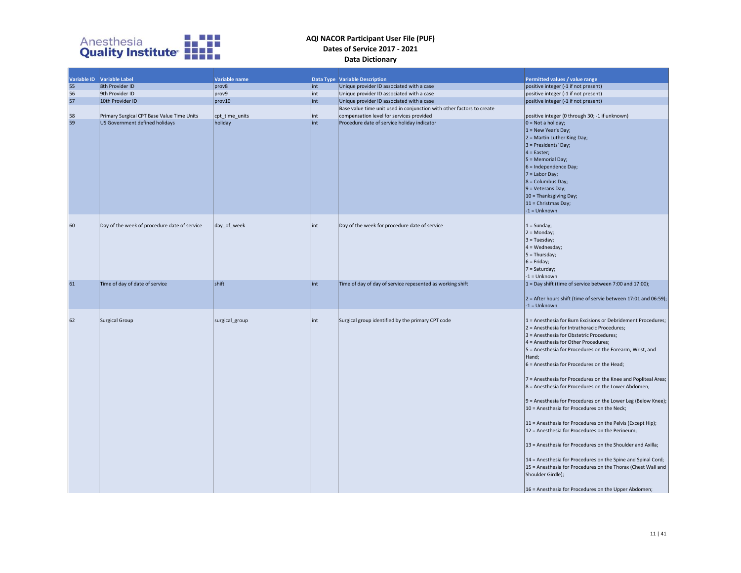# AQI NACOR Participant User File (PUF)

## Dates of Service 2017 - 2021

## Data Dictionary

| Variable ID | Variable Label | Variable name | Data Type | Variable Description | Permitted values / value range |
|---|---|---|---|---|---|
| 55 | 8th Provider ID | prov8 | int | Unique provider ID associated with a case | positive integer (-1 if not present) |
| 56 | 9th Provider ID | prov9 | int | Unique provider ID associated with a case | positive integer (-1 if not present) |
| 57 | 10th Provider ID | prov10 | int | Unique provider ID associated with a case | positive integer (-1 if not present) |
| 58 | Primary Surgical CPT Base Value Time Units | cpt_time_units | int | Base value time unit used in conjunction with other factors to create compensation level for services provided | positive integer (0 through 30; -1 if unknown) |
| 59 | US Government defined holidays | holiday | int | Procedure date of service holiday indicator | 0 = Not a holiday;<br>1 = New Year's Day;<br>2 = Martin Luther King Day;<br>3 = Presidents' Day;<br>4 = Easter;<br>5 = Memorial Day;<br>6 = Independence Day;<br>7 = Labor Day;<br>8 = Columbus Day;<br>9 = Veterans Day;<br>10 = Thanksgiving Day;<br>11 = Christmas Day;<br>-1 = Unknown |
| 60 | Day of the week of procedure date of service | day_of_week | int | Day of the week for procedure date of service | 1 = Sunday;<br>2 = Monday;<br>3 = Tuesday;<br>4 = Wednesday;<br>5 = Thursday;<br>6 = Friday;<br>7 = Saturday;<br>-1 = Unknown |
| 61 | Time of day of date of service | shift | int | Time of day of day of service repesented as working shift | 1 = Day shift (time of service between 7:00 and 17:00);<br>2 = After hours shift (time of servie between 17:01 and 06:59);<br>-1 = Unknown |
| 62 | Surgical Group | surgical_group | int | Surgical group identified by the primary CPT code | 1 = Anesthesia for Burn Excisions or Debridement Procedures;<br>2 = Anesthesia for Intrathoracic Procedures;<br>3 = Anesthesia for Obstetric Procedures;<br>4 = Anesthesia for Other Procedures;<br>5 = Anesthesia for Procedures on the Forearm, Wrist, and Hand;<br>6 = Anesthesia for Procedures on the Head;<br>7 = Anesthesia for Procedures on the Knee and Popliteal Area;<br>8 = Anesthesia for Procedures on the Lower Abdomen;<br>9 = Anesthesia for Procedures on the Lower Leg (Below Knee);<br>10 = Anesthesia for Procedures on the Neck;<br>11 = Anesthesia for Procedures on the Pelvis (Except Hip);<br>12 = Anesthesia for Procedures on the Perineum;<br>13 = Anesthesia for Procedures on the Shoulder and Axilla;<br>14 = Anesthesia for Procedures on the Spine and Spinal Cord;<br>15 = Anesthesia for Procedures on the Thorax (Chest Wall and Shoulder Girdle);<br>16 = Anesthesia for Procedures on the Upper Abdomen; |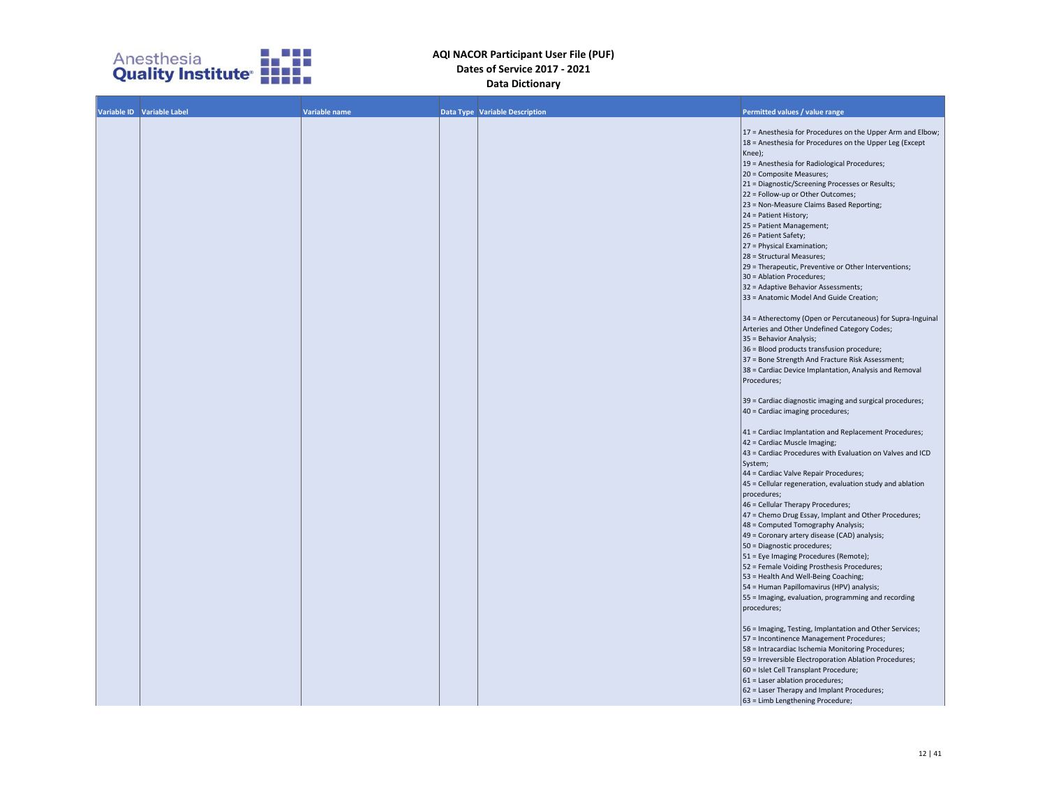# AQI NACOR Participant User File (PUF)
## Dates of Service 2017 - 2021
## Data Dictionary

| Variable ID | Variable Label | Variable name | Data Type | Variable Description | Permitted values / value range |
|---|---|---|---|---|---|
| | | | | | 17 = Anesthesia for Procedures on the Upper Arm and Elbow;<br>18 = Anesthesia for Procedures on the Upper Leg (Except Knee);<br>19 = Anesthesia for Radiological Procedures;<br>20 = Composite Measures;<br>21 = Diagnostic/Screening Processes or Results;<br>22 = Follow-up or Other Outcomes;<br>23 = Non-Measure Claims Based Reporting;<br>24 = Patient History;<br>25 = Patient Management;<br>26 = Patient Safety;<br>27 = Physical Examination;<br>28 = Structural Measures;<br>29 = Therapeutic, Preventive or Other Interventions;<br>30 = Ablation Procedures;<br>32 = Adaptive Behavior Assessments;<br>33 = Anatomic Model And Guide Creation;<br><br>34 = Atherectomy (Open or Percutaneous) for Supra-Inguinal Arteries and Other Undefined Category Codes;<br>35 = Behavior Analysis;<br>36 = Blood products transfusion procedure;<br>37 = Bone Strength And Fracture Risk Assessment;<br>38 = Cardiac Device Implantation, Analysis and Removal Procedures;<br><br>39 = Cardiac diagnostic imaging and surgical procedures;<br>40 = Cardiac imaging procedures;<br><br>41 = Cardiac Implantation and Replacement Procedures;<br>42 = Cardiac Muscle Imaging;<br>43 = Cardiac Procedures with Evaluation on Valves and ICD System;<br>44 = Cardiac Valve Repair Procedures;<br>45 = Cellular regeneration, evaluation study and ablation procedures;<br>46 = Cellular Therapy Procedures;<br>47 = Chemo Drug Essay, Implant and Other Procedures;<br>48 = Computed Tomography Analysis;<br>49 = Coronary artery disease (CAD) analysis;<br>50 = Diagnostic procedures;<br>51 = Eye Imaging Procedures (Remote);<br>52 = Female Voiding Prosthesis Procedures;<br>53 = Health And Well-Being Coaching;<br>54 = Human Papillomavirus (HPV) analysis;<br>55 = Imaging, evaluation, programming and recording procedures;<br><br>56 = Imaging, Testing, Implantation and Other Services;<br>57 = Incontinence Management Procedures;<br>58 = Intracardiac Ischemia Monitoring Procedures;<br>59 = Irreversible Electroporation Ablation Procedures;<br>60 = Islet Cell Transplant Procedure;<br>61 = Laser ablation procedures;<br>62 = Laser Therapy and Implant Procedures;<br>63 = Limb Lengthening Procedure; |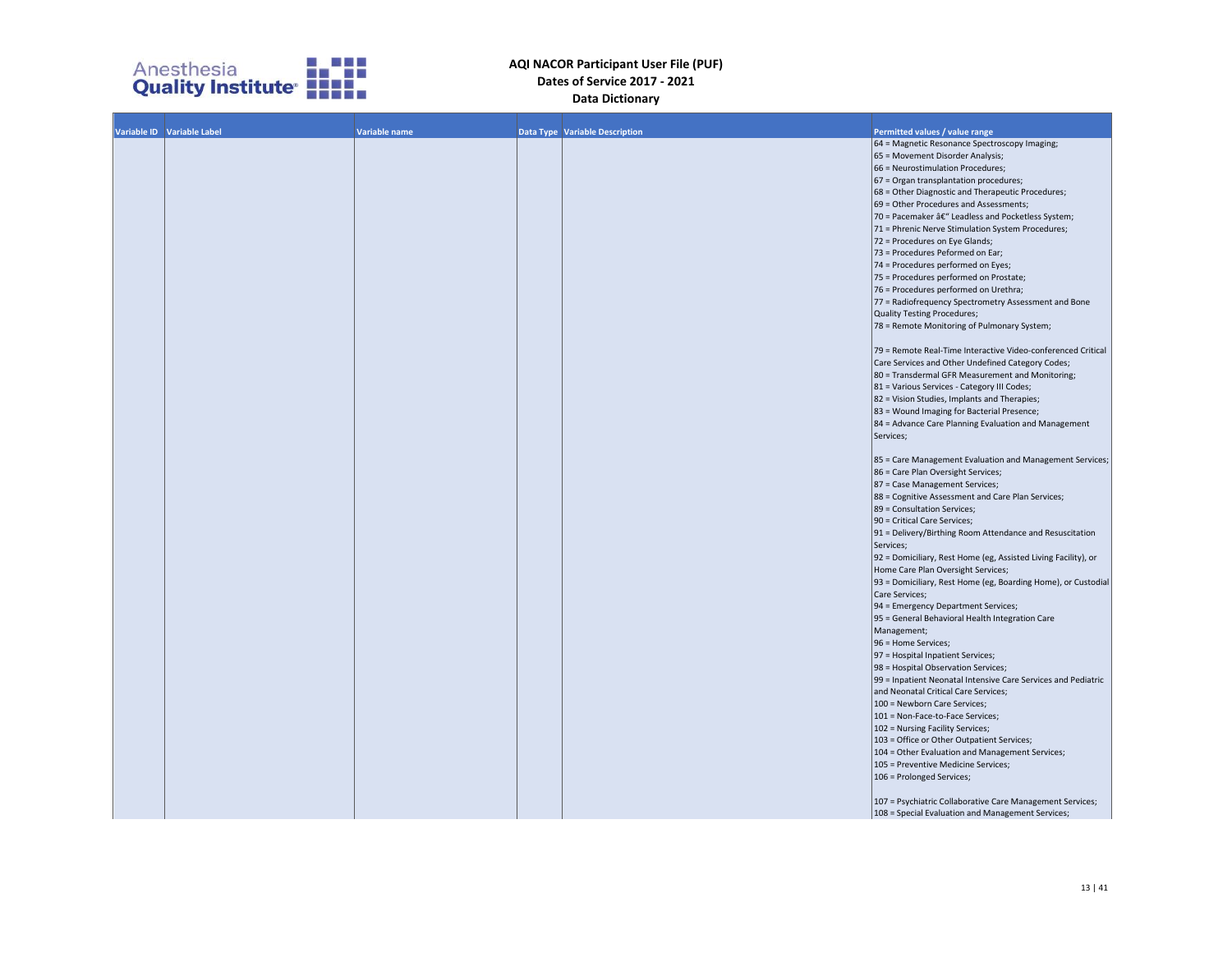| Variable ID | Variable Label | Variable name | Data Type | Variable Description | Permitted values / value range |
|---|---|---|---|---|---|
| | | | | | 64 = Magnetic Resonance Spectroscopy Imaging;<br>65 = Movement Disorder Analysis;<br>66 = Neurostimulation Procedures;<br>67 = Organ transplantation procedures;<br>68 = Other Diagnostic and Therapeutic Procedures;<br>69 = Other Procedures and Assessments;<br>70 = Pacemaker â€" Leadless and Pocketless System;<br>71 = Phrenic Nerve Stimulation System Procedures;<br>72 = Procedures on Eye Glands;<br>73 = Procedures Peformed on Ear;<br>74 = Procedures performed on Eyes;<br>75 = Procedures performed on Prostate;<br>76 = Procedures performed on Urethra;<br>77 = Radiofrequency Spectrometry Assessment and Bone Quality Testing Procedures;<br>78 = Remote Monitoring of Pulmonary System;<br>79 = Remote Real-Time Interactive Video-conferenced Critical Care Services and Other Undefined Category Codes;<br>80 = Transdermal GFR Measurement and Monitoring;<br>81 = Various Services - Category III Codes;<br>82 = Vision Studies, Implants and Therapies;<br>83 = Wound Imaging for Bacterial Presence;<br>84 = Advance Care Planning Evaluation and Management Services;<br>85 = Care Management Evaluation and Management Services;<br>86 = Care Plan Oversight Services;<br>87 = Case Management Services;<br>88 = Cognitive Assessment and Care Plan Services;<br>89 = Consultation Services;<br>90 = Critical Care Services;<br>91 = Delivery/Birthing Room Attendance and Resuscitation Services;<br>92 = Domiciliary, Rest Home (eg, Assisted Living Facility), or Home Care Plan Oversight Services;<br>93 = Domiciliary, Rest Home (eg, Boarding Home), or Custodial Care Services;<br>94 = Emergency Department Services;<br>95 = General Behavioral Health Integration Care Management;<br>96 = Home Services;<br>97 = Hospital Inpatient Services;<br>98 = Hospital Observation Services;<br>99 = Inpatient Neonatal Intensive Care Services and Pediatric and Neonatal Critical Care Services;<br>100 = Newborn Care Services;<br>101 = Non-Face-to-Face Services;<br>102 = Nursing Facility Services;<br>103 = Office or Other Outpatient Services;<br>104 = Other Evaluation and Management Services;<br>105 = Preventive Medicine Services;<br>106 = Prolonged Services;<br>107 = Psychiatric Collaborative Care Management Services;<br>108 = Special Evaluation and Management Services; |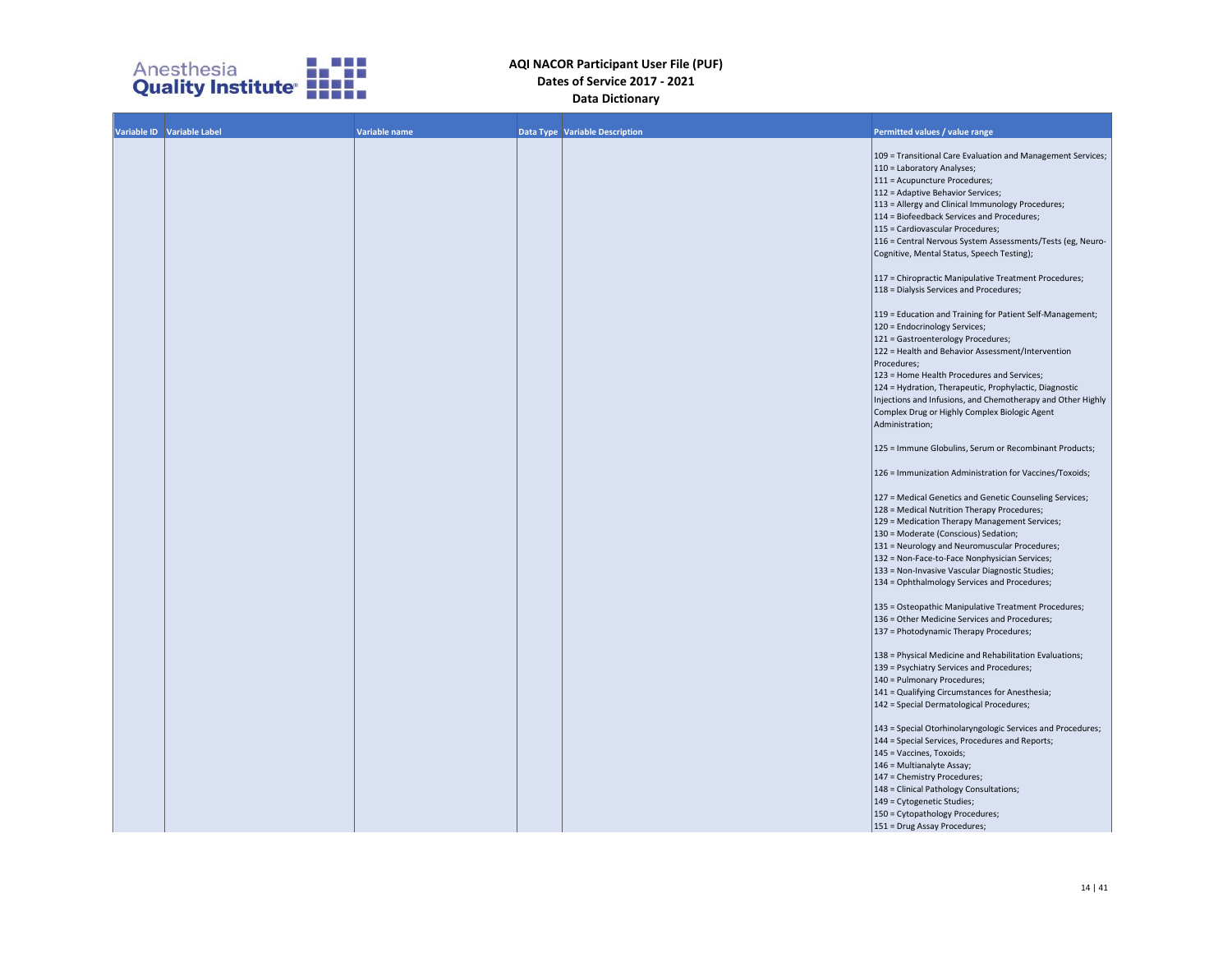| Variable ID | Variable Label | Variable name | Data Type | Variable Description | Permitted values / value range |
|---|---|---|---|---|---|
| | | | | | 109 = Transitional Care Evaluation and Management Services; 110 = Laboratory Analyses; 111 = Acupuncture Procedures; 112 = Adaptive Behavior Services; 113 = Allergy and Clinical Immunology Procedures; 114 = Biofeedback Services and Procedures; 115 = Cardiovascular Procedures; 116 = Central Nervous System Assessments/Tests (eg, Neuro-Cognitive, Mental Status, Speech Testing); 117 = Chiropractic Manipulative Treatment Procedures; 118 = Dialysis Services and Procedures; 119 = Education and Training for Patient Self-Management; 120 = Endocrinology Services; 121 = Gastroenterology Procedures; 122 = Health and Behavior Assessment/Intervention Procedures; 123 = Home Health Procedures and Services; 124 = Hydration, Therapeutic, Prophylactic, Diagnostic Injections and Infusions, and Chemotherapy and Other Highly Complex Drug or Highly Complex Biologic Agent Administration; 125 = Immune Globulins, Serum or Recombinant Products; 126 = Immunization Administration for Vaccines/Toxoids; 127 = Medical Genetics and Genetic Counseling Services; 128 = Medical Nutrition Therapy Procedures; 129 = Medication Therapy Management Services; 130 = Moderate (Conscious) Sedation; 131 = Neurology and Neuromuscular Procedures; 132 = Non-Face-to-Face Nonphysician Services; 133 = Non-Invasive Vascular Diagnostic Studies; 134 = Ophthalmology Services and Procedures; 135 = Osteopathic Manipulative Treatment Procedures; 136 = Other Medicine Services and Procedures; 137 = Photodynamic Therapy Procedures; 138 = Physical Medicine and Rehabilitation Evaluations; 139 = Psychiatry Services and Procedures; 140 = Pulmonary Procedures; 141 = Qualifying Circumstances for Anesthesia; 142 = Special Dermatological Procedures; 143 = Special Otorhinolaryngologic Services and Procedures; 144 = Special Services, Procedures and Reports; 145 = Vaccines, Toxoids; 146 = Multianalyte Assay; 147 = Chemistry Procedures; 148 = Clinical Pathology Consultations; 149 = Cytogenetic Studies; 150 = Cytopathology Procedures; 151 = Drug Assay Procedures; |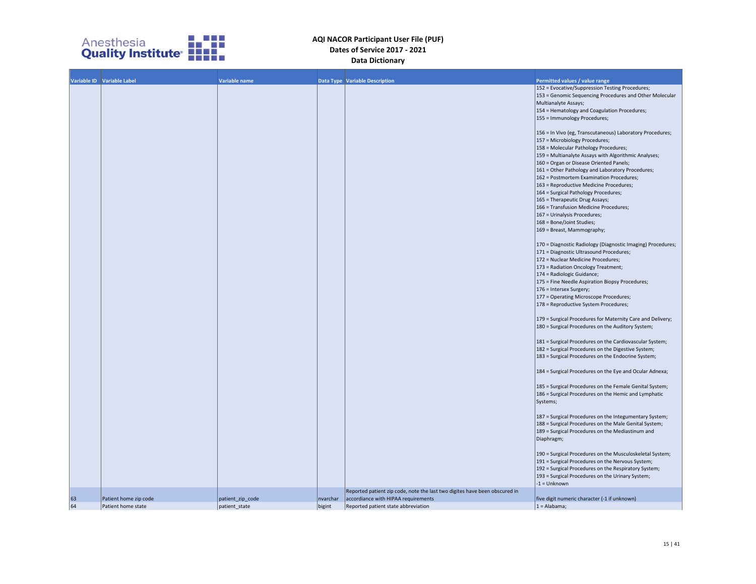# AQI NACOR Participant User File (PUF)
## Dates of Service 2017 - 2021
## Data Dictionary

| Variable ID | Variable Label | Variable name | Data Type | Variable Description | Permitted values / value range |
|---|---|---|---|---|---|
| | | | | | 152 = Evocative/Suppression Testing Procedures; 153 = Genomic Sequencing Procedures and Other Molecular Multianalyte Assays; 154 = Hematology and Coagulation Procedures; 155 = Immunology Procedures; 156 = In Vivo (eg, Transcutaneous) Laboratory Procedures; 157 = Microbiology Procedures; 158 = Molecular Pathology Procedures; 159 = Multianalyte Assays with Algorithmic Analyses; 160 = Organ or Disease Oriented Panels; 161 = Other Pathology and Laboratory Procedures; 162 = Postmortem Examination Procedures; 163 = Reproductive Medicine Procedures; 164 = Surgical Pathology Procedures; 165 = Therapeutic Drug Assays; 166 = Transfusion Medicine Procedures; 167 = Urinalysis Procedures; 168 = Bone/Joint Studies; 169 = Breast, Mammography; 170 = Diagnostic Radiology (Diagnostic Imaging) Procedures; 171 = Diagnostic Ultrasound Procedures; 172 = Nuclear Medicine Procedures; 173 = Radiation Oncology Treatment; 174 = Radiologic Guidance; 175 = Fine Needle Aspiration Biopsy Procedures; 176 = Intersex Surgery; 177 = Operating Microscope Procedures; 178 = Reproductive System Procedures; 179 = Surgical Procedures for Maternity Care and Delivery; 180 = Surgical Procedures on the Auditory System; 181 = Surgical Procedures on the Cardiovascular System; 182 = Surgical Procedures on the Digestive System; 183 = Surgical Procedures on the Endocrine System; 184 = Surgical Procedures on the Eye and Ocular Adnexa; 185 = Surgical Procedures on the Female Genital System; 186 = Surgical Procedures on the Hemic and Lymphatic Systems; 187 = Surgical Procedures on the Integumentary System; 188 = Surgical Procedures on the Male Genital System; 189 = Surgical Procedures on the Mediastinum and Diaphragm; 190 = Surgical Procedures on the Musculoskeletal System; 191 = Surgical Procedures on the Nervous System; 192 = Surgical Procedures on the Respiratory System; 193 = Surgical Procedures on the Urinary System; -1 = Unknown |
| 63 | Patient home zip code | patient_zip_code | nvarchar | Reported patient zip code, note the last two digites have been obscured in accordiance with HIPAA requirements | five digit numeric character (-1 if unknown) |
| 64 | Patient home state | patient_state | bigint | Reported patient state abbreviation | 1 = Alabama; |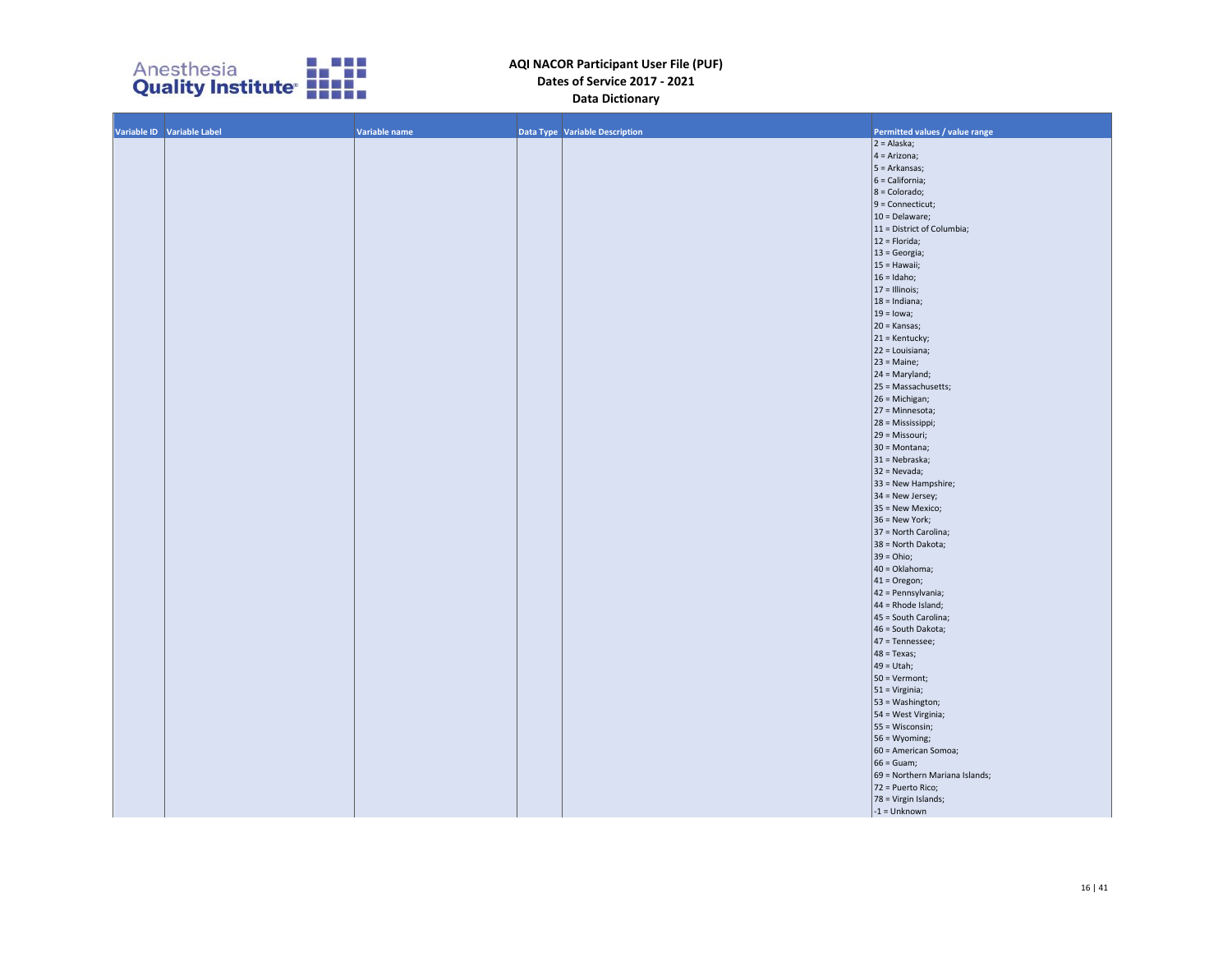| Variable ID | Variable Label | Variable name | Data Type | Variable Description | Permitted values / value range |
|---|---|---|---|---|---|
| | | | | | 2 = Alaska;<br>4 = Arizona;<br>5 = Arkansas;<br>6 = California;<br>8 = Colorado;<br>9 = Connecticut;<br>10 = Delaware;<br>11 = District of Columbia;<br>12 = Florida;<br>13 = Georgia;<br>15 = Hawaii;<br>16 = Idaho;<br>17 = Illinois;<br>18 = Indiana;<br>19 = Iowa;<br>20 = Kansas;<br>21 = Kentucky;<br>22 = Louisiana;<br>23 = Maine;<br>24 = Maryland;<br>25 = Massachusetts;<br>26 = Michigan;<br>27 = Minnesota;<br>28 = Mississippi;<br>29 = Missouri;<br>30 = Montana;<br>31 = Nebraska;<br>32 = Nevada;<br>33 = New Hampshire;<br>34 = New Jersey;<br>35 = New Mexico;<br>36 = New York;<br>37 = North Carolina;<br>38 = North Dakota;<br>39 = Ohio;<br>40 = Oklahoma;<br>41 = Oregon;<br>42 = Pennsylvania;<br>44 = Rhode Island;<br>45 = South Carolina;<br>46 = South Dakota;<br>47 = Tennessee;<br>48 = Texas;<br>49 = Utah;<br>50 = Vermont;<br>51 = Virginia;<br>53 = Washington;<br>54 = West Virginia;<br>55 = Wisconsin;<br>56 = Wyoming;<br>60 = American Somoa;<br>66 = Guam;<br>69 = Northern Mariana Islands;<br>72 = Puerto Rico;<br>78 = Virgin Islands;<br>-1 = Unknown |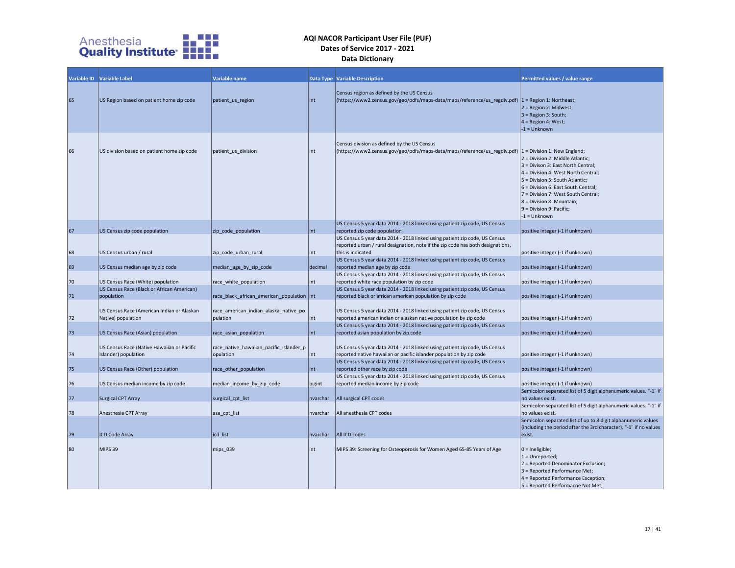# AQI NACOR Participant User File (PUF)
## Dates of Service 2017 - 2021
## Data Dictionary

| Variable ID | Variable Label | Variable name | Data Type | Variable Description | Permitted values / value range |
|---|---|---|---|---|---|
| 65 | US Region based on patient home zip code | patient_us_region | int | Census region as defined by the US Census (https://www2.census.gov/geo/pdfs/maps-data/maps/reference/us_regdiv.pdf) | 1 = Region 1: Northeast;<br>2 = Region 2: Midwest;<br>3 = Region 3: South;<br>4 = Region 4: West;<br>-1 = Unknown |
| 66 | US division based on patient home zip code | patient_us_division | int | Census division as defined by the US Census (https://www2.census.gov/geo/pdfs/maps-data/maps/reference/us_regdiv.pdf) | 1 = Division 1: New England;<br>2 = Division 2: Middle Atlantic;<br>3 = Divison 3: East North Central;<br>4 = Division 4: West North Central;<br>5 = Division 5: South Atlantic;<br>6 = Division 6: East South Central;<br>7 = Division 7: West South Central;<br>8 = Division 8: Mountain;<br>9 = Division 9: Pacific;<br>-1 = Unknown |
| 67 | US Census zip code population | zip_code_population | int | US Census 5 year data 2014 - 2018 linked using patient zip code, US Census reported zip code population | positive integer (-1 if unknown) |
| 68 | US Census urban / rural | zip_code_urban_rural | int | US Census 5 year data 2014 - 2018 linked using patient zip code, US Census reported urban / rural designation, note if the zip code has both designations, this is indicated | positive integer (-1 if unknown) |
| 69 | US Census median age by zip code | median_age_by_zip_code | decimal | US Census 5 year data 2014 - 2018 linked using patient zip code, US Census reported median age by zip code | positive integer (-1 if unknown) |
| 70 | US Census Race (White) population | race_white_population | int | US Census 5 year data 2014 - 2018 linked using patient zip code, US Census reported white race population by zip code | positive integer (-1 if unknown) |
| 71 | US Census Race (Black or African American) population | race_black_african_american_population | int | US Census 5 year data 2014 - 2018 linked using patient zip code, US Census reported black or african american population by zip code | positive integer (-1 if unknown) |
| 72 | US Census Race (American Indian or Alaskan Native) population | race_american_indian_alaska_native_population | int | US Census 5 year data 2014 - 2018 linked using patient zip code, US Census reported american indian or alaskan native population by zip code | positive integer (-1 if unknown) |
| 73 | US Census Race (Asian) population | race_asian_population | int | US Census 5 year data 2014 - 2018 linked using patient zip code, US Census reported asian population by zip code | positive integer (-1 if unknown) |
| 74 | US Census Race (Native Hawaiian or Pacific Islander) population | race_native_hawaiian_pacific_islander_population | int | US Census 5 year data 2014 - 2018 linked using patient zip code, US Census reported native hawaiian or pacific islander population by zip code | positive integer (-1 if unknown) |
| 75 | US Census Race (Other) population | race_other_population | int | US Census 5 year data 2014 - 2018 linked using patient zip code, US Census reported other race by zip code | positive integer (-1 if unknown) |
| 76 | US Census median income by zip code | median_income_by_zip_code | bigint | US Census 5 year data 2014 - 2018 linked using patient zip code, US Census reported median income by zip code | positive integer (-1 if unknown) |
| 77 | Surgical CPT Array | surgical_cpt_list | nvarchar | All surgical CPT codes | Semicolon separated list of 5 digit alphanumeric values. "-1" if no values exist. |
| 78 | Anesthesia CPT Array | asa_cpt_list | nvarchar | All anesthesia CPT codes | Semicolon separated list of 5 digit alphanumeric values. "-1" if no values exist. |
| 79 | ICD Code Array | icd_list | nvarchar | All ICD codes | Semicolon separated list of up to 8 digit alphanumeric values (including the period after the 3rd character). "-1" if no values exist. |
| 80 | MIPS 39 | mips_039 | int | MIPS 39: Screening for Osteoporosis for Women Aged 65-85 Years of Age | 0 = Ineligible;<br>1 = Unreported;<br>2 = Reported Denominator Exclusion;<br>3 = Reported Performance Met;<br>4 = Reported Performance Exception;<br>5 = Reported Performacne Not Met; |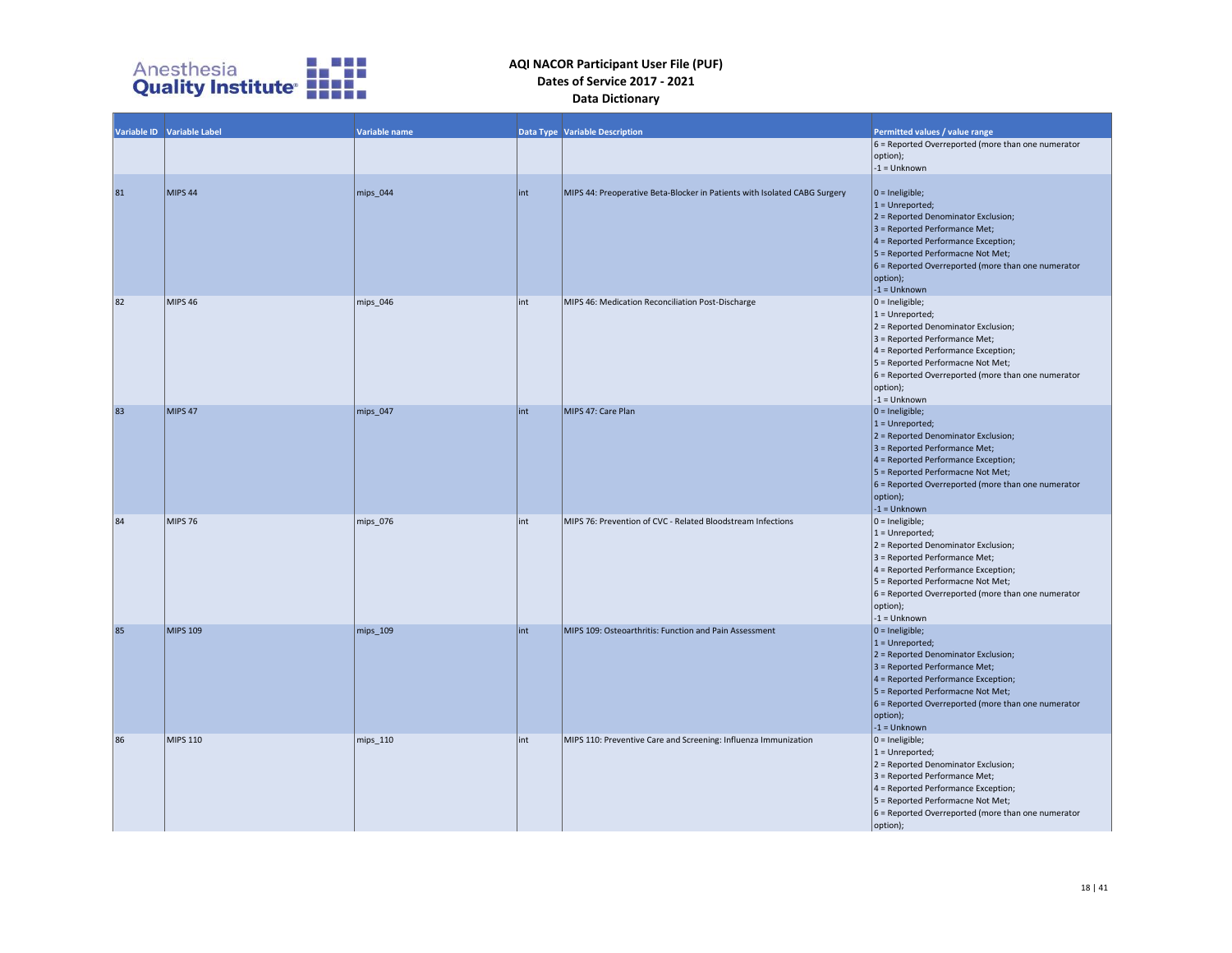| Variable ID | Variable Label | Variable name | Data Type | Variable Description | Permitted values / value range |
|---|---|---|---|---|---|
| | | | | | 6 = Reported Overreported (more than one numerator option);<br>-1 = Unknown |
| 81 | MIPS 44 | mips_044 | int | MIPS 44: Preoperative Beta-Blocker in Patients with Isolated CABG Surgery | 0 = Ineligible;<br>1 = Unreported;<br>2 = Reported Denominator Exclusion;<br>3 = Reported Performance Met;<br>4 = Reported Performance Exception;<br>5 = Reported Performacne Not Met;<br>6 = Reported Overreported (more than one numerator option);<br>-1 = Unknown |
| 82 | MIPS 46 | mips_046 | int | MIPS 46: Medication Reconciliation Post-Discharge | 0 = Ineligible;<br>1 = Unreported;<br>2 = Reported Denominator Exclusion;<br>3 = Reported Performance Met;<br>4 = Reported Performance Exception;<br>5 = Reported Performacne Not Met;<br>6 = Reported Overreported (more than one numerator option);<br>-1 = Unknown |
| 83 | MIPS 47 | mips_047 | int | MIPS 47: Care Plan | 0 = Ineligible;<br>1 = Unreported;<br>2 = Reported Denominator Exclusion;<br>3 = Reported Performance Met;<br>4 = Reported Performance Exception;<br>5 = Reported Performacne Not Met;<br>6 = Reported Overreported (more than one numerator option);<br>-1 = Unknown |
| 84 | MIPS 76 | mips_076 | int | MIPS 76: Prevention of CVC - Related Bloodstream Infections | 0 = Ineligible;<br>1 = Unreported;<br>2 = Reported Denominator Exclusion;<br>3 = Reported Performance Met;<br>4 = Reported Performance Exception;<br>5 = Reported Performacne Not Met;<br>6 = Reported Overreported (more than one numerator option);<br>-1 = Unknown |
| 85 | MIPS 109 | mips_109 | int | MIPS 109: Osteoarthritis: Function and Pain Assessment | 0 = Ineligible;<br>1 = Unreported;<br>2 = Reported Denominator Exclusion;<br>3 = Reported Performance Met;<br>4 = Reported Performance Exception;<br>5 = Reported Performacne Not Met;<br>6 = Reported Overreported (more than one numerator option);<br>-1 = Unknown |
| 86 | MIPS 110 | mips_110 | int | MIPS 110: Preventive Care and Screening: Influenza Immunization | 0 = Ineligible;<br>1 = Unreported;<br>2 = Reported Denominator Exclusion;<br>3 = Reported Performance Met;<br>4 = Reported Performance Exception;<br>5 = Reported Performacne Not Met;<br>6 = Reported Overreported (more than one numerator option); |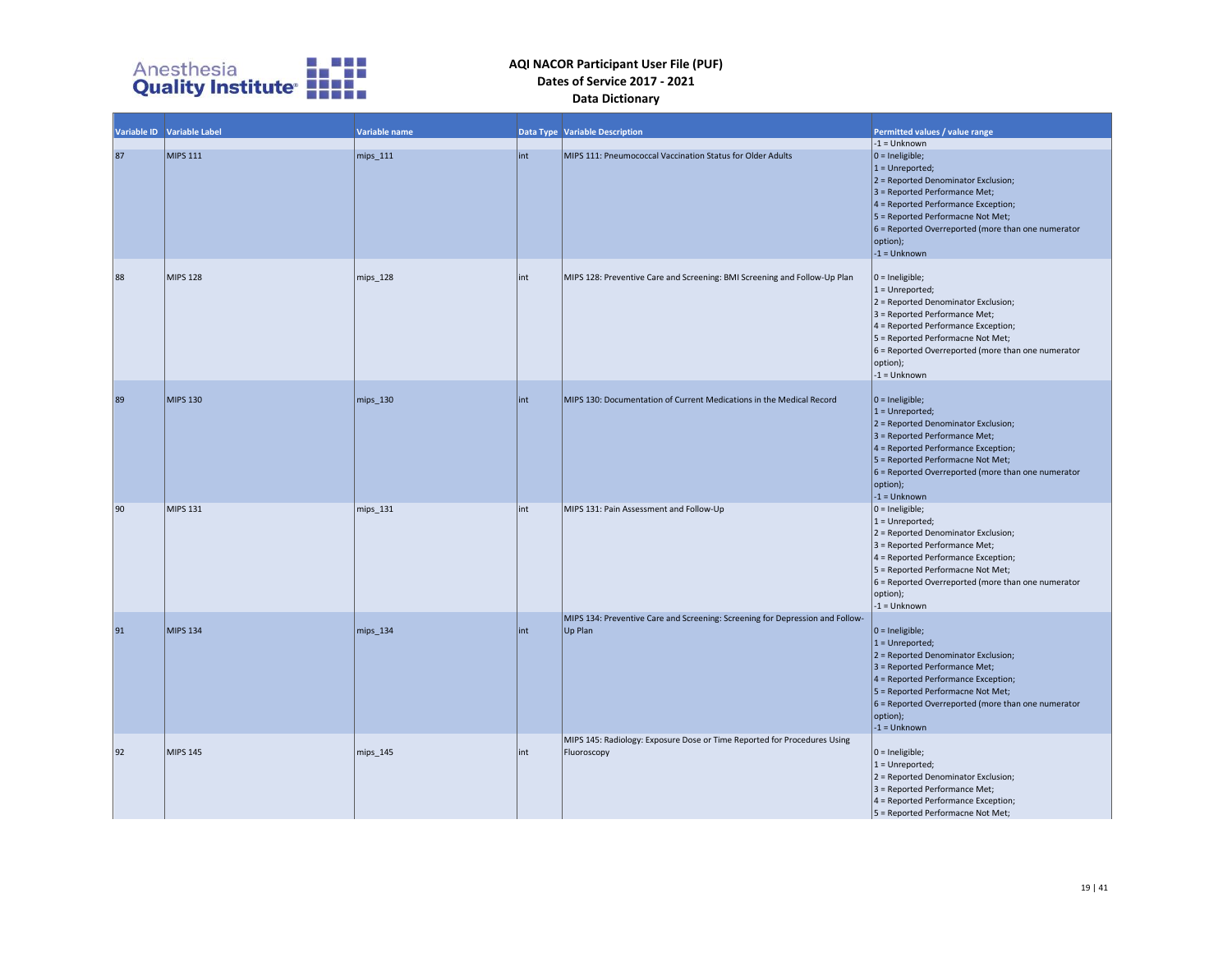# AQI NACOR Participant User File (PUF)
## Dates of Service 2017 - 2021
## Data Dictionary

| Variable ID | Variable Label | Variable name | Data Type | Variable Description | Permitted values / value range |
|---|---|---|---|---|---|
| | | | | | -1 = Unknown |
| 87 | MIPS 111 | mips_111 | int | MIPS 111: Pneumococcal Vaccination Status for Older Adults | 0 = Ineligible;<br>1 = Unreported;<br>2 = Reported Denominator Exclusion;<br>3 = Reported Performance Met;<br>4 = Reported Performance Exception;<br>5 = Reported Performacne Not Met;<br>6 = Reported Overreported (more than one numerator option);<br>-1 = Unknown |
| 88 | MIPS 128 | mips_128 | int | MIPS 128: Preventive Care and Screening: BMI Screening and Follow-Up Plan | 0 = Ineligible;<br>1 = Unreported;<br>2 = Reported Denominator Exclusion;<br>3 = Reported Performance Met;<br>4 = Reported Performance Exception;<br>5 = Reported Performacne Not Met;<br>6 = Reported Overreported (more than one numerator option);<br>-1 = Unknown |
| 89 | MIPS 130 | mips_130 | int | MIPS 130: Documentation of Current Medications in the Medical Record | 0 = Ineligible;<br>1 = Unreported;<br>2 = Reported Denominator Exclusion;<br>3 = Reported Performance Met;<br>4 = Reported Performance Exception;<br>5 = Reported Performacne Not Met;<br>6 = Reported Overreported (more than one numerator option);<br>-1 = Unknown |
| 90 | MIPS 131 | mips_131 | int | MIPS 131: Pain Assessment and Follow-Up | 0 = Ineligible;<br>1 = Unreported;<br>2 = Reported Denominator Exclusion;<br>3 = Reported Performance Met;<br>4 = Reported Performance Exception;<br>5 = Reported Performacne Not Met;<br>6 = Reported Overreported (more than one numerator option);<br>-1 = Unknown |
| 91 | MIPS 134 | mips_134 | int | MIPS 134: Preventive Care and Screening: Screening for Depression and Follow-Up Plan | 0 = Ineligible;<br>1 = Unreported;<br>2 = Reported Denominator Exclusion;<br>3 = Reported Performance Met;<br>4 = Reported Performance Exception;<br>5 = Reported Performacne Not Met;<br>6 = Reported Overreported (more than one numerator option);<br>-1 = Unknown |
| 92 | MIPS 145 | mips_145 | int | MIPS 145: Radiology: Exposure Dose or Time Reported for Procedures Using Fluoroscopy | 0 = Ineligible;<br>1 = Unreported;<br>2 = Reported Denominator Exclusion;<br>3 = Reported Performance Met;<br>4 = Reported Performance Exception;<br>5 = Reported Performacne Not Met; |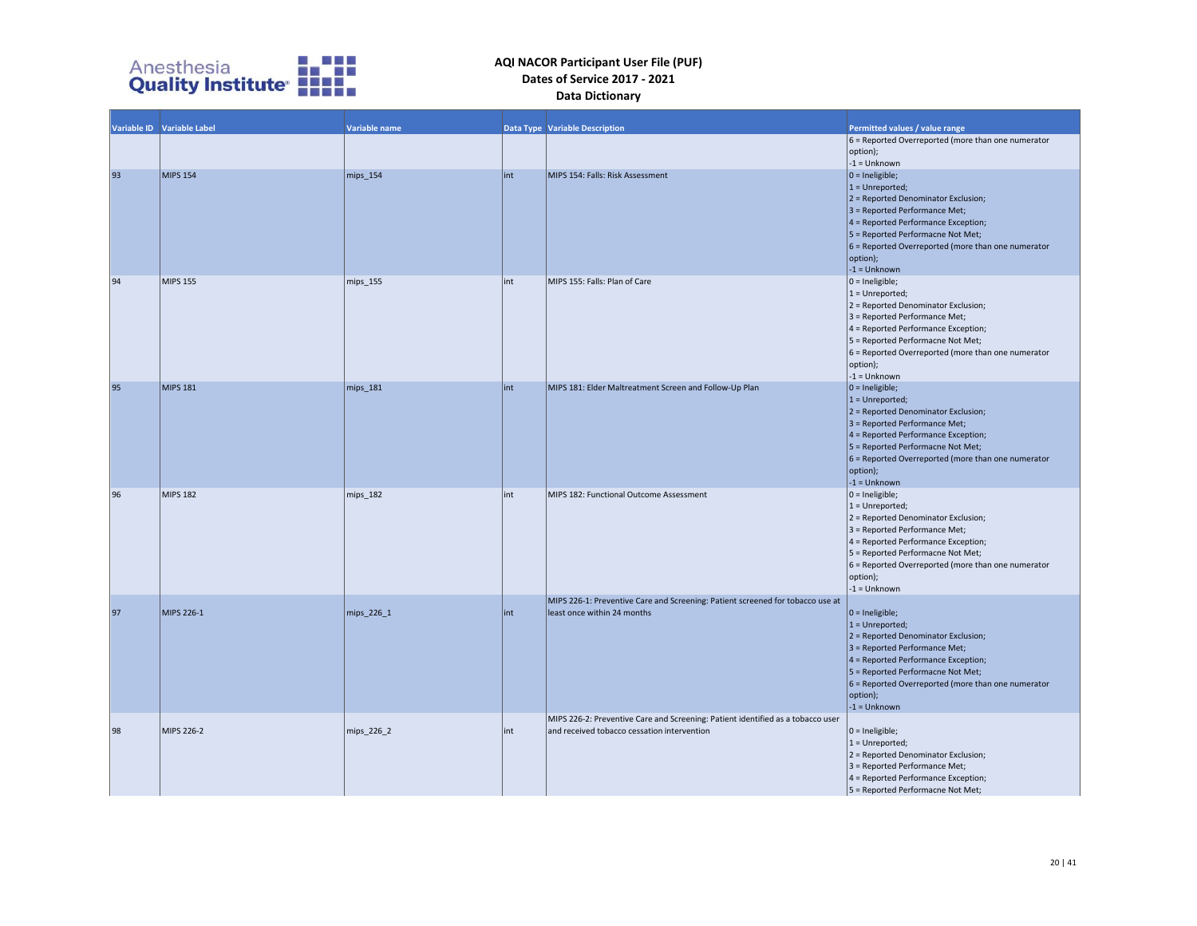## AQI NACOR Participant User File (PUF)
## Dates of Service 2017 - 2021
## Data Dictionary

| Variable ID | Variable Label | Variable name | Data Type | Variable Description | Permitted values / value range |
|---|---|---|---|---|---|
| | | | | | 6 = Reported Overreported (more than one numerator option); -1 = Unknown |
| 93 | MIPS 154 | mips_154 | int | MIPS 154: Falls: Risk Assessment | 0 = Ineligible; 1 = Unreported; 2 = Reported Denominator Exclusion; 3 = Reported Performance Met; 4 = Reported Performance Exception; 5 = Reported Performacne Not Met; 6 = Reported Overreported (more than one numerator option); -1 = Unknown |
| 94 | MIPS 155 | mips_155 | int | MIPS 155: Falls: Plan of Care | 0 = Ineligible; 1 = Unreported; 2 = Reported Denominator Exclusion; 3 = Reported Performance Met; 4 = Reported Performance Exception; 5 = Reported Performacne Not Met; 6 = Reported Overreported (more than one numerator option); -1 = Unknown |
| 95 | MIPS 181 | mips_181 | int | MIPS 181: Elder Maltreatment Screen and Follow-Up Plan | 0 = Ineligible; 1 = Unreported; 2 = Reported Denominator Exclusion; 3 = Reported Performance Met; 4 = Reported Performance Exception; 5 = Reported Performacne Not Met; 6 = Reported Overreported (more than one numerator option); -1 = Unknown |
| 96 | MIPS 182 | mips_182 | int | MIPS 182: Functional Outcome Assessment | 0 = Ineligible; 1 = Unreported; 2 = Reported Denominator Exclusion; 3 = Reported Performance Met; 4 = Reported Performance Exception; 5 = Reported Performacne Not Met; 6 = Reported Overreported (more than one numerator option); -1 = Unknown |
| 97 | MIPS 226-1 | mips_226_1 | int | MIPS 226-1: Preventive Care and Screening: Patient screened for tobacco use at least once within 24 months | 0 = Ineligible; 1 = Unreported; 2 = Reported Denominator Exclusion; 3 = Reported Performance Met; 4 = Reported Performance Exception; 5 = Reported Performacne Not Met; 6 = Reported Overreported (more than one numerator option); -1 = Unknown |
| 98 | MIPS 226-2 | mips_226_2 | int | MIPS 226-2: Preventive Care and Screening: Patient identified as a tobacco user and received tobacco cessation intervention | 0 = Ineligible; 1 = Unreported; 2 = Reported Denominator Exclusion; 3 = Reported Performance Met; 4 = Reported Performance Exception; 5 = Reported Performacne Not Met; |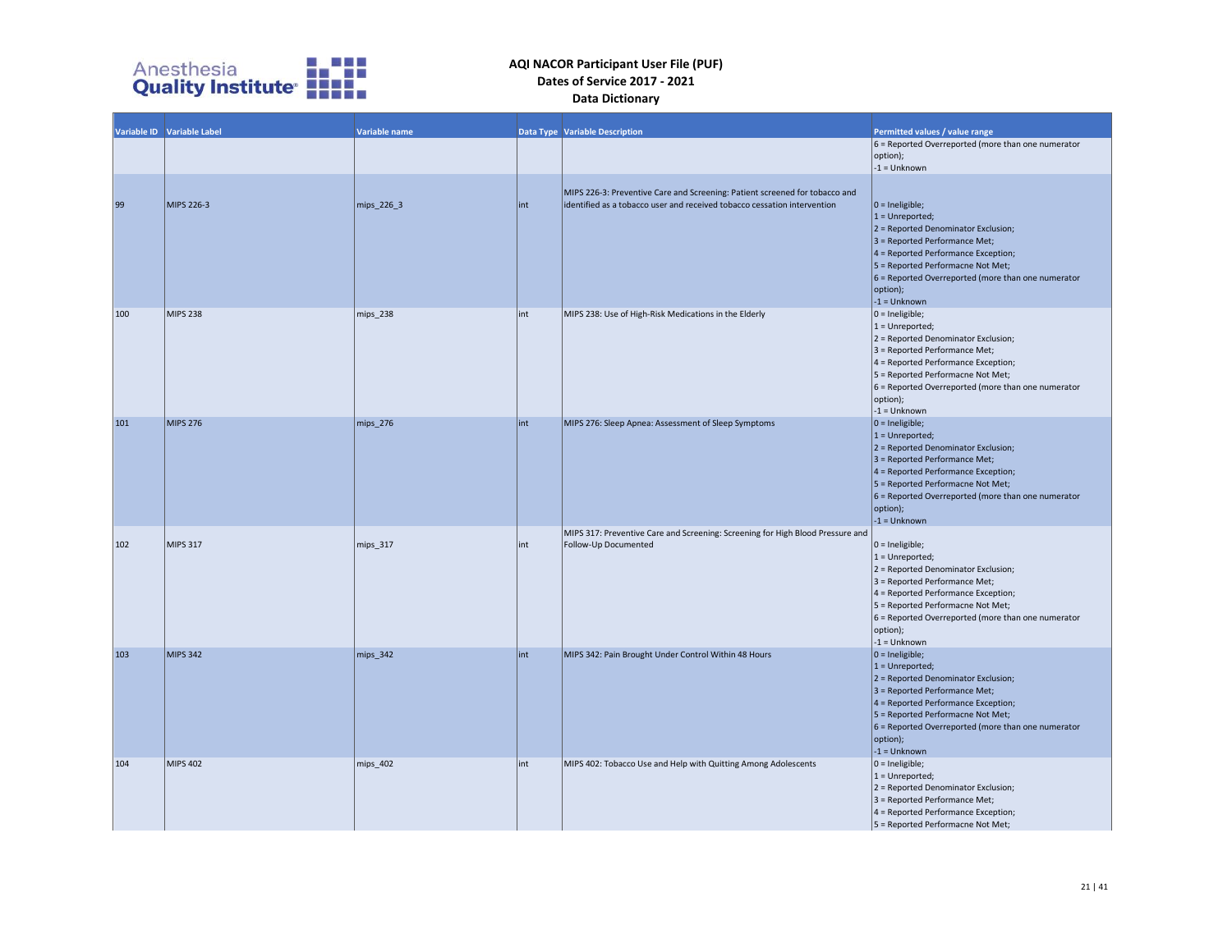**AQI NACOR Participant User File (PUF)**
**Dates of Service 2017 - 2021**
**Data Dictionary**

| Variable ID | Variable Label | Variable name | Data Type | Variable Description | Permitted values / value range |
|---|---|---|---|---|---|
| | | | | | 6 = Reported Overreported (more than one numerator option); -1 = Unknown |
| 99 | MIPS 226-3 | mips_226_3 | int | MIPS 226-3: Preventive Care and Screening: Patient screened for tobacco and identified as a tobacco user and received tobacco cessation intervention | 0 = Ineligible; 1 = Unreported; 2 = Reported Denominator Exclusion; 3 = Reported Performance Met; 4 = Reported Performance Exception; 5 = Reported Performacne Not Met; 6 = Reported Overreported (more than one numerator option); -1 = Unknown |
| 100 | MIPS 238 | mips_238 | int | MIPS 238: Use of High-Risk Medications in the Elderly | 0 = Ineligible; 1 = Unreported; 2 = Reported Denominator Exclusion; 3 = Reported Performance Met; 4 = Reported Performance Exception; 5 = Reported Performacne Not Met; 6 = Reported Overreported (more than one numerator option); -1 = Unknown |
| 101 | MIPS 276 | mips_276 | int | MIPS 276: Sleep Apnea: Assessment of Sleep Symptoms | 0 = Ineligible; 1 = Unreported; 2 = Reported Denominator Exclusion; 3 = Reported Performance Met; 4 = Reported Performance Exception; 5 = Reported Performacne Not Met; 6 = Reported Overreported (more than one numerator option); -1 = Unknown |
| 102 | MIPS 317 | mips_317 | int | MIPS 317: Preventive Care and Screening: Screening for High Blood Pressure and Follow-Up Documented | 0 = Ineligible; 1 = Unreported; 2 = Reported Denominator Exclusion; 3 = Reported Performance Met; 4 = Reported Performance Exception; 5 = Reported Performacne Not Met; 6 = Reported Overreported (more than one numerator option); -1 = Unknown |
| 103 | MIPS 342 | mips_342 | int | MIPS 342: Pain Brought Under Control Within 48 Hours | 0 = Ineligible; 1 = Unreported; 2 = Reported Denominator Exclusion; 3 = Reported Performance Met; 4 = Reported Performance Exception; 5 = Reported Performacne Not Met; 6 = Reported Overreported (more than one numerator option); -1 = Unknown |
| 104 | MIPS 402 | mips_402 | int | MIPS 402: Tobacco Use and Help with Quitting Among Adolescents | 0 = Ineligible; 1 = Unreported; 2 = Reported Denominator Exclusion; 3 = Reported Performance Met; 4 = Reported Performance Exception; 5 = Reported Performacne Not Met; |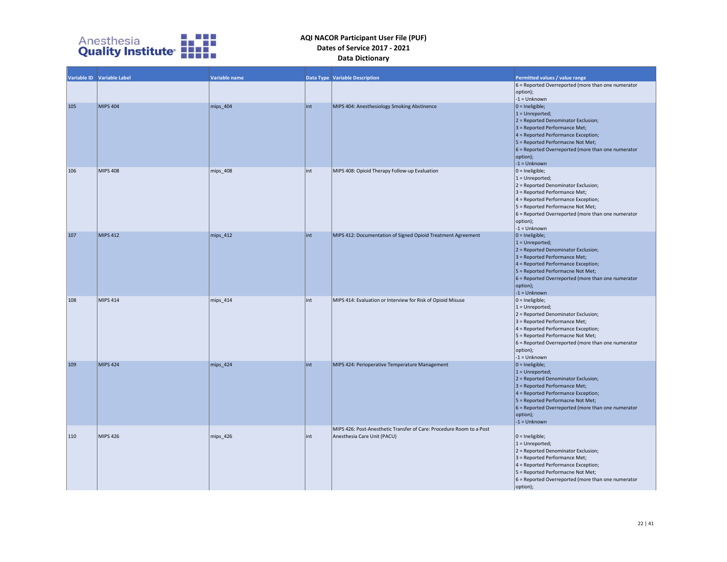**AQI NACOR Participant User File (PUF)**
**Dates of Service 2017 - 2021**
**Data Dictionary**

| Variable ID | Variable Label | Variable name | Data Type | Variable Description | Permitted values / value range |
|---|---|---|---|---|---|
| | | | | | 6 = Reported Overreported (more than one numerator option); -1 = Unknown |
| 105 | MIPS 404 | mips_404 | int | MIPS 404: Anesthesiology Smoking Abstinence | 0 = Ineligible; 1 = Unreported; 2 = Reported Denominator Exclusion; 3 = Reported Performance Met; 4 = Reported Performance Exception; 5 = Reported Performacne Not Met; 6 = Reported Overreported (more than one numerator option); -1 = Unknown |
| 106 | MIPS 408 | mips_408 | int | MIPS 408: Opioid Therapy Follow-up Evaluation | 0 = Ineligible; 1 = Unreported; 2 = Reported Denominator Exclusion; 3 = Reported Performance Met; 4 = Reported Performance Exception; 5 = Reported Performacne Not Met; 6 = Reported Overreported (more than one numerator option); -1 = Unknown |
| 107 | MIPS 412 | mips_412 | int | MIPS 412: Documentation of Signed Opioid Treatment Agreement | 0 = Ineligible; 1 = Unreported; 2 = Reported Denominator Exclusion; 3 = Reported Performance Met; 4 = Reported Performance Exception; 5 = Reported Performacne Not Met; 6 = Reported Overreported (more than one numerator option); -1 = Unknown |
| 108 | MIPS 414 | mips_414 | int | MIPS 414: Evaluation or Interview for Risk of Opioid Misuse | 0 = Ineligible; 1 = Unreported; 2 = Reported Denominator Exclusion; 3 = Reported Performance Met; 4 = Reported Performance Exception; 5 = Reported Performacne Not Met; 6 = Reported Overreported (more than one numerator option); -1 = Unknown |
| 109 | MIPS 424 | mips_424 | int | MIPS 424: Perioperative Temperature Management | 0 = Ineligible; 1 = Unreported; 2 = Reported Denominator Exclusion; 3 = Reported Performance Met; 4 = Reported Performance Exception; 5 = Reported Performacne Not Met; 6 = Reported Overreported (more than one numerator option); -1 = Unknown |
| 110 | MIPS 426 | mips_426 | int | MIPS 426: Post-Anesthetic Transfer of Care: Procedure Room to a Post Anesthesia Care Unit (PACU) | 0 = Ineligible; 1 = Unreported; 2 = Reported Denominator Exclusion; 3 = Reported Performance Met; 4 = Reported Performance Exception; 5 = Reported Performacne Not Met; 6 = Reported Overreported (more than one numerator option); |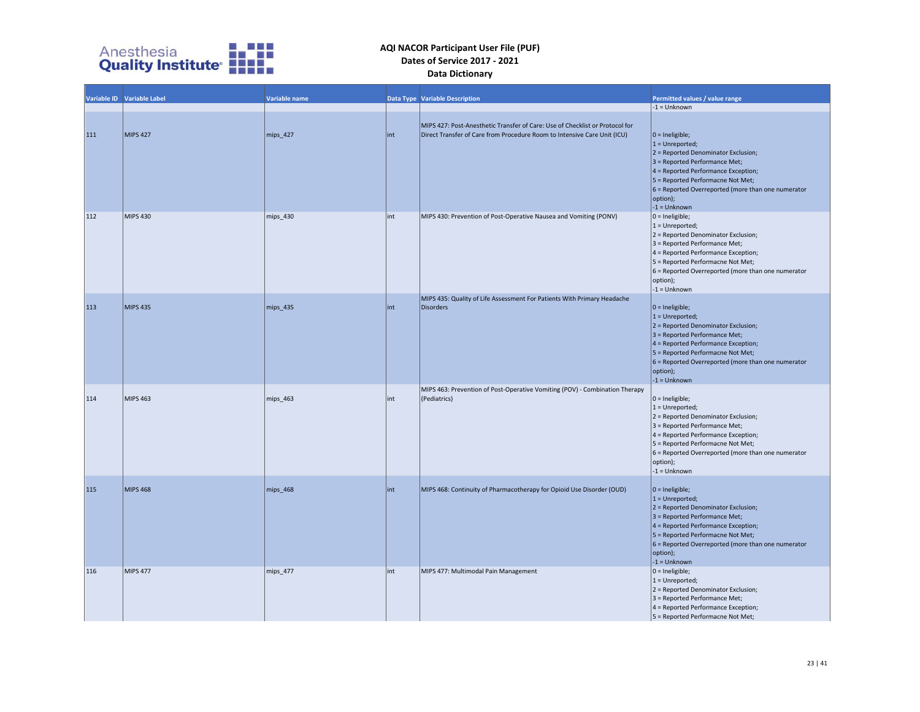# AQI NACOR Participant User File (PUF)
## Dates of Service 2017 - 2021
## Data Dictionary

| Variable ID | Variable Label | Variable name | Data Type | Variable Description | Permitted values / value range |
|---|---|---|---|---|---|
| | | | | | -1 = Unknown |
| 111 | MIPS 427 | mips_427 | int | MIPS 427: Post-Anesthetic Transfer of Care: Use of Checklist or Protocol for Direct Transfer of Care from Procedure Room to Intensive Care Unit (ICU) | 0 = Ineligible; 1 = Unreported; 2 = Reported Denominator Exclusion; 3 = Reported Performance Met; 4 = Reported Performance Exception; 5 = Reported Performacne Not Met; 6 = Reported Overreported (more than one numerator option); -1 = Unknown |
| 112 | MIPS 430 | mips_430 | int | MIPS 430: Prevention of Post-Operative Nausea and Vomiting (PONV) | 0 = Ineligible; 1 = Unreported; 2 = Reported Denominator Exclusion; 3 = Reported Performance Met; 4 = Reported Performance Exception; 5 = Reported Performacne Not Met; 6 = Reported Overreported (more than one numerator option); -1 = Unknown |
| 113 | MIPS 435 | mips_435 | int | MIPS 435: Quality of Life Assessment For Patients With Primary Headache Disorders | 0 = Ineligible; 1 = Unreported; 2 = Reported Denominator Exclusion; 3 = Reported Performance Met; 4 = Reported Performance Exception; 5 = Reported Performacne Not Met; 6 = Reported Overreported (more than one numerator option); -1 = Unknown |
| 114 | MIPS 463 | mips_463 | int | MIPS 463: Prevention of Post-Operative Vomiting (POV) - Combination Therapy (Pediatrics) | 0 = Ineligible; 1 = Unreported; 2 = Reported Denominator Exclusion; 3 = Reported Performance Met; 4 = Reported Performance Exception; 5 = Reported Performacne Not Met; 6 = Reported Overreported (more than one numerator option); -1 = Unknown |
| 115 | MIPS 468 | mips_468 | int | MIPS 468: Continuity of Pharmacotherapy for Opioid Use Disorder (OUD) | 0 = Ineligible; 1 = Unreported; 2 = Reported Denominator Exclusion; 3 = Reported Performance Met; 4 = Reported Performance Exception; 5 = Reported Performacne Not Met; 6 = Reported Overreported (more than one numerator option); -1 = Unknown |
| 116 | MIPS 477 | mips_477 | int | MIPS 477: Multimodal Pain Management | 0 = Ineligible; 1 = Unreported; 2 = Reported Denominator Exclusion; 3 = Reported Performance Met; 4 = Reported Performance Exception; 5 = Reported Performacne Not Met; |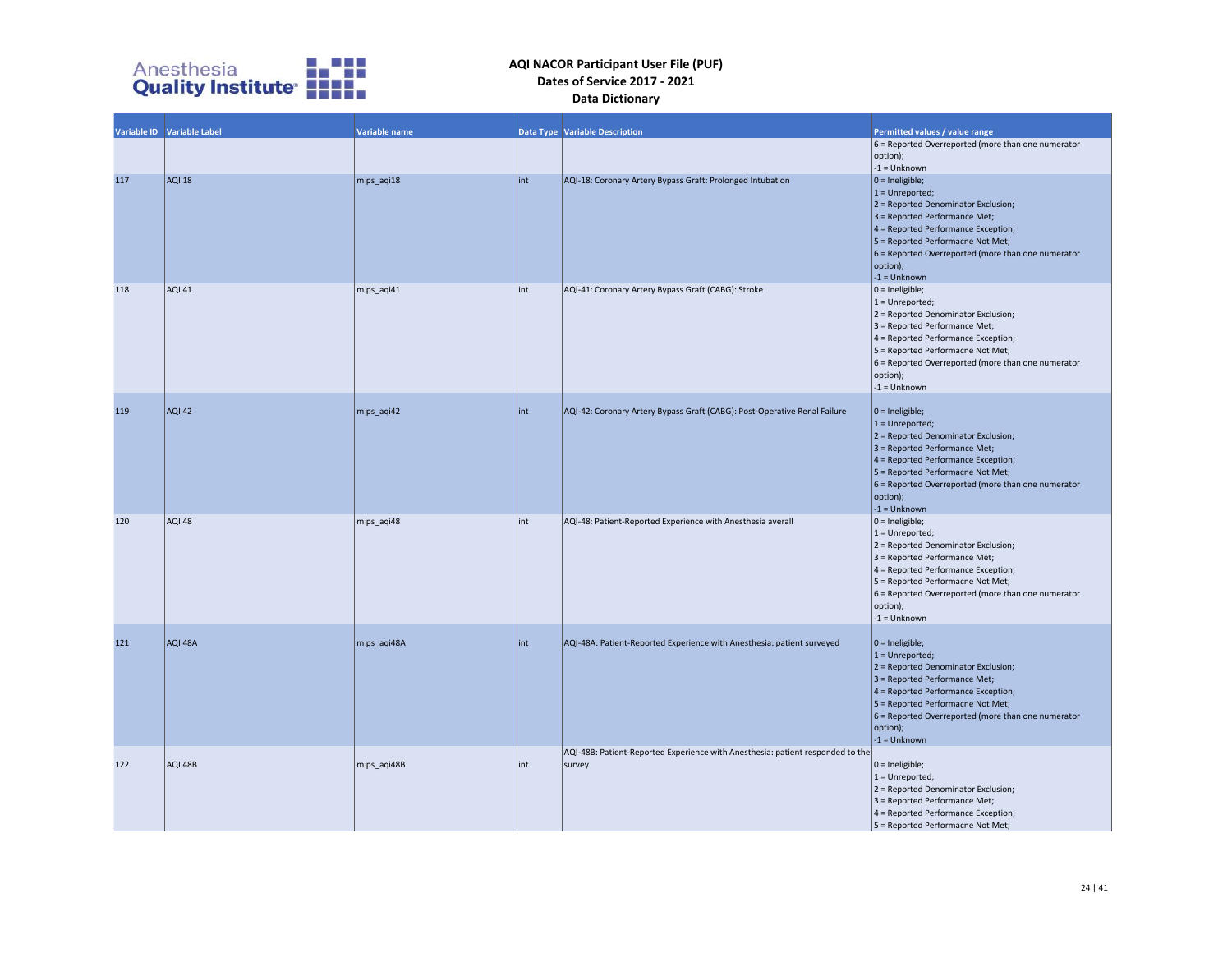**AQI NACOR Participant User File (PUF)**
**Dates of Service 2017 - 2021**
**Data Dictionary**

| Variable ID | Variable Label | Variable name | Data Type | Variable Description | Permitted values / value range |
|---|---|---|---|---|---|
| | | | | | 6 = Reported Overreported (more than one numerator option);<br>-1 = Unknown |
| 117 | AQI 18 | mips_aqi18 | int | AQI-18: Coronary Artery Bypass Graft: Prolonged Intubation | 0 = Ineligible;<br>1 = Unreported;<br>2 = Reported Denominator Exclusion;<br>3 = Reported Performance Met;<br>4 = Reported Performance Exception;<br>5 = Reported Performacne Not Met;<br>6 = Reported Overreported (more than one numerator option);<br>-1 = Unknown |
| 118 | AQI 41 | mips_aqi41 | int | AQI-41: Coronary Artery Bypass Graft (CABG): Stroke | 0 = Ineligible;<br>1 = Unreported;<br>2 = Reported Denominator Exclusion;<br>3 = Reported Performance Met;<br>4 = Reported Performance Exception;<br>5 = Reported Performacne Not Met;<br>6 = Reported Overreported (more than one numerator option);<br>-1 = Unknown |
| 119 | AQI 42 | mips_aqi42 | int | AQI-42: Coronary Artery Bypass Graft (CABG): Post-Operative Renal Failure | 0 = Ineligible;<br>1 = Unreported;<br>2 = Reported Denominator Exclusion;<br>3 = Reported Performance Met;<br>4 = Reported Performance Exception;<br>5 = Reported Performacne Not Met;<br>6 = Reported Overreported (more than one numerator option);<br>-1 = Unknown |
| 120 | AQI 48 | mips_aqi48 | int | AQI-48: Patient-Reported Experience with Anesthesia averall | 0 = Ineligible;<br>1 = Unreported;<br>2 = Reported Denominator Exclusion;<br>3 = Reported Performance Met;<br>4 = Reported Performance Exception;<br>5 = Reported Performacne Not Met;<br>6 = Reported Overreported (more than one numerator option);<br>-1 = Unknown |
| 121 | AQI 48A | mips_aqi48A | int | AQI-48A: Patient-Reported Experience with Anesthesia: patient surveyed | 0 = Ineligible;<br>1 = Unreported;<br>2 = Reported Denominator Exclusion;<br>3 = Reported Performance Met;<br>4 = Reported Performance Exception;<br>5 = Reported Performacne Not Met;<br>6 = Reported Overreported (more than one numerator option);<br>-1 = Unknown |
| 122 | AQI 48B | mips_aqi48B | int | AQI-48B: Patient-Reported Experience with Anesthesia: patient responded to the survey | 0 = Ineligible;<br>1 = Unreported;<br>2 = Reported Denominator Exclusion;<br>3 = Reported Performance Met;<br>4 = Reported Performance Exception;<br>5 = Reported Performacne Not Met; |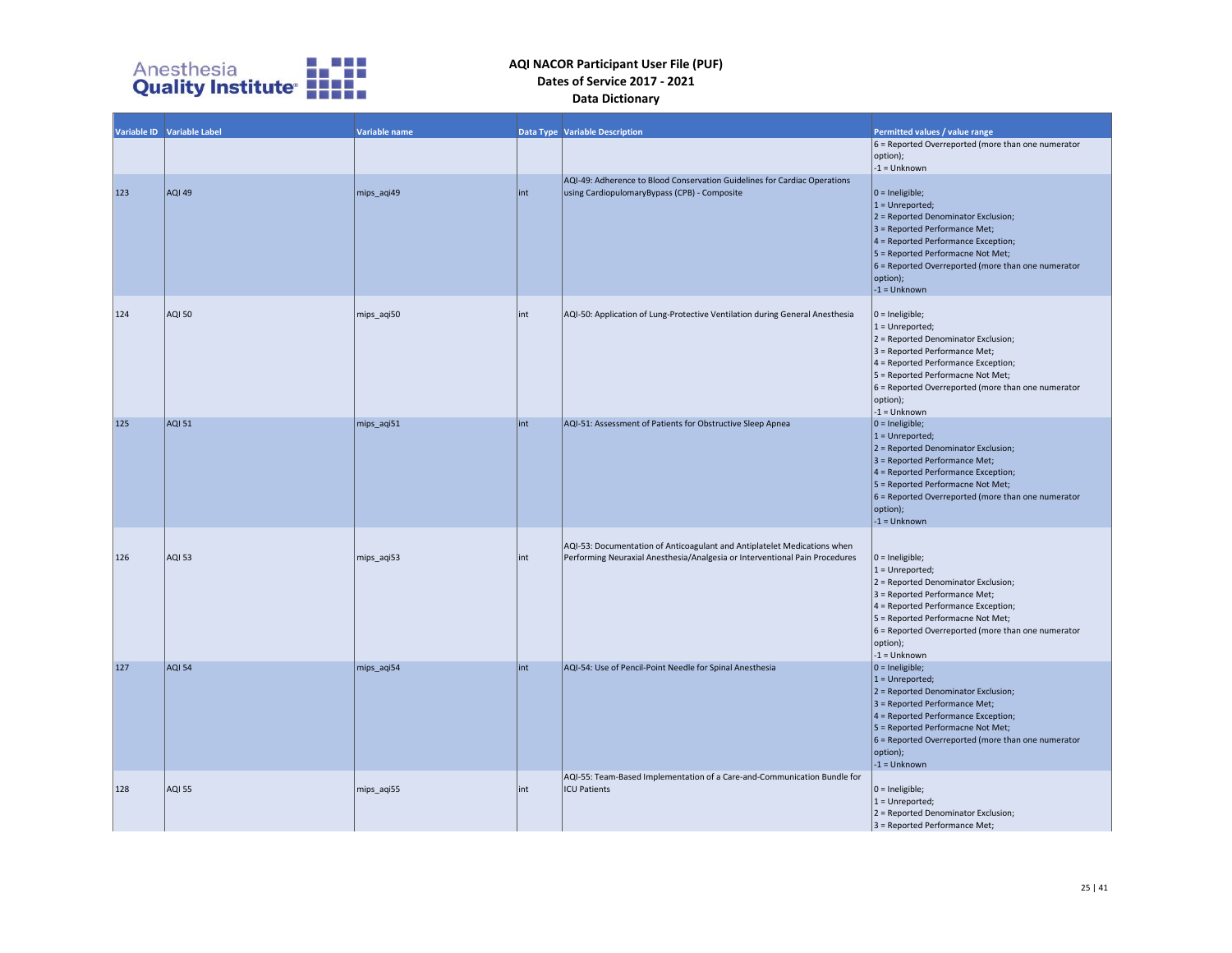| Variable ID | Variable Label | Variable name | Data Type | Variable Description | Permitted values / value range |
|---|---|---|---|---|---|
| | | | | | 6 = Reported Overreported (more than one numerator option); -1 = Unknown |
| 123 | AQI 49 | mips_aqi49 | int | AQI-49: Adherence to Blood Conservation Guidelines for Cardiac Operations using CardiopulomaryBypass (CPB) - Composite | 0 = Ineligible; 1 = Unreported; 2 = Reported Denominator Exclusion; 3 = Reported Performance Met; 4 = Reported Performance Exception; 5 = Reported Performacne Not Met; 6 = Reported Overreported (more than one numerator option); -1 = Unknown |
| 124 | AQI 50 | mips_aqi50 | int | AQI-50: Application of Lung-Protective Ventilation during General Anesthesia | 0 = Ineligible; 1 = Unreported; 2 = Reported Denominator Exclusion; 3 = Reported Performance Met; 4 = Reported Performance Exception; 5 = Reported Performacne Not Met; 6 = Reported Overreported (more than one numerator option); -1 = Unknown |
| 125 | AQI 51 | mips_aqi51 | int | AQI-51: Assessment of Patients for Obstructive Sleep Apnea | 0 = Ineligible; 1 = Unreported; 2 = Reported Denominator Exclusion; 3 = Reported Performance Met; 4 = Reported Performance Exception; 5 = Reported Performacne Not Met; 6 = Reported Overreported (more than one numerator option); -1 = Unknown |
| 126 | AQI 53 | mips_aqi53 | int | AQI-53: Documentation of Anticoagulant and Antiplatelet Medications when Performing Neuraxial Anesthesia/Analgesia or Interventional Pain Procedures | 0 = Ineligible; 1 = Unreported; 2 = Reported Denominator Exclusion; 3 = Reported Performance Met; 4 = Reported Performance Exception; 5 = Reported Performacne Not Met; 6 = Reported Overreported (more than one numerator option); -1 = Unknown |
| 127 | AQI 54 | mips_aqi54 | int | AQI-54: Use of Pencil-Point Needle for Spinal Anesthesia | 0 = Ineligible; 1 = Unreported; 2 = Reported Denominator Exclusion; 3 = Reported Performance Met; 4 = Reported Performance Exception; 5 = Reported Performacne Not Met; 6 = Reported Overreported (more than one numerator option); -1 = Unknown |
| 128 | AQI 55 | mips_aqi55 | int | AQI-55: Team-Based Implementation of a Care-and-Communication Bundle for ICU Patients | 0 = Ineligible; 1 = Unreported; 2 = Reported Denominator Exclusion; 3 = Reported Performance Met; |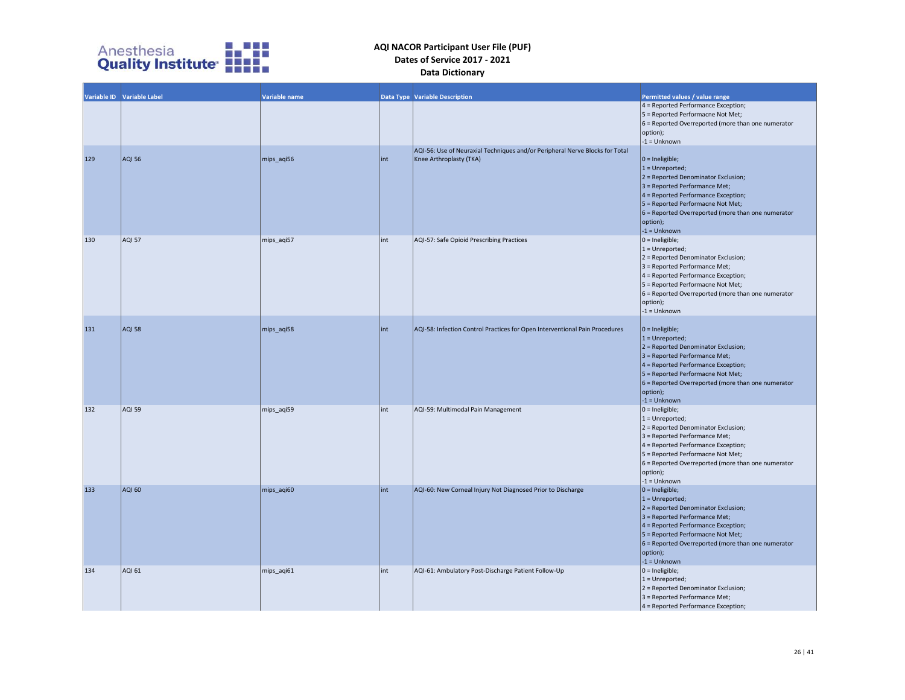| Variable ID | Variable Label | Variable name | Data Type | Variable Description | Permitted values / value range |
|---|---|---|---|---|---|
| | | | | | 4 = Reported Performance Exception;<br>5 = Reported Performacne Not Met;<br>6 = Reported Overreported (more than one numerator option);<br>-1 = Unknown |
| 129 | AQI 56 | mips_aqi56 | int | AQI-56: Use of Neuraxial Techniques and/or Peripheral Nerve Blocks for Total Knee Arthroplasty (TKA) | 0 = Ineligible;<br>1 = Unreported;<br>2 = Reported Denominator Exclusion;<br>3 = Reported Performance Met;<br>4 = Reported Performance Exception;<br>5 = Reported Performacne Not Met;<br>6 = Reported Overreported (more than one numerator option);<br>-1 = Unknown |
| 130 | AQI 57 | mips_aqi57 | int | AQI-57: Safe Opioid Prescribing Practices | 0 = Ineligible;<br>1 = Unreported;<br>2 = Reported Denominator Exclusion;<br>3 = Reported Performance Met;<br>4 = Reported Performance Exception;<br>5 = Reported Performacne Not Met;<br>6 = Reported Overreported (more than one numerator option);<br>-1 = Unknown |
| 131 | AQI 58 | mips_aqi58 | int | AQI-58: Infection Control Practices for Open Interventional Pain Procedures | 0 = Ineligible;<br>1 = Unreported;<br>2 = Reported Denominator Exclusion;<br>3 = Reported Performance Met;<br>4 = Reported Performance Exception;<br>5 = Reported Performacne Not Met;<br>6 = Reported Overreported (more than one numerator option);<br>-1 = Unknown |
| 132 | AQI 59 | mips_aqi59 | int | AQI-59: Multimodal Pain Management | 0 = Ineligible;<br>1 = Unreported;<br>2 = Reported Denominator Exclusion;<br>3 = Reported Performance Met;<br>4 = Reported Performance Exception;<br>5 = Reported Performacne Not Met;<br>6 = Reported Overreported (more than one numerator option);<br>-1 = Unknown |
| 133 | AQI 60 | mips_aqi60 | int | AQI-60: New Corneal Injury Not Diagnosed Prior to Discharge | 0 = Ineligible;<br>1 = Unreported;<br>2 = Reported Denominator Exclusion;<br>3 = Reported Performance Met;<br>4 = Reported Performance Exception;<br>5 = Reported Performacne Not Met;<br>6 = Reported Overreported (more than one numerator option);<br>-1 = Unknown |
| 134 | AQI 61 | mips_aqi61 | int | AQI-61: Ambulatory Post-Discharge Patient Follow-Up | 0 = Ineligible;<br>1 = Unreported;<br>2 = Reported Denominator Exclusion;<br>3 = Reported Performance Met;<br>4 = Reported Performance Exception; |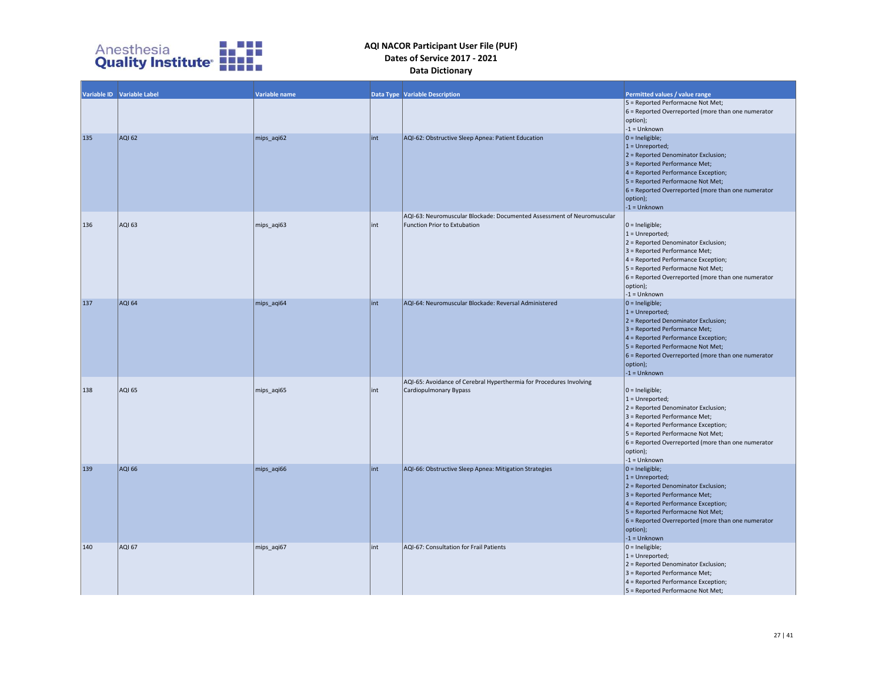# AQI NACOR Participant User File (PUF)
## Dates of Service 2017 - 2021
## Data Dictionary

| Variable ID | Variable Label | Variable name | Data Type | Variable Description | Permitted values / value range |
|---|---|---|---|---|---|
| | | | | | 5 = Reported Performacne Not Met; 6 = Reported Overreported (more than one numerator option); -1 = Unknown |
| 135 | AQI 62 | mips_aqi62 | int | AQI-62: Obstructive Sleep Apnea: Patient Education | 0 = Ineligible; 1 = Unreported; 2 = Reported Denominator Exclusion; 3 = Reported Performance Met; 4 = Reported Performance Exception; 5 = Reported Performacne Not Met; 6 = Reported Overreported (more than one numerator option); -1 = Unknown |
| 136 | AQI 63 | mips_aqi63 | int | AQI-63: Neuromuscular Blockade: Documented Assessment of Neuromuscular Function Prior to Extubation | 0 = Ineligible; 1 = Unreported; 2 = Reported Denominator Exclusion; 3 = Reported Performance Met; 4 = Reported Performance Exception; 5 = Reported Performacne Not Met; 6 = Reported Overreported (more than one numerator option); -1 = Unknown |
| 137 | AQI 64 | mips_aqi64 | int | AQI-64: Neuromuscular Blockade: Reversal Administered | 0 = Ineligible; 1 = Unreported; 2 = Reported Denominator Exclusion; 3 = Reported Performance Met; 4 = Reported Performance Exception; 5 = Reported Performacne Not Met; 6 = Reported Overreported (more than one numerator option); -1 = Unknown |
| 138 | AQI 65 | mips_aqi65 | int | AQI-65: Avoidance of Cerebral Hyperthermia for Procedures Involving Cardiopulmonary Bypass | 0 = Ineligible; 1 = Unreported; 2 = Reported Denominator Exclusion; 3 = Reported Performance Met; 4 = Reported Performance Exception; 5 = Reported Performacne Not Met; 6 = Reported Overreported (more than one numerator option); -1 = Unknown |
| 139 | AQI 66 | mips_aqi66 | int | AQI-66: Obstructive Sleep Apnea: Mitigation Strategies | 0 = Ineligible; 1 = Unreported; 2 = Reported Denominator Exclusion; 3 = Reported Performance Met; 4 = Reported Performance Exception; 5 = Reported Performacne Not Met; 6 = Reported Overreported (more than one numerator option); -1 = Unknown |
| 140 | AQI 67 | mips_aqi67 | int | AQI-67: Consultation for Frail Patients | 0 = Ineligible; 1 = Unreported; 2 = Reported Denominator Exclusion; 3 = Reported Performance Met; 4 = Reported Performance Exception; 5 = Reported Performacne Not Met; |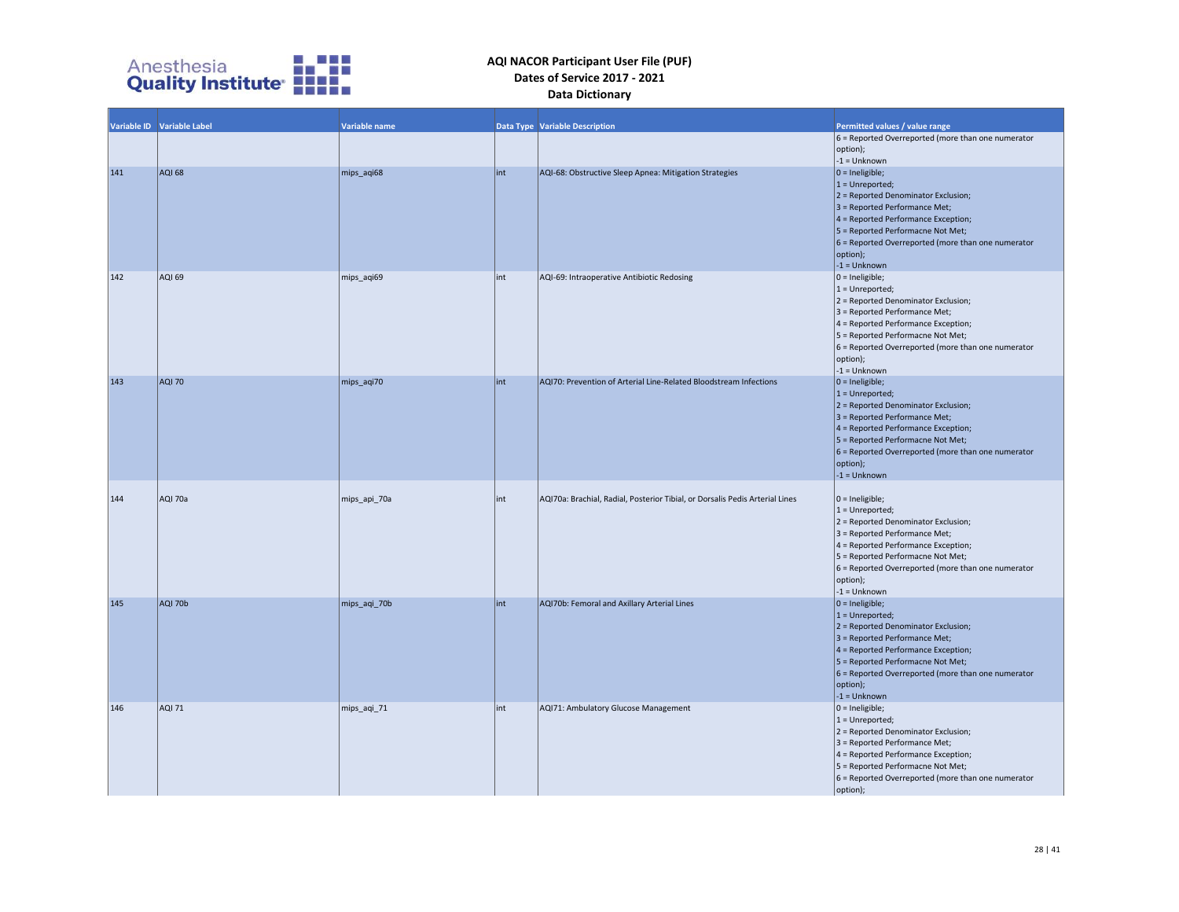| Variable ID | Variable Label | Variable name | Data Type | Variable Description | Permitted values / value range |
|---|---|---|---|---|---|
| | | | | | 6 = Reported Overreported (more than one numerator option);<br>-1 = Unknown |
| 141 | AQI 68 | mips_aqi68 | int | AQI-68: Obstructive Sleep Apnea: Mitigation Strategies | 0 = Ineligible;<br>1 = Unreported;<br>2 = Reported Denominator Exclusion;<br>3 = Reported Performance Met;<br>4 = Reported Performance Exception;<br>5 = Reported Performacne Not Met;<br>6 = Reported Overreported (more than one numerator option);<br>-1 = Unknown |
| 142 | AQI 69 | mips_aqi69 | int | AQI-69: Intraoperative Antibiotic Redosing | 0 = Ineligible;<br>1 = Unreported;<br>2 = Reported Denominator Exclusion;<br>3 = Reported Performance Met;<br>4 = Reported Performance Exception;<br>5 = Reported Performacne Not Met;<br>6 = Reported Overreported (more than one numerator option);<br>-1 = Unknown |
| 143 | AQI 70 | mips_aqi70 | int | AQI70: Prevention of Arterial Line-Related Bloodstream Infections | 0 = Ineligible;<br>1 = Unreported;<br>2 = Reported Denominator Exclusion;<br>3 = Reported Performance Met;<br>4 = Reported Performance Exception;<br>5 = Reported Performacne Not Met;<br>6 = Reported Overreported (more than one numerator option);<br>-1 = Unknown |
| 144 | AQI 70a | mips_api_70a | int | AQI70a: Brachial, Radial, Posterior Tibial, or Dorsalis Pedis Arterial Lines | 0 = Ineligible;<br>1 = Unreported;<br>2 = Reported Denominator Exclusion;<br>3 = Reported Performance Met;<br>4 = Reported Performance Exception;<br>5 = Reported Performacne Not Met;<br>6 = Reported Overreported (more than one numerator option);<br>-1 = Unknown |
| 145 | AQI 70b | mips_aqi_70b | int | AQI70b: Femoral and Axillary Arterial Lines | 0 = Ineligible;<br>1 = Unreported;<br>2 = Reported Denominator Exclusion;<br>3 = Reported Performance Met;<br>4 = Reported Performance Exception;<br>5 = Reported Performacne Not Met;<br>6 = Reported Overreported (more than one numerator option);<br>-1 = Unknown |
| 146 | AQI 71 | mips_aqi_71 | int | AQI71: Ambulatory Glucose Management | 0 = Ineligible;<br>1 = Unreported;<br>2 = Reported Denominator Exclusion;<br>3 = Reported Performance Met;<br>4 = Reported Performance Exception;<br>5 = Reported Performacne Not Met;<br>6 = Reported Overreported (more than one numerator option); |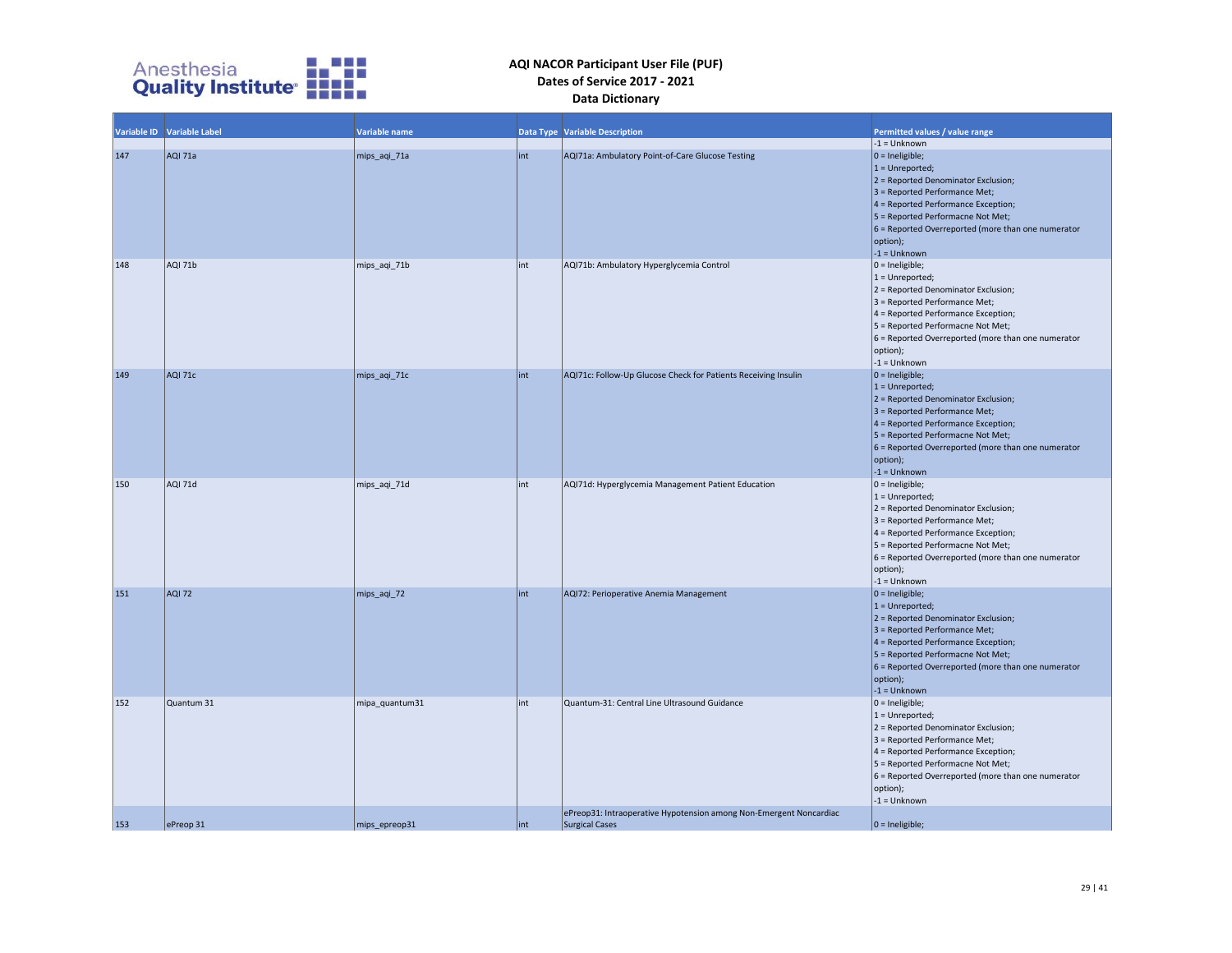# AQI NACOR Participant User File (PUF)
## Dates of Service 2017 - 2021
## Data Dictionary

| Variable ID | Variable Label | Variable name | Data Type | Variable Description | Permitted values / value range |
|---|---|---|---|---|---|
| | | | | | -1 = Unknown |
| 147 | AQI 71a | mips_aqi_71a | int | AQI71a: Ambulatory Point-of-Care Glucose Testing | 0 = Ineligible;<br>1 = Unreported;<br>2 = Reported Denominator Exclusion;<br>3 = Reported Performance Met;<br>4 = Reported Performance Exception;<br>5 = Reported Performacne Not Met;<br>6 = Reported Overreported (more than one numerator option);<br>-1 = Unknown |
| 148 | AQI 71b | mips_aqi_71b | int | AQI71b: Ambulatory Hyperglycemia Control | 0 = Ineligible;<br>1 = Unreported;<br>2 = Reported Denominator Exclusion;<br>3 = Reported Performance Met;<br>4 = Reported Performance Exception;<br>5 = Reported Performacne Not Met;<br>6 = Reported Overreported (more than one numerator option);<br>-1 = Unknown |
| 149 | AQI 71c | mips_aqi_71c | int | AQI71c: Follow-Up Glucose Check for Patients Receiving Insulin | 0 = Ineligible;<br>1 = Unreported;<br>2 = Reported Denominator Exclusion;<br>3 = Reported Performance Met;<br>4 = Reported Performance Exception;<br>5 = Reported Performacne Not Met;<br>6 = Reported Overreported (more than one numerator option);<br>-1 = Unknown |
| 150 | AQI 71d | mips_aqi_71d | int | AQI71d: Hyperglycemia Management Patient Education | 0 = Ineligible;<br>1 = Unreported;<br>2 = Reported Denominator Exclusion;<br>3 = Reported Performance Met;<br>4 = Reported Performance Exception;<br>5 = Reported Performacne Not Met;<br>6 = Reported Overreported (more than one numerator option);<br>-1 = Unknown |
| 151 | AQI 72 | mips_aqi_72 | int | AQI72: Perioperative Anemia Management | 0 = Ineligible;<br>1 = Unreported;<br>2 = Reported Denominator Exclusion;<br>3 = Reported Performance Met;<br>4 = Reported Performance Exception;<br>5 = Reported Performacne Not Met;<br>6 = Reported Overreported (more than one numerator option);<br>-1 = Unknown |
| 152 | Quantum 31 | mipa_quantum31 | int | Quantum-31: Central Line Ultrasound Guidance | 0 = Ineligible;<br>1 = Unreported;<br>2 = Reported Denominator Exclusion;<br>3 = Reported Performance Met;<br>4 = Reported Performance Exception;<br>5 = Reported Performacne Not Met;<br>6 = Reported Overreported (more than one numerator option);<br>-1 = Unknown |
| 153 | ePreop 31 | mips_epreop31 | int | ePreop31: Intraoperative Hypotension among Non-Emergent Noncardiac Surgical Cases | 0 = Ineligible; |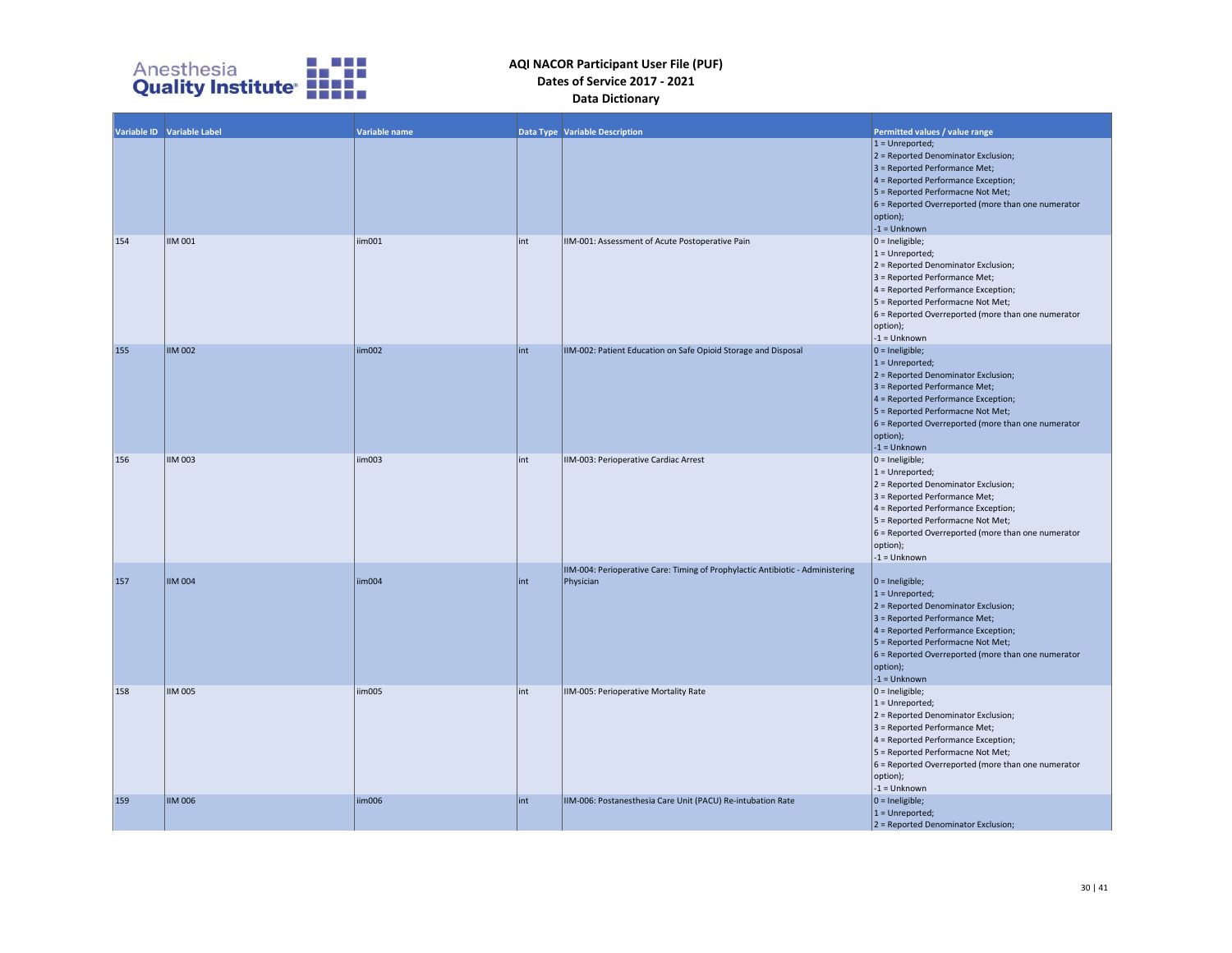# AQI NACOR Participant User File (PUF)
## Dates of Service 2017 - 2021
## Data Dictionary

| Variable ID | Variable Label | Variable name | Data Type | Variable Description | Permitted values / value range |
|---|---|---|---|---|---|
| | | | | | 1 = Unreported; 2 = Reported Denominator Exclusion; 3 = Reported Performance Met; 4 = Reported Performance Exception; 5 = Reported Performacne Not Met; 6 = Reported Overreported (more than one numerator option); -1 = Unknown |
| 154 | IIM 001 | iim001 | int | IIM-001: Assessment of Acute Postoperative Pain | 0 = Ineligible; 1 = Unreported; 2 = Reported Denominator Exclusion; 3 = Reported Performance Met; 4 = Reported Performance Exception; 5 = Reported Performacne Not Met; 6 = Reported Overreported (more than one numerator option); -1 = Unknown |
| 155 | IIM 002 | iim002 | int | IIM-002: Patient Education on Safe Opioid Storage and Disposal | 0 = Ineligible; 1 = Unreported; 2 = Reported Denominator Exclusion; 3 = Reported Performance Met; 4 = Reported Performance Exception; 5 = Reported Performacne Not Met; 6 = Reported Overreported (more than one numerator option); -1 = Unknown |
| 156 | IIM 003 | iim003 | int | IIM-003: Perioperative Cardiac Arrest | 0 = Ineligible; 1 = Unreported; 2 = Reported Denominator Exclusion; 3 = Reported Performance Met; 4 = Reported Performance Exception; 5 = Reported Performacne Not Met; 6 = Reported Overreported (more than one numerator option); -1 = Unknown |
| 157 | IIM 004 | iim004 | int | IIM-004: Perioperative Care: Timing of Prophylactic Antibiotic - Administering Physician | 0 = Ineligible; 1 = Unreported; 2 = Reported Denominator Exclusion; 3 = Reported Performance Met; 4 = Reported Performance Exception; 5 = Reported Performacne Not Met; 6 = Reported Overreported (more than one numerator option); -1 = Unknown |
| 158 | IIM 005 | iim005 | int | IIM-005: Perioperative Mortality Rate | 0 = Ineligible; 1 = Unreported; 2 = Reported Denominator Exclusion; 3 = Reported Performance Met; 4 = Reported Performance Exception; 5 = Reported Performacne Not Met; 6 = Reported Overreported (more than one numerator option); -1 = Unknown |
| 159 | IIM 006 | iim006 | int | IIM-006: Postanesthesia Care Unit (PACU) Re-intubation Rate | 0 = Ineligible; 1 = Unreported; 2 = Reported Denominator Exclusion; |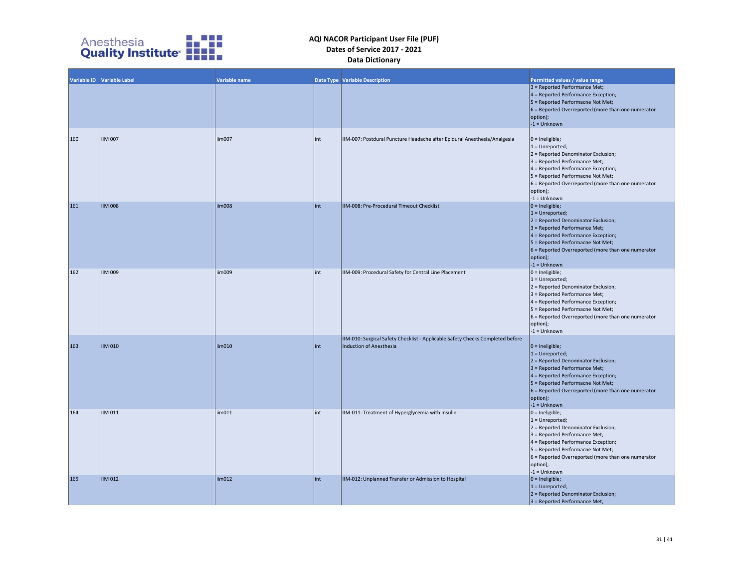| Variable ID | Variable Label | Variable name | Data Type | Variable Description | Permitted values / value range |
|---|---|---|---|---|---|
| | | | | | 3 = Reported Performance Met;<br>4 = Reported Performance Exception;<br>5 = Reported Performacne Not Met;<br>6 = Reported Overreported (more than one numerator option);<br>-1 = Unknown |
| 160 | IIM 007 | iim007 | int | IIM-007: Postdural Puncture Headache after Epidural Anesthesia/Analgesia | 0 = Ineligible;<br>1 = Unreported;<br>2 = Reported Denominator Exclusion;<br>3 = Reported Performance Met;<br>4 = Reported Performance Exception;<br>5 = Reported Performacne Not Met;<br>6 = Reported Overreported (more than one numerator option);<br>-1 = Unknown |
| 161 | IIM 008 | iim008 | int | IIM-008: Pre-Procedural Timeout Checklist | 0 = Ineligible;<br>1 = Unreported;<br>2 = Reported Denominator Exclusion;<br>3 = Reported Performance Met;<br>4 = Reported Performance Exception;<br>5 = Reported Performacne Not Met;<br>6 = Reported Overreported (more than one numerator option);<br>-1 = Unknown |
| 162 | IIM 009 | iim009 | int | IIM-009: Procedural Safety for Central Line Placement | 0 = Ineligible;<br>1 = Unreported;<br>2 = Reported Denominator Exclusion;<br>3 = Reported Performance Met;<br>4 = Reported Performance Exception;<br>5 = Reported Performacne Not Met;<br>6 = Reported Overreported (more than one numerator option);<br>-1 = Unknown |
| 163 | IIM 010 | iim010 | int | IIM-010: Surgical Safety Checklist - Applicable Safety Checks Completed before Induction of Anesthesia | 0 = Ineligible;<br>1 = Unreported;<br>2 = Reported Denominator Exclusion;<br>3 = Reported Performance Met;<br>4 = Reported Performance Exception;<br>5 = Reported Performacne Not Met;<br>6 = Reported Overreported (more than one numerator option);<br>-1 = Unknown |
| 164 | IIM 011 | iim011 | int | IIM-011: Treatment of Hyperglycemia with Insulin | 0 = Ineligible;<br>1 = Unreported;<br>2 = Reported Denominator Exclusion;<br>3 = Reported Performance Met;<br>4 = Reported Performance Exception;<br>5 = Reported Performacne Not Met;<br>6 = Reported Overreported (more than one numerator option);<br>-1 = Unknown |
| 165 | IIM 012 | iim012 | int | IIM-012: Unplanned Transfer or Admission to Hospital | 0 = Ineligible;<br>1 = Unreported;<br>2 = Reported Denominator Exclusion;<br>3 = Reported Performance Met; |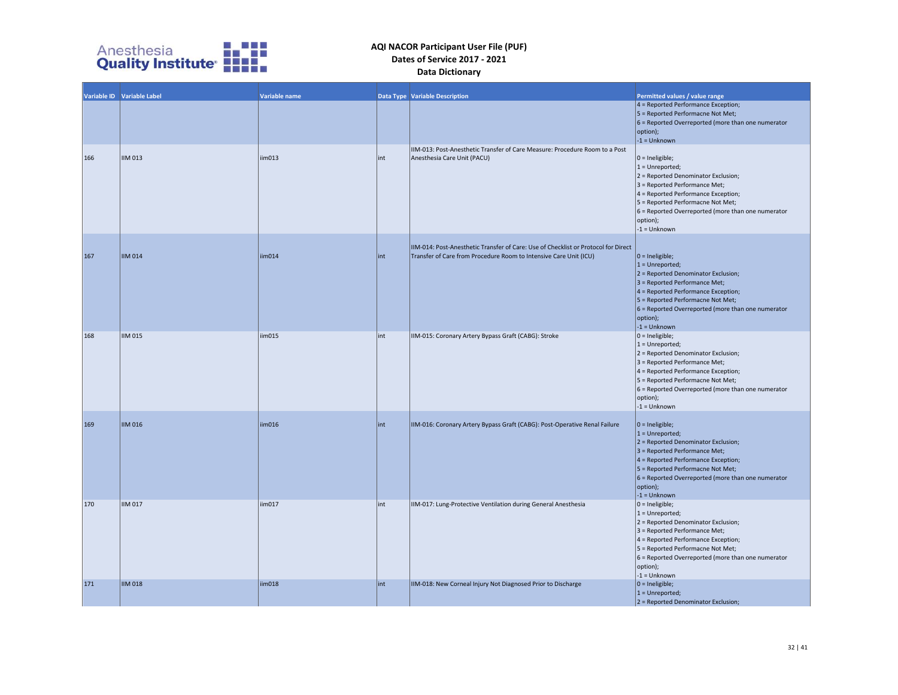| Variable ID | Variable Label | Variable name | Data Type | Variable Description | Permitted values / value range |
|---|---|---|---|---|---|
| | | | | | 4 = Reported Performance Exception;<br>5 = Reported Performacne Not Met;<br>6 = Reported Overreported (more than one numerator option);<br>-1 = Unknown |
| 166 | IIM 013 | iim013 | int | IIM-013: Post-Anesthetic Transfer of Care Measure: Procedure Room to a Post Anesthesia Care Unit (PACU) | 0 = Ineligible;<br>1 = Unreported;<br>2 = Reported Denominator Exclusion;<br>3 = Reported Performance Met;<br>4 = Reported Performance Exception;<br>5 = Reported Performacne Not Met;<br>6 = Reported Overreported (more than one numerator option);<br>-1 = Unknown |
| 167 | IIM 014 | iim014 | int | IIM-014: Post-Anesthetic Transfer of Care: Use of Checklist or Protocol for Direct Transfer of Care from Procedure Room to Intensive Care Unit (ICU) | 0 = Ineligible;<br>1 = Unreported;<br>2 = Reported Denominator Exclusion;<br>3 = Reported Performance Met;<br>4 = Reported Performance Exception;<br>5 = Reported Performacne Not Met;<br>6 = Reported Overreported (more than one numerator option);<br>-1 = Unknown |
| 168 | IIM 015 | iim015 | int | IIM-015: Coronary Artery Bypass Graft (CABG): Stroke | 0 = Ineligible;<br>1 = Unreported;<br>2 = Reported Denominator Exclusion;<br>3 = Reported Performance Met;<br>4 = Reported Performance Exception;<br>5 = Reported Performacne Not Met;<br>6 = Reported Overreported (more than one numerator option);<br>-1 = Unknown |
| 169 | IIM 016 | iim016 | int | IIM-016: Coronary Artery Bypass Graft (CABG): Post-Operative Renal Failure | 0 = Ineligible;<br>1 = Unreported;<br>2 = Reported Denominator Exclusion;<br>3 = Reported Performance Met;<br>4 = Reported Performance Exception;<br>5 = Reported Performacne Not Met;<br>6 = Reported Overreported (more than one numerator option);<br>-1 = Unknown |
| 170 | IIM 017 | iim017 | int | IIM-017: Lung-Protective Ventilation during General Anesthesia | 0 = Ineligible;<br>1 = Unreported;<br>2 = Reported Denominator Exclusion;<br>3 = Reported Performance Met;<br>4 = Reported Performance Exception;<br>5 = Reported Performacne Not Met;<br>6 = Reported Overreported (more than one numerator option);<br>-1 = Unknown |
| 171 | IIM 018 | iim018 | int | IIM-018: New Corneal Injury Not Diagnosed Prior to Discharge | 0 = Ineligible;<br>1 = Unreported;<br>2 = Reported Denominator Exclusion; |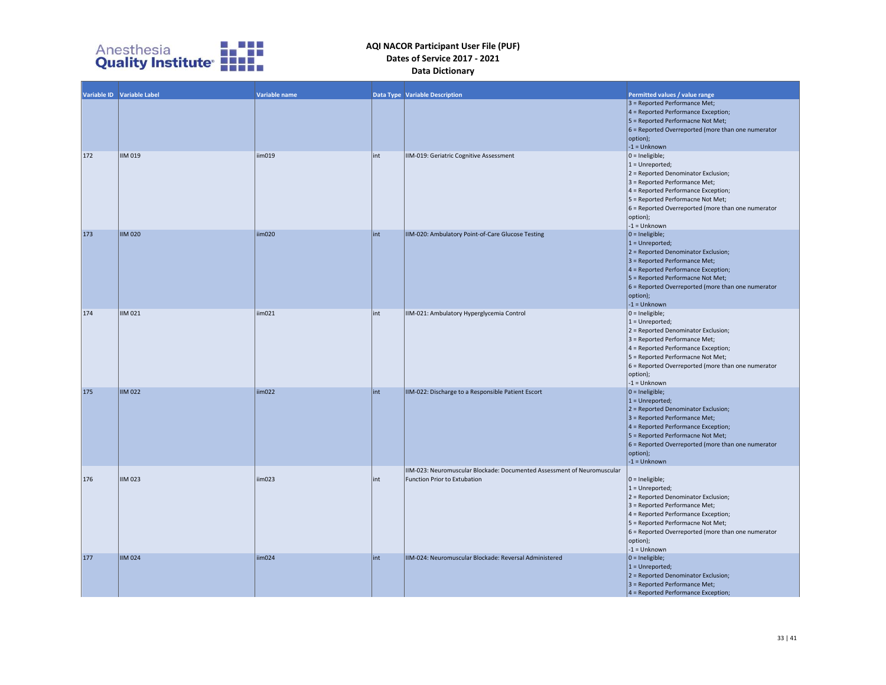# AQI NACOR Participant User File (PUF)
## Dates of Service 2017 - 2021
## Data Dictionary

| Variable ID | Variable Label | Variable name | Data Type | Variable Description | Permitted values / value range |
|---|---|---|---|---|---|
| | | | | | 3 = Reported Performance Met;<br>4 = Reported Performance Exception;<br>5 = Reported Performacne Not Met;<br>6 = Reported Overreported (more than one numerator option);<br>-1 = Unknown |
| 172 | IIM 019 | iim019 | int | IIM-019: Geriatric Cognitive Assessment | 0 = Ineligible;<br>1 = Unreported;<br>2 = Reported Denominator Exclusion;<br>3 = Reported Performance Met;<br>4 = Reported Performance Exception;<br>5 = Reported Performacne Not Met;<br>6 = Reported Overreported (more than one numerator option);<br>-1 = Unknown |
| 173 | IIM 020 | iim020 | int | IIM-020: Ambulatory Point-of-Care Glucose Testing | 0 = Ineligible;<br>1 = Unreported;<br>2 = Reported Denominator Exclusion;<br>3 = Reported Performance Met;<br>4 = Reported Performance Exception;<br>5 = Reported Performacne Not Met;<br>6 = Reported Overreported (more than one numerator option);<br>-1 = Unknown |
| 174 | IIM 021 | iim021 | int | IIM-021: Ambulatory Hyperglycemia Control | 0 = Ineligible;<br>1 = Unreported;<br>2 = Reported Denominator Exclusion;<br>3 = Reported Performance Met;<br>4 = Reported Performance Exception;<br>5 = Reported Performacne Not Met;<br>6 = Reported Overreported (more than one numerator option);<br>-1 = Unknown |
| 175 | IIM 022 | iim022 | int | IIM-022: Discharge to a Responsible Patient Escort | 0 = Ineligible;<br>1 = Unreported;<br>2 = Reported Denominator Exclusion;<br>3 = Reported Performance Met;<br>4 = Reported Performance Exception;<br>5 = Reported Performacne Not Met;<br>6 = Reported Overreported (more than one numerator option);<br>-1 = Unknown |
| 176 | IIM 023 | iim023 | int | IIM-023: Neuromuscular Blockade: Documented Assessment of Neuromuscular Function Prior to Extubation | 0 = Ineligible;<br>1 = Unreported;<br>2 = Reported Denominator Exclusion;<br>3 = Reported Performance Met;<br>4 = Reported Performance Exception;<br>5 = Reported Performacne Not Met;<br>6 = Reported Overreported (more than one numerator option);<br>-1 = Unknown |
| 177 | IIM 024 | iim024 | int | IIM-024: Neuromuscular Blockade: Reversal Administered | 0 = Ineligible;<br>1 = Unreported;<br>2 = Reported Denominator Exclusion;<br>3 = Reported Performance Met;<br>4 = Reported Performance Exception; |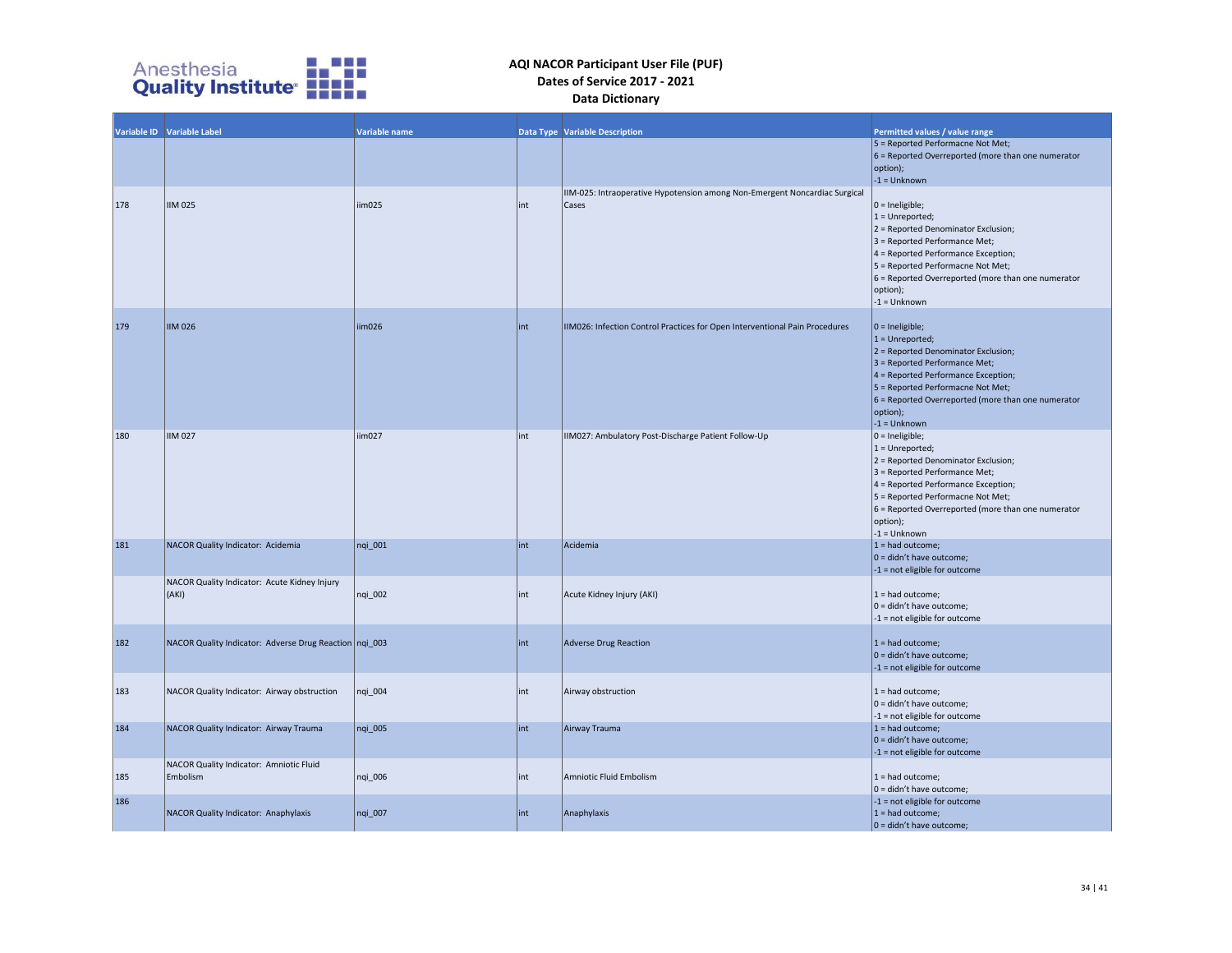# AQI NACOR Participant User File (PUF)
## Dates of Service 2017 - 2021
## Data Dictionary

| Variable ID | Variable Label | Variable name | Data Type | Variable Description | Permitted values / value range |
|---|---|---|---|---|---|
| | | | | | 5 = Reported Performacne Not Met; 6 = Reported Overreported (more than one numerator option); -1 = Unknown |
| 178 | IIM 025 | iim025 | int | IIM-025: Intraoperative Hypotension among Non-Emergent Noncardiac Surgical Cases | 0 = Ineligible; 1 = Unreported; 2 = Reported Denominator Exclusion; 3 = Reported Performance Met; 4 = Reported Performance Exception; 5 = Reported Performacne Not Met; 6 = Reported Overreported (more than one numerator option); -1 = Unknown |
| 179 | IIM 026 | iim026 | int | IIM026: Infection Control Practices for Open Interventional Pain Procedures | 0 = Ineligible; 1 = Unreported; 2 = Reported Denominator Exclusion; 3 = Reported Performance Met; 4 = Reported Performance Exception; 5 = Reported Performacne Not Met; 6 = Reported Overreported (more than one numerator option); -1 = Unknown |
| 180 | IIM 027 | iim027 | int | IIM027: Ambulatory Post-Discharge Patient Follow-Up | 0 = Ineligible; 1 = Unreported; 2 = Reported Denominator Exclusion; 3 = Reported Performance Met; 4 = Reported Performance Exception; 5 = Reported Performacne Not Met; 6 = Reported Overreported (more than one numerator option); -1 = Unknown |
| 181 | NACOR Quality Indicator: Acidemia | nqi_001 | int | Acidemia | 1 = had outcome; 0 = didn't have outcome; -1 = not eligible for outcome |
| | NACOR Quality Indicator: Acute Kidney Injury (AKI) | nqi_002 | int | Acute Kidney Injury (AKI) | 1 = had outcome; 0 = didn't have outcome; -1 = not eligible for outcome |
| 182 | NACOR Quality Indicator: Adverse Drug Reaction | nqi_003 | int | Adverse Drug Reaction | 1 = had outcome; 0 = didn't have outcome; -1 = not eligible for outcome |
| 183 | NACOR Quality Indicator: Airway obstruction | nqi_004 | int | Airway obstruction | 1 = had outcome; 0 = didn't have outcome; -1 = not eligible for outcome |
| 184 | NACOR Quality Indicator: Airway Trauma | nqi_005 | int | Airway Trauma | 1 = had outcome; 0 = didn't have outcome; -1 = not eligible for outcome |
| 185 | NACOR Quality Indicator: Amniotic Fluid Embolism | nqi_006 | int | Amniotic Fluid Embolism | 1 = had outcome; 0 = didn't have outcome; -1 = not eligible for outcome |
| 186 | NACOR Quality Indicator: Anaphylaxis | nqi_007 | int | Anaphylaxis | 1 = had outcome; 0 = didn't have outcome; |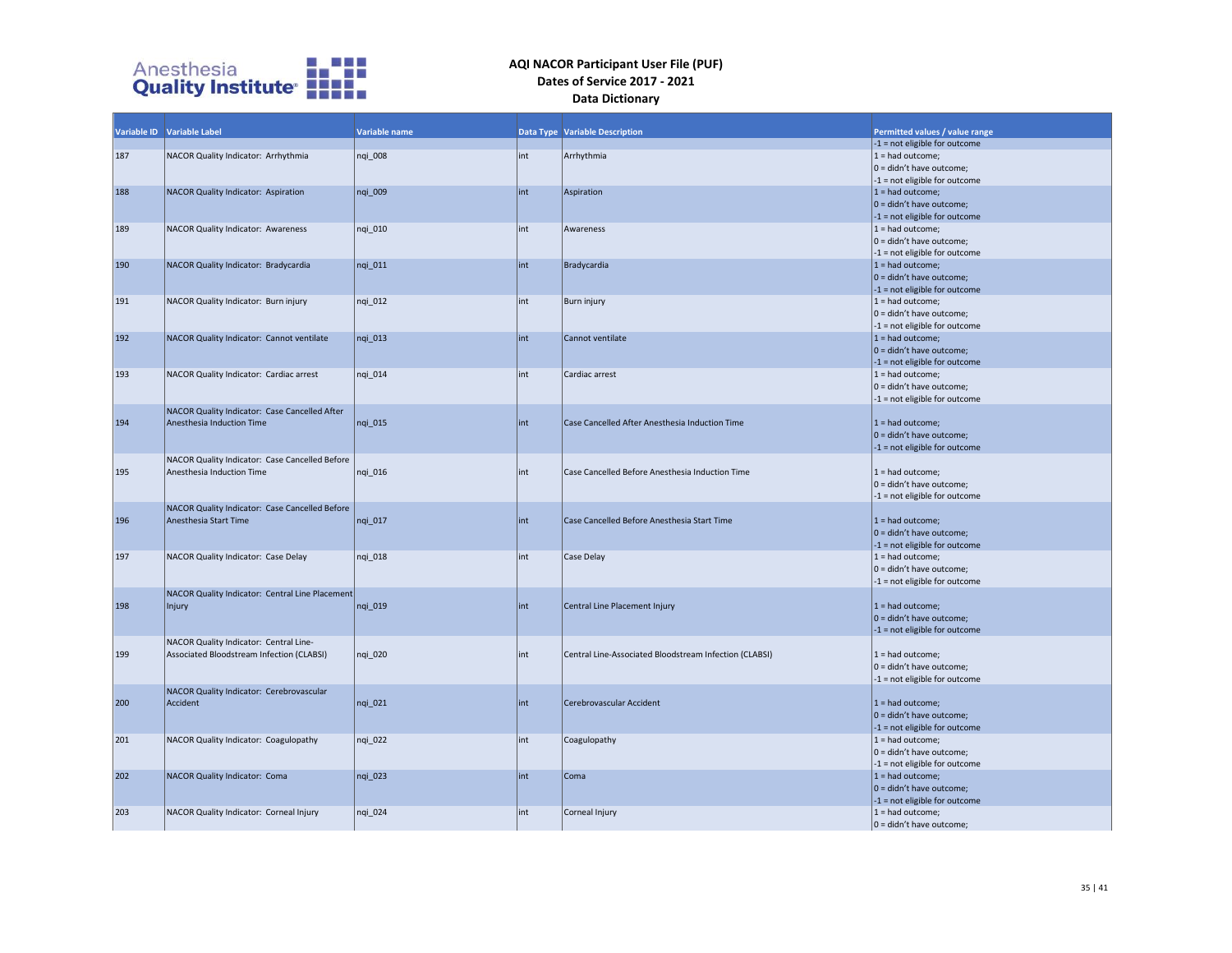# AQI NACOR Participant User File (PUF)
## Dates of Service 2017 - 2021
## Data Dictionary

| Variable ID | Variable Label | Variable name | Data Type | Variable Description | Permitted values / value range |
|---|---|---|---|---|---|
| | | | | | -1 = not eligible for outcome |
| 187 | NACOR Quality Indicator: Arrhythmia | nqi_008 | int | Arrhythmia | 1 = had outcome;<br>0 = didn't have outcome;<br>-1 = not eligible for outcome |
| 188 | NACOR Quality Indicator: Aspiration | nqi_009 | int | Aspiration | 1 = had outcome;<br>0 = didn't have outcome;<br>-1 = not eligible for outcome |
| 189 | NACOR Quality Indicator: Awareness | nqi_010 | int | Awareness | 1 = had outcome;<br>0 = didn't have outcome;<br>-1 = not eligible for outcome |
| 190 | NACOR Quality Indicator: Bradycardia | nqi_011 | int | Bradycardia | 1 = had outcome;<br>0 = didn't have outcome;<br>-1 = not eligible for outcome |
| 191 | NACOR Quality Indicator: Burn injury | nqi_012 | int | Burn injury | 1 = had outcome;<br>0 = didn't have outcome;<br>-1 = not eligible for outcome |
| 192 | NACOR Quality Indicator: Cannot ventilate | nqi_013 | int | Cannot ventilate | 1 = had outcome;<br>0 = didn't have outcome;<br>-1 = not eligible for outcome |
| 193 | NACOR Quality Indicator: Cardiac arrest | nqi_014 | int | Cardiac arrest | 1 = had outcome;<br>0 = didn't have outcome;<br>-1 = not eligible for outcome |
| 194 | NACOR Quality Indicator: Case Cancelled After Anesthesia Induction Time | nqi_015 | int | Case Cancelled After Anesthesia Induction Time | 1 = had outcome;<br>0 = didn't have outcome;<br>-1 = not eligible for outcome |
| 195 | NACOR Quality Indicator: Case Cancelled Before Anesthesia Induction Time | nqi_016 | int | Case Cancelled Before Anesthesia Induction Time | 1 = had outcome;<br>0 = didn't have outcome;<br>-1 = not eligible for outcome |
| 196 | NACOR Quality Indicator: Case Cancelled Before Anesthesia Start Time | nqi_017 | int | Case Cancelled Before Anesthesia Start Time | 1 = had outcome;<br>0 = didn't have outcome;<br>-1 = not eligible for outcome |
| 197 | NACOR Quality Indicator: Case Delay | nqi_018 | int | Case Delay | 1 = had outcome;<br>0 = didn't have outcome;<br>-1 = not eligible for outcome |
| 198 | NACOR Quality Indicator: Central Line Placement Injury | nqi_019 | int | Central Line Placement Injury | 1 = had outcome;<br>0 = didn't have outcome;<br>-1 = not eligible for outcome |
| 199 | NACOR Quality Indicator: Central Line-Associated Bloodstream Infection (CLABSI) | nqi_020 | int | Central Line-Associated Bloodstream Infection (CLABSI) | 1 = had outcome;<br>0 = didn't have outcome;<br>-1 = not eligible for outcome |
| 200 | NACOR Quality Indicator: Cerebrovascular Accident | nqi_021 | int | Cerebrovascular Accident | 1 = had outcome;<br>0 = didn't have outcome;<br>-1 = not eligible for outcome |
| 201 | NACOR Quality Indicator: Coagulopathy | nqi_022 | int | Coagulopathy | 1 = had outcome;<br>0 = didn't have outcome;<br>-1 = not eligible for outcome |
| 202 | NACOR Quality Indicator: Coma | nqi_023 | int | Coma | 1 = had outcome;<br>0 = didn't have outcome;<br>-1 = not eligible for outcome |
| 203 | NACOR Quality Indicator: Corneal Injury | nqi_024 | int | Corneal Injury | 1 = had outcome;<br>0 = didn't have outcome; |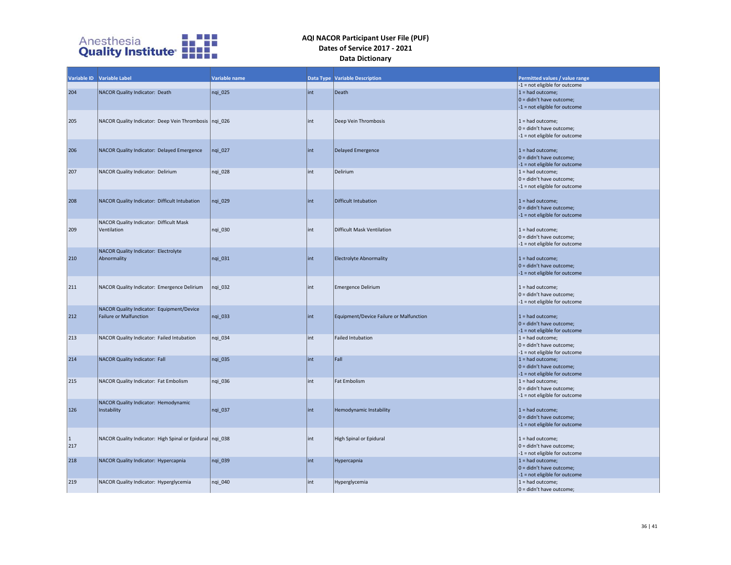**AQI NACOR Participant User File (PUF)**
**Dates of Service 2017 - 2021**
**Data Dictionary**

| Variable ID | Variable Label | Variable name | Data Type | Variable Description | Permitted values / value range |
|---|---|---|---|---|---|
| | | | | | -1 = not eligible for outcome |
| 204 | NACOR Quality Indicator: Death | nqi_025 | int | Death | 1 = had outcome; 0 = didn't have outcome; -1 = not eligible for outcome |
| 205 | NACOR Quality Indicator: Deep Vein Thrombosis | nqi_026 | int | Deep Vein Thrombosis | 1 = had outcome; 0 = didn't have outcome; -1 = not eligible for outcome |
| 206 | NACOR Quality Indicator: Delayed Emergence | nqi_027 | int | Delayed Emergence | 1 = had outcome; 0 = didn't have outcome; -1 = not eligible for outcome |
| 207 | NACOR Quality Indicator: Delirium | nqi_028 | int | Delirium | 1 = had outcome; 0 = didn't have outcome; -1 = not eligible for outcome |
| 208 | NACOR Quality Indicator: Difficult Intubation | nqi_029 | int | Difficult Intubation | 1 = had outcome; 0 = didn't have outcome; -1 = not eligible for outcome |
| 209 | NACOR Quality Indicator: Difficult Mask Ventilation | nqi_030 | int | Difficult Mask Ventilation | 1 = had outcome; 0 = didn't have outcome; -1 = not eligible for outcome |
| 210 | NACOR Quality Indicator: Electrolyte Abnormality | nqi_031 | int | Electrolyte Abnormality | 1 = had outcome; 0 = didn't have outcome; -1 = not eligible for outcome |
| 211 | NACOR Quality Indicator: Emergence Delirium | nqi_032 | int | Emergence Delirium | 1 = had outcome; 0 = didn't have outcome; -1 = not eligible for outcome |
| 212 | NACOR Quality Indicator: Equipment/Device Failure or Malfunction | nqi_033 | int | Equipment/Device Failure or Malfunction | 1 = had outcome; 0 = didn't have outcome; -1 = not eligible for outcome |
| 213 | NACOR Quality Indicator: Failed Intubation | nqi_034 | int | Failed Intubation | 1 = had outcome; 0 = didn't have outcome; -1 = not eligible for outcome |
| 214 | NACOR Quality Indicator: Fall | nqi_035 | int | Fall | 1 = had outcome; 0 = didn't have outcome; -1 = not eligible for outcome |
| 215 | NACOR Quality Indicator: Fat Embolism | nqi_036 | int | Fat Embolism | 1 = had outcome; 0 = didn't have outcome; -1 = not eligible for outcome |
| 126 | NACOR Quality Indicator: Hemodynamic Instability | nqi_037 | int | Hemodynamic Instability | 1 = had outcome; 0 = didn't have outcome; -1 = not eligible for outcome |
| 1 217 | NACOR Quality Indicator: High Spinal or Epidural | nqi_038 | int | High Spinal or Epidural | 1 = had outcome; 0 = didn't have outcome; -1 = not eligible for outcome |
| 218 | NACOR Quality Indicator: Hypercapnia | nqi_039 | int | Hypercapnia | 1 = had outcome; 0 = didn't have outcome; -1 = not eligible for outcome |
| 219 | NACOR Quality Indicator: Hyperglycemia | nqi_040 | int | Hyperglycemia | 1 = had outcome; 0 = didn't have outcome; |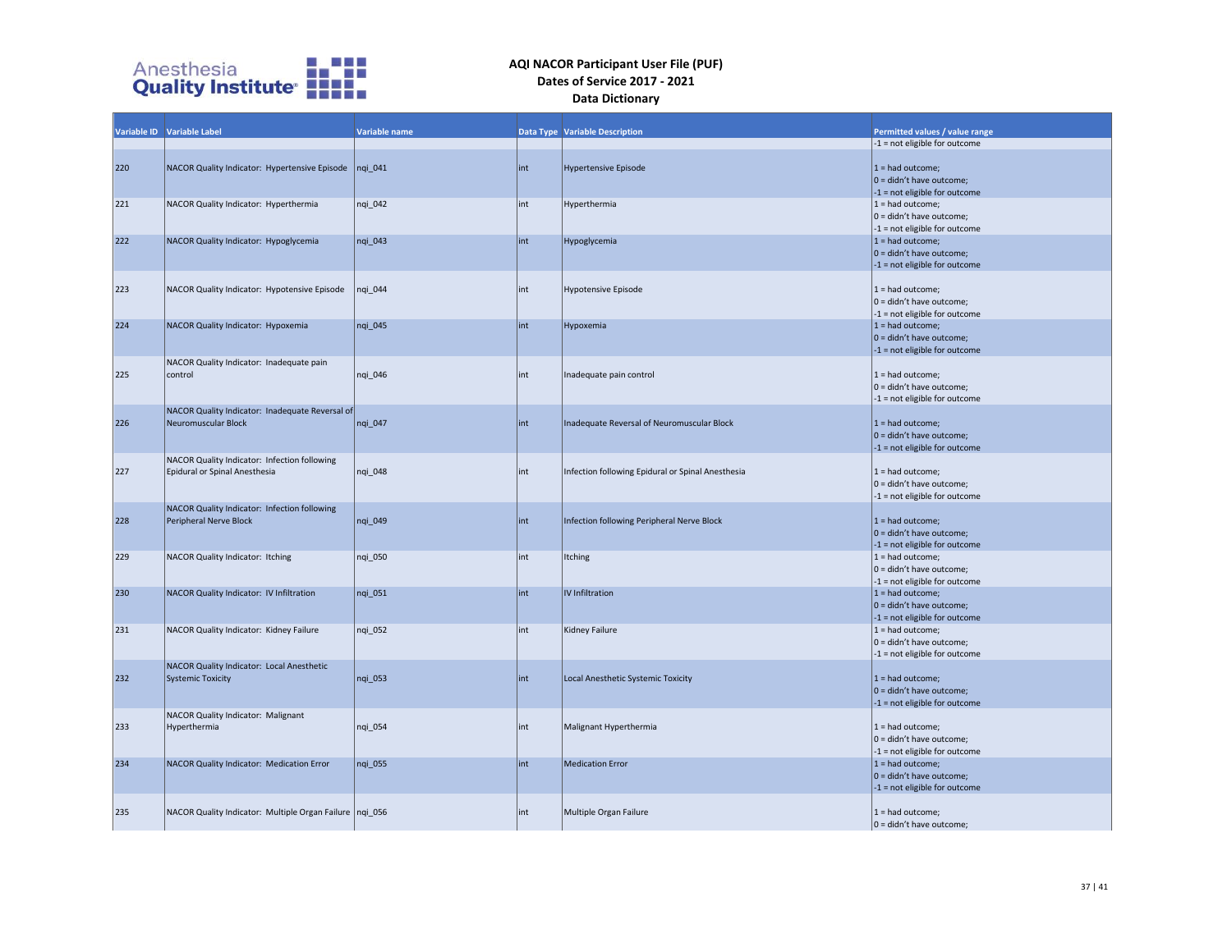# AQI NACOR Participant User File (PUF)
## Dates of Service 2017 - 2021
## Data Dictionary

| Variable ID | Variable Label | Variable name | Data Type | Variable Description | Permitted values / value range |
|---|---|---|---|---|---|
| | | | | | -1 = not eligible for outcome |
| 220 | NACOR Quality Indicator: Hypertensive Episode | nqi_041 | int | Hypertensive Episode | 1 = had outcome; 0 = didn't have outcome; -1 = not eligible for outcome |
| 221 | NACOR Quality Indicator: Hyperthermia | nqi_042 | int | Hyperthermia | 1 = had outcome; 0 = didn't have outcome; -1 = not eligible for outcome |
| 222 | NACOR Quality Indicator: Hypoglycemia | nqi_043 | int | Hypoglycemia | 1 = had outcome; 0 = didn't have outcome; -1 = not eligible for outcome |
| 223 | NACOR Quality Indicator: Hypotensive Episode | nqi_044 | int | Hypotensive Episode | 1 = had outcome; 0 = didn't have outcome; -1 = not eligible for outcome |
| 224 | NACOR Quality Indicator: Hypoxemia | nqi_045 | int | Hypoxemia | 1 = had outcome; 0 = didn't have outcome; -1 = not eligible for outcome |
| 225 | NACOR Quality Indicator: Inadequate pain control | nqi_046 | int | Inadequate pain control | 1 = had outcome; 0 = didn't have outcome; -1 = not eligible for outcome |
| 226 | NACOR Quality Indicator: Inadequate Reversal of Neuromuscular Block | nqi_047 | int | Inadequate Reversal of Neuromuscular Block | 1 = had outcome; 0 = didn't have outcome; -1 = not eligible for outcome |
| 227 | NACOR Quality Indicator: Infection following Epidural or Spinal Anesthesia | nqi_048 | int | Infection following Epidural or Spinal Anesthesia | 1 = had outcome; 0 = didn't have outcome; -1 = not eligible for outcome |
| 228 | NACOR Quality Indicator: Infection following Peripheral Nerve Block | nqi_049 | int | Infection following Peripheral Nerve Block | 1 = had outcome; 0 = didn't have outcome; -1 = not eligible for outcome |
| 229 | NACOR Quality Indicator: Itching | nqi_050 | int | Itching | 1 = had outcome; 0 = didn't have outcome; -1 = not eligible for outcome |
| 230 | NACOR Quality Indicator: IV Infiltration | nqi_051 | int | IV Infiltration | 1 = had outcome; 0 = didn't have outcome; -1 = not eligible for outcome |
| 231 | NACOR Quality Indicator: Kidney Failure | nqi_052 | int | Kidney Failure | 1 = had outcome; 0 = didn't have outcome; -1 = not eligible for outcome |
| 232 | NACOR Quality Indicator: Local Anesthetic Systemic Toxicity | nqi_053 | int | Local Anesthetic Systemic Toxicity | 1 = had outcome; 0 = didn't have outcome; -1 = not eligible for outcome |
| 233 | NACOR Quality Indicator: Malignant Hyperthermia | nqi_054 | int | Malignant Hyperthermia | 1 = had outcome; 0 = didn't have outcome; -1 = not eligible for outcome |
| 234 | NACOR Quality Indicator: Medication Error | nqi_055 | int | Medication Error | 1 = had outcome; 0 = didn't have outcome; -1 = not eligible for outcome |
| 235 | NACOR Quality Indicator: Multiple Organ Failure | nqi_056 | int | Multiple Organ Failure | 1 = had outcome; 0 = didn't have outcome; |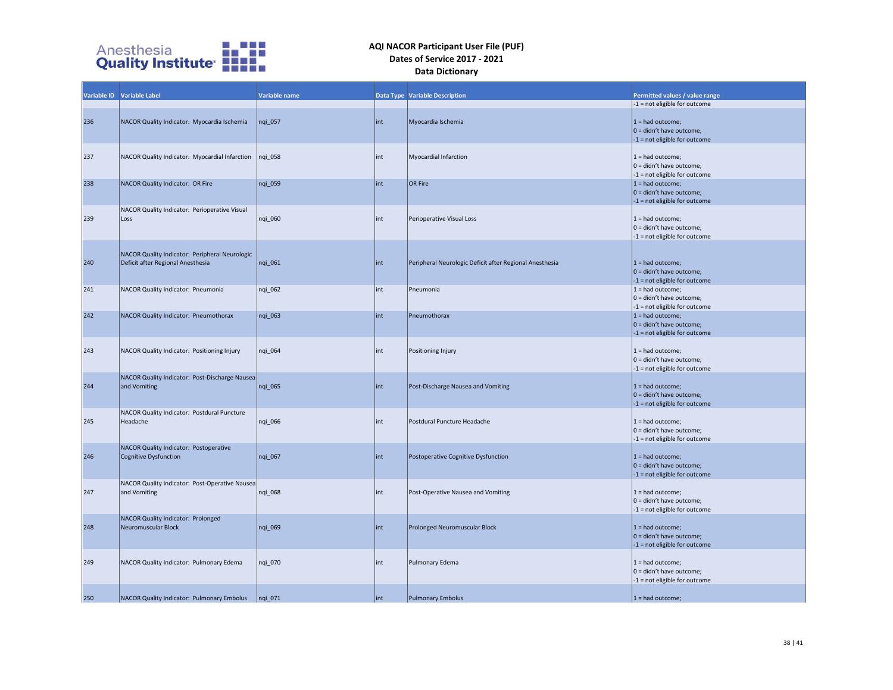# AQI NACOR Participant User File (PUF)
## Dates of Service 2017 - 2021
## Data Dictionary

| Variable ID | Variable Label | Variable name | Data Type | Variable Description | Permitted values / value range |
|---|---|---|---|---|---|
| | | | | | -1 = not eligible for outcome |
| 236 | NACOR Quality Indicator: Myocardia Ischemia | nqi_057 | int | Myocardia Ischemia | 1 = had outcome; 0 = didn't have outcome; -1 = not eligible for outcome |
| 237 | NACOR Quality Indicator: Myocardial Infarction | nqi_058 | int | Myocardial Infarction | 1 = had outcome; 0 = didn't have outcome; -1 = not eligible for outcome |
| 238 | NACOR Quality Indicator: OR Fire | nqi_059 | int | OR Fire | 1 = had outcome; 0 = didn't have outcome; -1 = not eligible for outcome |
| 239 | NACOR Quality Indicator: Perioperative Visual Loss | nqi_060 | int | Perioperative Visual Loss | 1 = had outcome; 0 = didn't have outcome; -1 = not eligible for outcome |
| 240 | NACOR Quality Indicator: Peripheral Neurologic Deficit after Regional Anesthesia | nqi_061 | int | Peripheral Neurologic Deficit after Regional Anesthesia | 1 = had outcome; 0 = didn't have outcome; -1 = not eligible for outcome |
| 241 | NACOR Quality Indicator: Pneumonia | nqi_062 | int | Pneumonia | 1 = had outcome; 0 = didn't have outcome; -1 = not eligible for outcome |
| 242 | NACOR Quality Indicator: Pneumothorax | nqi_063 | int | Pneumothorax | 1 = had outcome; 0 = didn't have outcome; -1 = not eligible for outcome |
| 243 | NACOR Quality Indicator: Positioning Injury | nqi_064 | int | Positioning Injury | 1 = had outcome; 0 = didn't have outcome; -1 = not eligible for outcome |
| 244 | NACOR Quality Indicator: Post-Discharge Nausea and Vomiting | nqi_065 | int | Post-Discharge Nausea and Vomiting | 1 = had outcome; 0 = didn't have outcome; -1 = not eligible for outcome |
| 245 | NACOR Quality Indicator: Postdural Puncture Headache | nqi_066 | int | Postdural Puncture Headache | 1 = had outcome; 0 = didn't have outcome; -1 = not eligible for outcome |
| 246 | NACOR Quality Indicator: Postoperative Cognitive Dysfunction | nqi_067 | int | Postoperative Cognitive Dysfunction | 1 = had outcome; 0 = didn't have outcome; -1 = not eligible for outcome |
| 247 | NACOR Quality Indicator: Post-Operative Nausea and Vomiting | nqi_068 | int | Post-Operative Nausea and Vomiting | 1 = had outcome; 0 = didn't have outcome; -1 = not eligible for outcome |
| 248 | NACOR Quality Indicator: Prolonged Neuromuscular Block | nqi_069 | int | Prolonged Neuromuscular Block | 1 = had outcome; 0 = didn't have outcome; -1 = not eligible for outcome |
| 249 | NACOR Quality Indicator: Pulmonary Edema | nqi_070 | int | Pulmonary Edema | 1 = had outcome; 0 = didn't have outcome; -1 = not eligible for outcome |
| 250 | NACOR Quality Indicator: Pulmonary Embolus | nqi_071 | int | Pulmonary Embolus | 1 = had outcome; |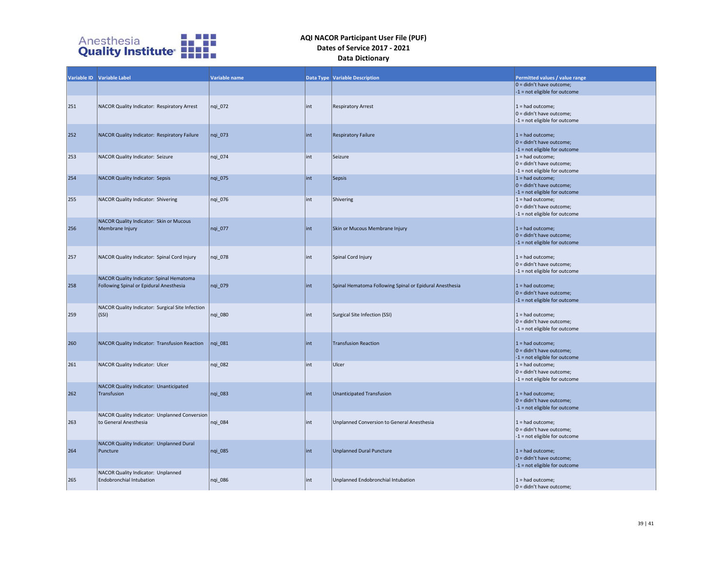# AQI NACOR Participant User File (PUF)
## Dates of Service 2017 - 2021
## Data Dictionary

| Variable ID | Variable Label | Variable name | Data Type | Variable Description | Permitted values / value range |
|---|---|---|---|---|---|
| | | | | | 0 = didn't have outcome;<br>-1 = not eligible for outcome |
| 251 | NACOR Quality Indicator: Respiratory Arrest | nqi_072 | int | Respiratory Arrest | 1 = had outcome;<br>0 = didn't have outcome;<br>-1 = not eligible for outcome |
| 252 | NACOR Quality Indicator: Respiratory Failure | nqi_073 | int | Respiratory Failure | 1 = had outcome;<br>0 = didn't have outcome;<br>-1 = not eligible for outcome |
| 253 | NACOR Quality Indicator: Seizure | nqi_074 | int | Seizure | 1 = had outcome;<br>0 = didn't have outcome;<br>-1 = not eligible for outcome |
| 254 | NACOR Quality Indicator: Sepsis | nqi_075 | int | Sepsis | 1 = had outcome;<br>0 = didn't have outcome;<br>-1 = not eligible for outcome |
| 255 | NACOR Quality Indicator: Shivering | nqi_076 | int | Shivering | 1 = had outcome;<br>0 = didn't have outcome;<br>-1 = not eligible for outcome |
| 256 | NACOR Quality Indicator: Skin or Mucous Membrane Injury | nqi_077 | int | Skin or Mucous Membrane Injury | 1 = had outcome;<br>0 = didn't have outcome;<br>-1 = not eligible for outcome |
| 257 | NACOR Quality Indicator: Spinal Cord Injury | nqi_078 | int | Spinal Cord Injury | 1 = had outcome;<br>0 = didn't have outcome;<br>-1 = not eligible for outcome |
| 258 | NACOR Quality Indicator: Spinal Hematoma Following Spinal or Epidural Anesthesia | nqi_079 | int | Spinal Hematoma Following Spinal or Epidural Anesthesia | 1 = had outcome;<br>0 = didn't have outcome;<br>-1 = not eligible for outcome |
| 259 | NACOR Quality Indicator: Surgical Site Infection (SSI) | nqi_080 | int | Surgical Site Infection (SSI) | 1 = had outcome;<br>0 = didn't have outcome;<br>-1 = not eligible for outcome |
| 260 | NACOR Quality Indicator: Transfusion Reaction | nqi_081 | int | Transfusion Reaction | 1 = had outcome;<br>0 = didn't have outcome;<br>-1 = not eligible for outcome |
| 261 | NACOR Quality Indicator: Ulcer | nqi_082 | int | Ulcer | 1 = had outcome;<br>0 = didn't have outcome;<br>-1 = not eligible for outcome |
| 262 | NACOR Quality Indicator: Unanticipated Transfusion | nqi_083 | int | Unanticipated Transfusion | 1 = had outcome;<br>0 = didn't have outcome;<br>-1 = not eligible for outcome |
| 263 | NACOR Quality Indicator: Unplanned Conversion to General Anesthesia | nqi_084 | int | Unplanned Conversion to General Anesthesia | 1 = had outcome;<br>0 = didn't have outcome;<br>-1 = not eligible for outcome |
| 264 | NACOR Quality Indicator: Unplanned Dural Puncture | nqi_085 | int | Unplanned Dural Puncture | 1 = had outcome;<br>0 = didn't have outcome;<br>-1 = not eligible for outcome |
| 265 | NACOR Quality Indicator: Unplanned Endobronchial Intubation | nqi_086 | int | Unplanned Endobronchial Intubation | 1 = had outcome;<br>0 = didn't have outcome; |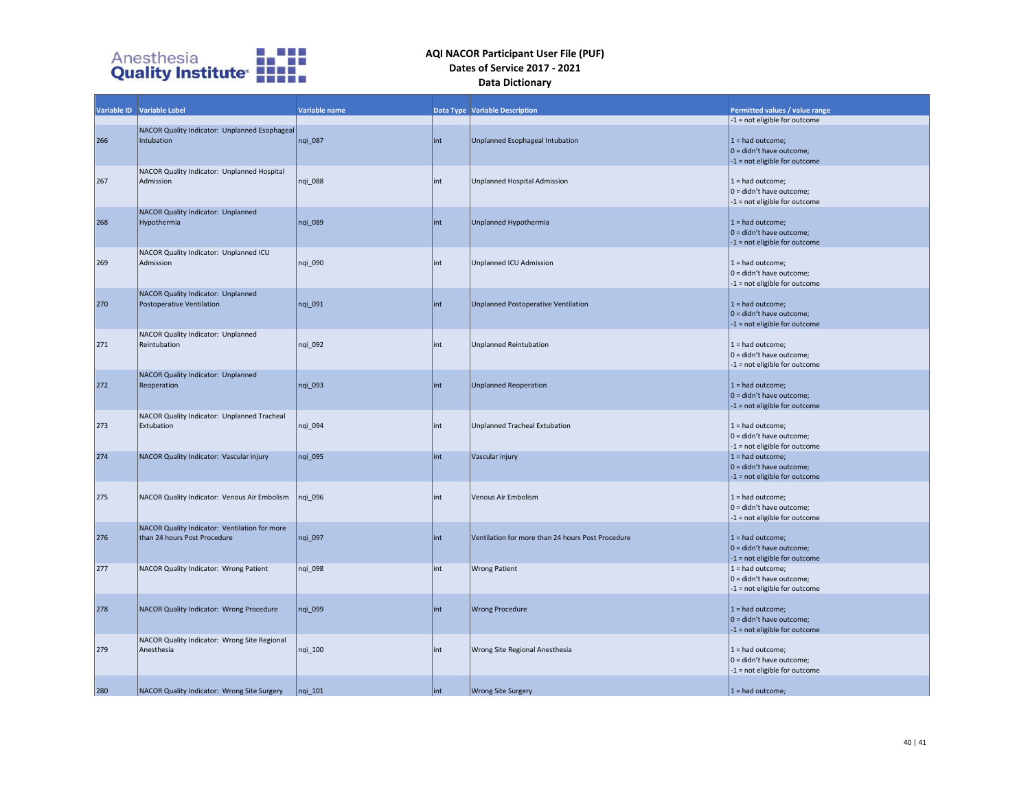**AQI NACOR Participant User File (PUF)**
**Dates of Service 2017 - 2021**
**Data Dictionary**

| Variable ID | Variable Label | Variable name | Data Type | Variable Description | Permitted values / value range |
|---|---|---|---|---|---|
| | | | | | -1 = not eligible for outcome |
| 266 | NACOR Quality Indicator: Unplanned Esophageal Intubation | nqi_087 | int | Unplanned Esophageal Intubation | 1 = had outcome; 0 = didn't have outcome; -1 = not eligible for outcome |
| 267 | NACOR Quality Indicator: Unplanned Hospital Admission | nqi_088 | int | Unplanned Hospital Admission | 1 = had outcome; 0 = didn't have outcome; -1 = not eligible for outcome |
| 268 | NACOR Quality Indicator: Unplanned Hypothermia | nqi_089 | int | Unplanned Hypothermia | 1 = had outcome; 0 = didn't have outcome; -1 = not eligible for outcome |
| 269 | NACOR Quality Indicator: Unplanned ICU Admission | nqi_090 | int | Unplanned ICU Admission | 1 = had outcome; 0 = didn't have outcome; -1 = not eligible for outcome |
| 270 | NACOR Quality Indicator: Unplanned Postoperative Ventilation | nqi_091 | int | Unplanned Postoperative Ventilation | 1 = had outcome; 0 = didn't have outcome; -1 = not eligible for outcome |
| 271 | NACOR Quality Indicator: Unplanned Reintubation | nqi_092 | int | Unplanned Reintubation | 1 = had outcome; 0 = didn't have outcome; -1 = not eligible for outcome |
| 272 | NACOR Quality Indicator: Unplanned Reoperation | nqi_093 | int | Unplanned Reoperation | 1 = had outcome; 0 = didn't have outcome; -1 = not eligible for outcome |
| 273 | NACOR Quality Indicator: Unplanned Tracheal Extubation | nqi_094 | int | Unplanned Tracheal Extubation | 1 = had outcome; 0 = didn't have outcome; -1 = not eligible for outcome |
| 274 | NACOR Quality Indicator: Vascular injury | nqi_095 | int | Vascular injury | 1 = had outcome; 0 = didn't have outcome; -1 = not eligible for outcome |
| 275 | NACOR Quality Indicator: Venous Air Embolism | nqi_096 | int | Venous Air Embolism | 1 = had outcome; 0 = didn't have outcome; -1 = not eligible for outcome |
| 276 | NACOR Quality Indicator: Ventilation for more than 24 hours Post Procedure | nqi_097 | int | Ventilation for more than 24 hours Post Procedure | 1 = had outcome; 0 = didn't have outcome; -1 = not eligible for outcome |
| 277 | NACOR Quality Indicator: Wrong Patient | nqi_098 | int | Wrong Patient | 1 = had outcome; 0 = didn't have outcome; -1 = not eligible for outcome |
| 278 | NACOR Quality Indicator: Wrong Procedure | nqi_099 | int | Wrong Procedure | 1 = had outcome; 0 = didn't have outcome; -1 = not eligible for outcome |
| 279 | NACOR Quality Indicator: Wrong Site Regional Anesthesia | nqi_100 | int | Wrong Site Regional Anesthesia | 1 = had outcome; 0 = didn't have outcome; -1 = not eligible for outcome |
| 280 | NACOR Quality Indicator: Wrong Site Surgery | nqi_101 | int | Wrong Site Surgery | 1 = had outcome; |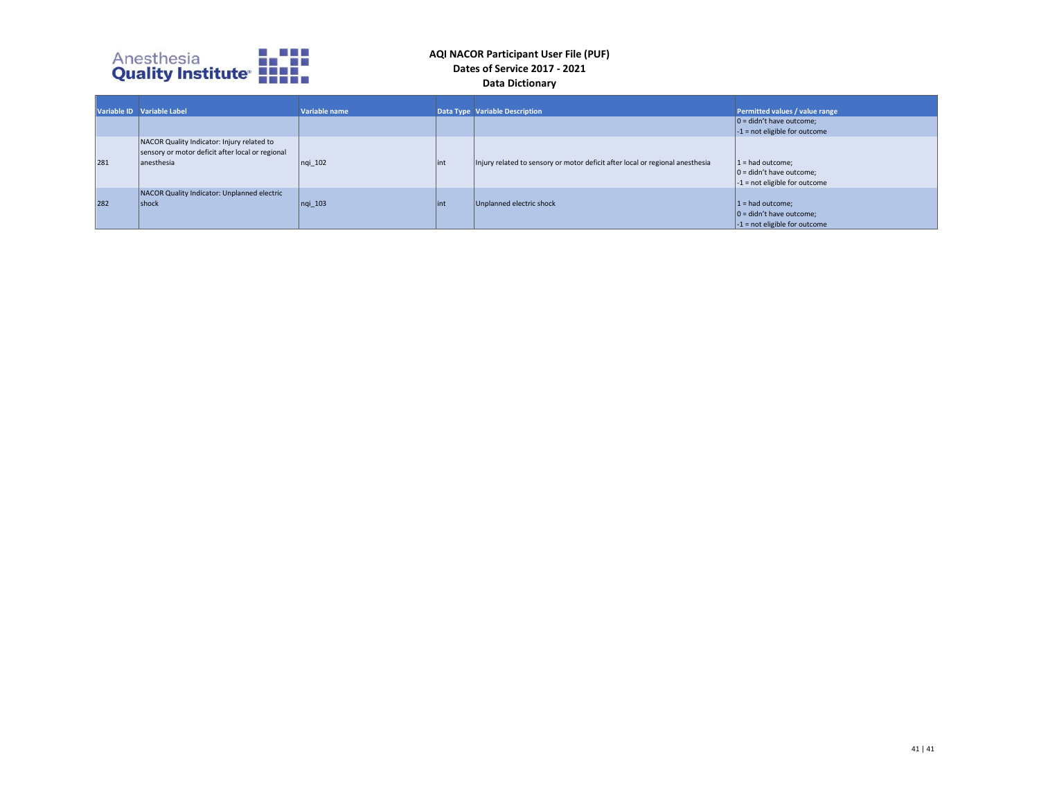# AQI NACOR Participant User File (PUF)
## Dates of Service 2017 - 2021
## Data Dictionary

| Variable ID | Variable Label | Variable name | Data Type | Variable Description | Permitted values / value range |
|---|---|---|---|---|---|
| | | | | | 0 = didn't have outcome; -1 = not eligible for outcome |
| 281 | NACOR Quality Indicator: Injury related to sensory or motor deficit after local or regional anesthesia | nqi_102 | int | Injury related to sensory or motor deficit after local or regional anesthesia | 1 = had outcome; 0 = didn't have outcome; -1 = not eligible for outcome |
| 282 | NACOR Quality Indicator: Unplanned electric shock | nqi_103 | int | Unplanned electric shock | 1 = had outcome; 0 = didn't have outcome; -1 = not eligible for outcome |